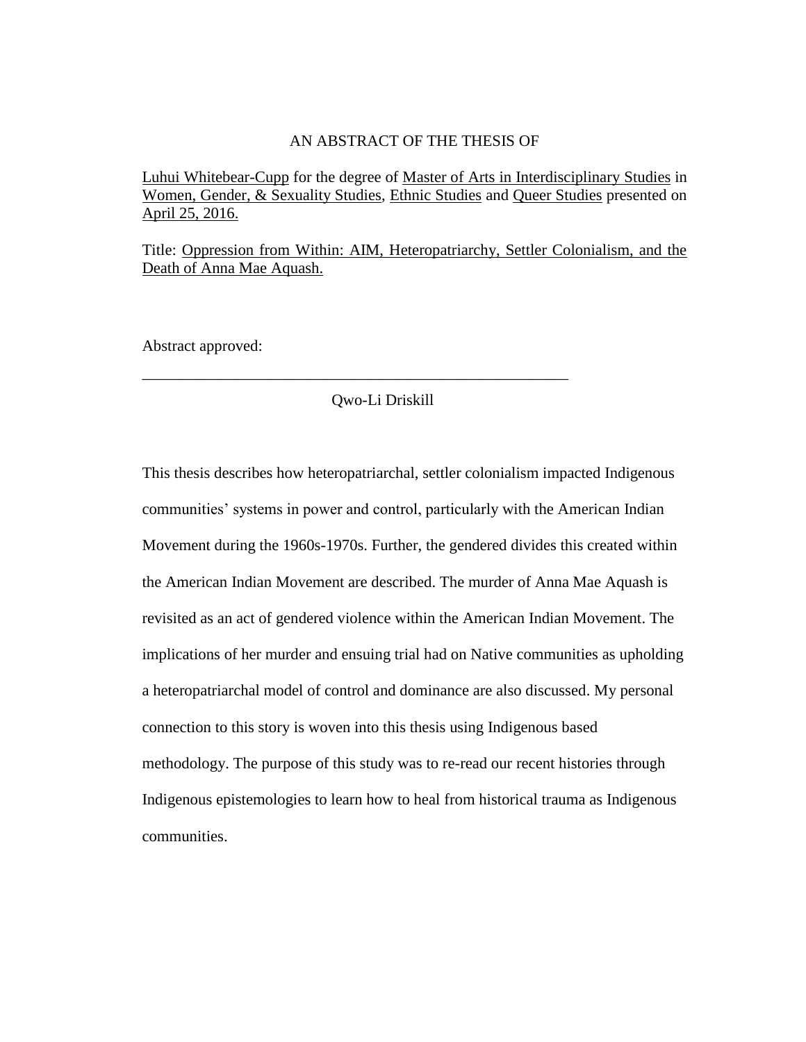AN ABSTRACT OF THE THESIS OF

Luhui Whitebear-Cupp for the degree of Master of Arts in Interdisciplinary Studies in Women, Gender, & Sexuality Studies, Ethnic Studies and Queer Studies presented on April 25, 2016.

Title: Oppression from Within: AIM, Heteropatriarchy, Settler Colonialism, and the Death of Anna Mae Aquash.

Abstract approved:

\_\_\_\_\_\_\_\_\_\_\_\_\_\_\_\_\_\_\_\_\_\_\_\_\_\_\_\_\_\_\_\_\_\_\_\_\_\_\_\_\_\_\_\_\_\_\_\_\_\_\_\_\_\_

Qwo-Li Driskill

This thesis describes how heteropatriarchal, settler colonialism impacted Indigenous communities' systems in power and control, particularly with the American Indian Movement during the 1960s-1970s. Further, the gendered divides this created within the American Indian Movement are described. The murder of Anna Mae Aquash is revisited as an act of gendered violence within the American Indian Movement. The implications of her murder and ensuing trial had on Native communities as upholding a heteropatriarchal model of control and dominance are also discussed. My personal connection to this story is woven into this thesis using Indigenous based methodology. The purpose of this study was to re-read our recent histories through Indigenous epistemologies to learn how to heal from historical trauma as Indigenous communities.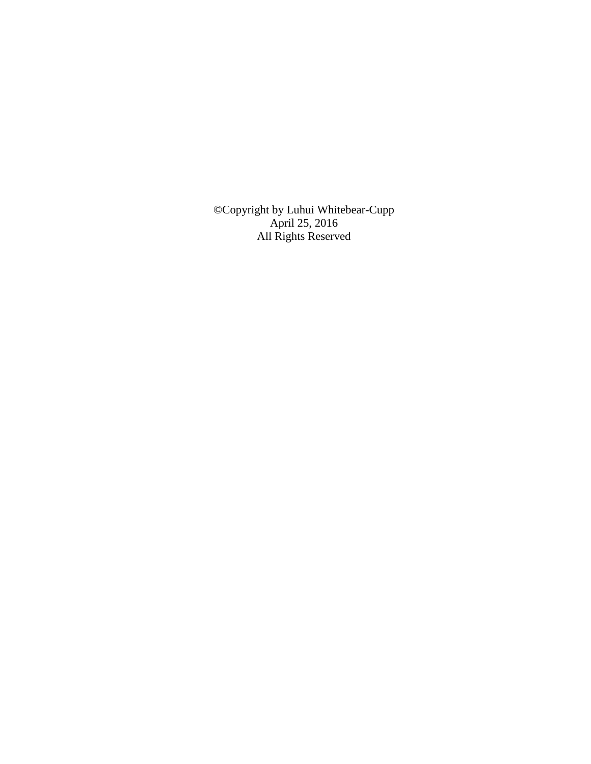©Copyright by Luhui Whitebear-Cupp
April 25, 2016
All Rights Reserved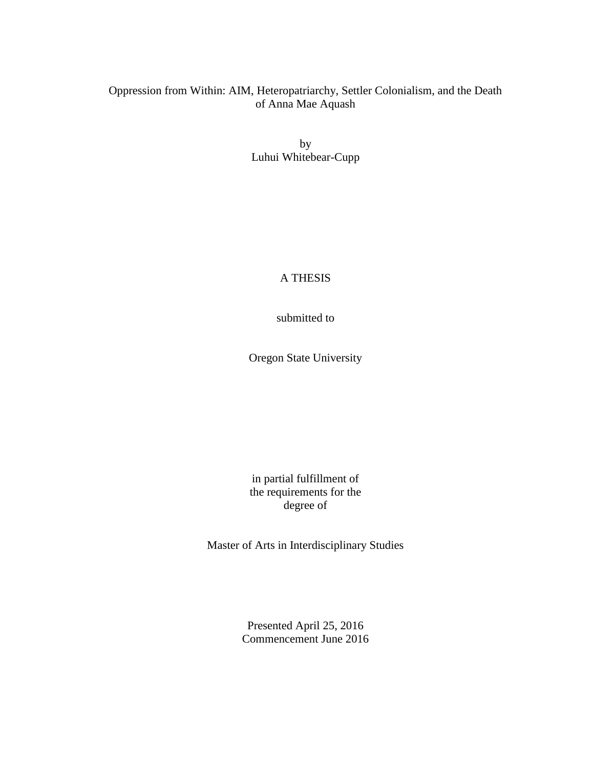Oppression from Within: AIM, Heteropatriarchy, Settler Colonialism, and the Death of Anna Mae Aquash

by
Luhui Whitebear-Cupp

A THESIS

submitted to

Oregon State University

in partial fulfillment of
the requirements for the
degree of

Master of Arts in Interdisciplinary Studies

Presented April 25, 2016
Commencement June 2016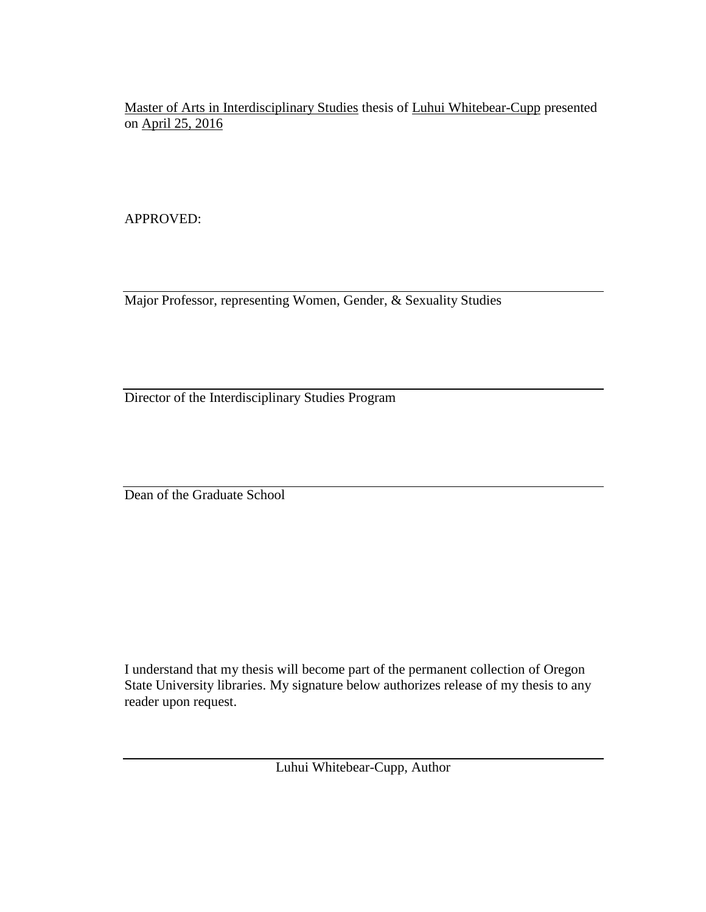Master of Arts in Interdisciplinary Studies thesis of Luhui Whitebear-Cupp presented on April 25, 2016

APPROVED:

---

Major Professor, representing Women, Gender, & Sexuality Studies

---

Director of the Interdisciplinary Studies Program

---

Dean of the Graduate School

I understand that my thesis will become part of the permanent collection of Oregon State University libraries. My signature below authorizes release of my thesis to any reader upon request.

---

Luhui Whitebear-Cupp, Author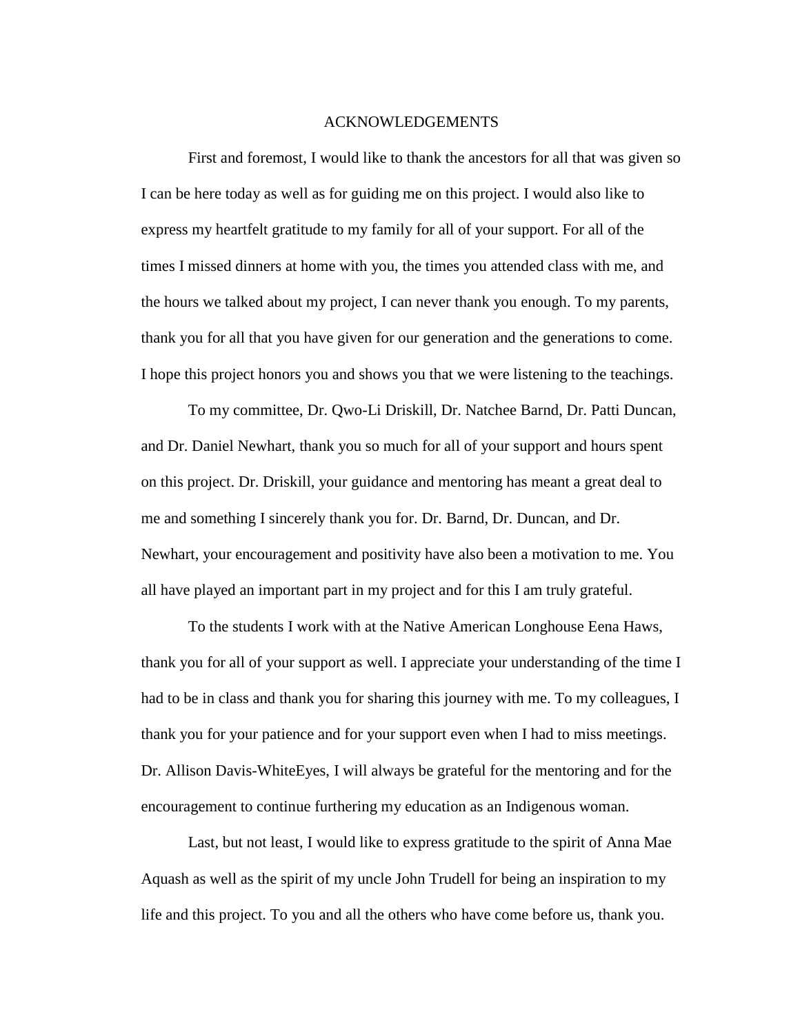# ACKNOWLEDGEMENTS

First and foremost, I would like to thank the ancestors for all that was given so I can be here today as well as for guiding me on this project. I would also like to express my heartfelt gratitude to my family for all of your support. For all of the times I missed dinners at home with you, the times you attended class with me, and the hours we talked about my project, I can never thank you enough. To my parents, thank you for all that you have given for our generation and the generations to come. I hope this project honors you and shows you that we were listening to the teachings.

To my committee, Dr. Qwo-Li Driskill, Dr. Natchee Barnd, Dr. Patti Duncan, and Dr. Daniel Newhart, thank you so much for all of your support and hours spent on this project. Dr. Driskill, your guidance and mentoring has meant a great deal to me and something I sincerely thank you for. Dr. Barnd, Dr. Duncan, and Dr. Newhart, your encouragement and positivity have also been a motivation to me. You all have played an important part in my project and for this I am truly grateful.

To the students I work with at the Native American Longhouse Eena Haws, thank you for all of your support as well. I appreciate your understanding of the time I had to be in class and thank you for sharing this journey with me. To my colleagues, I thank you for your patience and for your support even when I had to miss meetings. Dr. Allison Davis-WhiteEyes, I will always be grateful for the mentoring and for the encouragement to continue furthering my education as an Indigenous woman.

Last, but not least, I would like to express gratitude to the spirit of Anna Mae Aquash as well as the spirit of my uncle John Trudell for being an inspiration to my life and this project. To you and all the others who have come before us, thank you.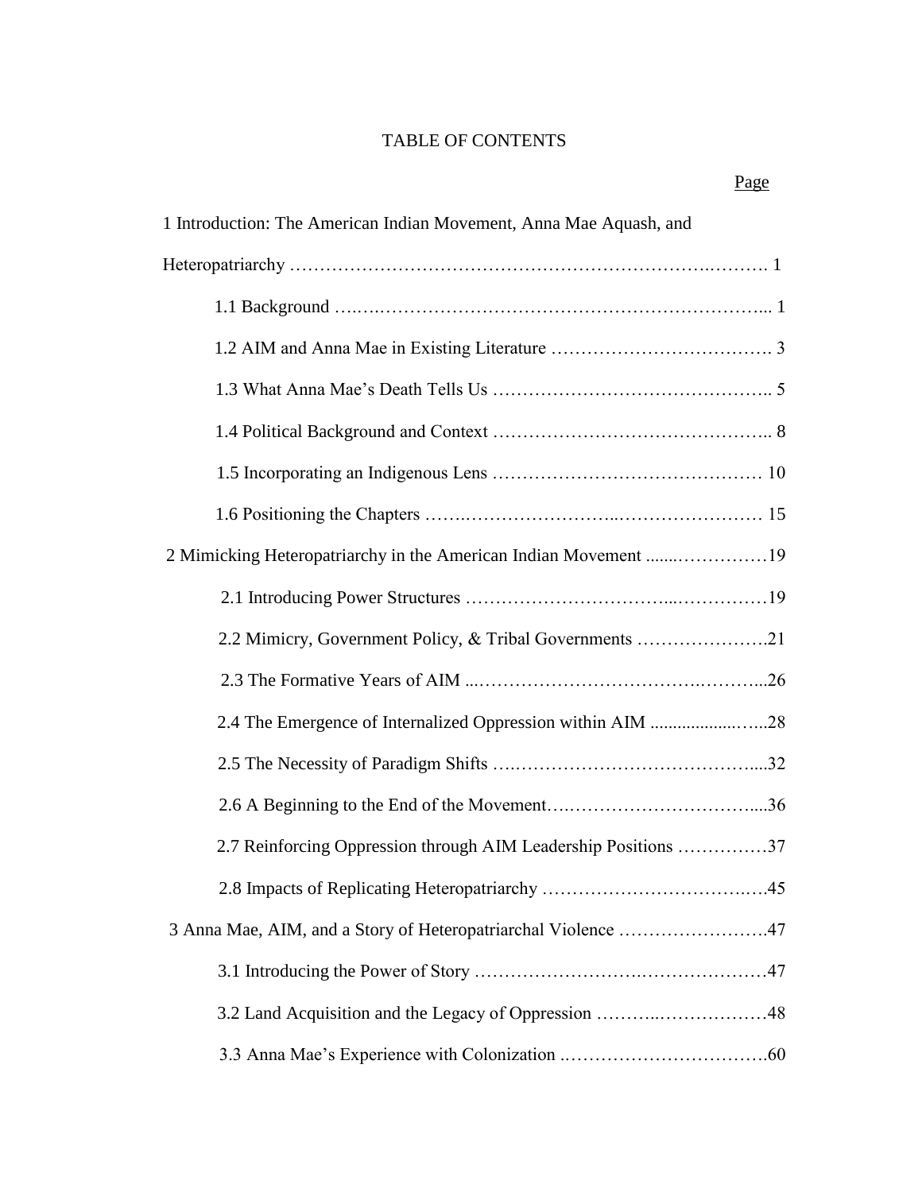# TABLE OF CONTENTS

Page

1 Introduction: The American Indian Movement, Anna Mae Aquash, and Heteropatriarchy ........................................................................ 1

1.1 Background ........................................................................ 1

1.2 AIM and Anna Mae in Existing Literature ........................................ 3

1.3 What Anna Mae's Death Tells Us ................................................ 5

1.4 Political Background and Context ................................................ 8

1.5 Incorporating an Indigenous Lens ............................................... 10

1.6 Positioning the Chapters ........................................................ 15

2 Mimicking Heteropatriarchy in the American Indian Movement ........................ 19

2.1 Introducing Power Structures ..................................................... 19

2.2 Mimicry, Government Policy, & Tribal Governments ................................ 21

2.3 The Formative Years of AIM ...................................................... 26

2.4 The Emergence of Internalized Oppression within AIM ............................. 28

2.5 The Necessity of Paradigm Shifts ................................................ 32

2.6 A Beginning to the End of the Movement .......................................... 36

2.7 Reinforcing Oppression through AIM Leadership Positions ......................... 37

2.8 Impacts of Replicating Heteropatriarchy .......................................... 45

3 Anna Mae, AIM, and a Story of Heteropatriarchal Violence .......................... 47

3.1 Introducing the Power of Story ................................................... 47

3.2 Land Acquisition and the Legacy of Oppression .................................... 48

3.3 Anna Mae's Experience with Colonization .......................................... 60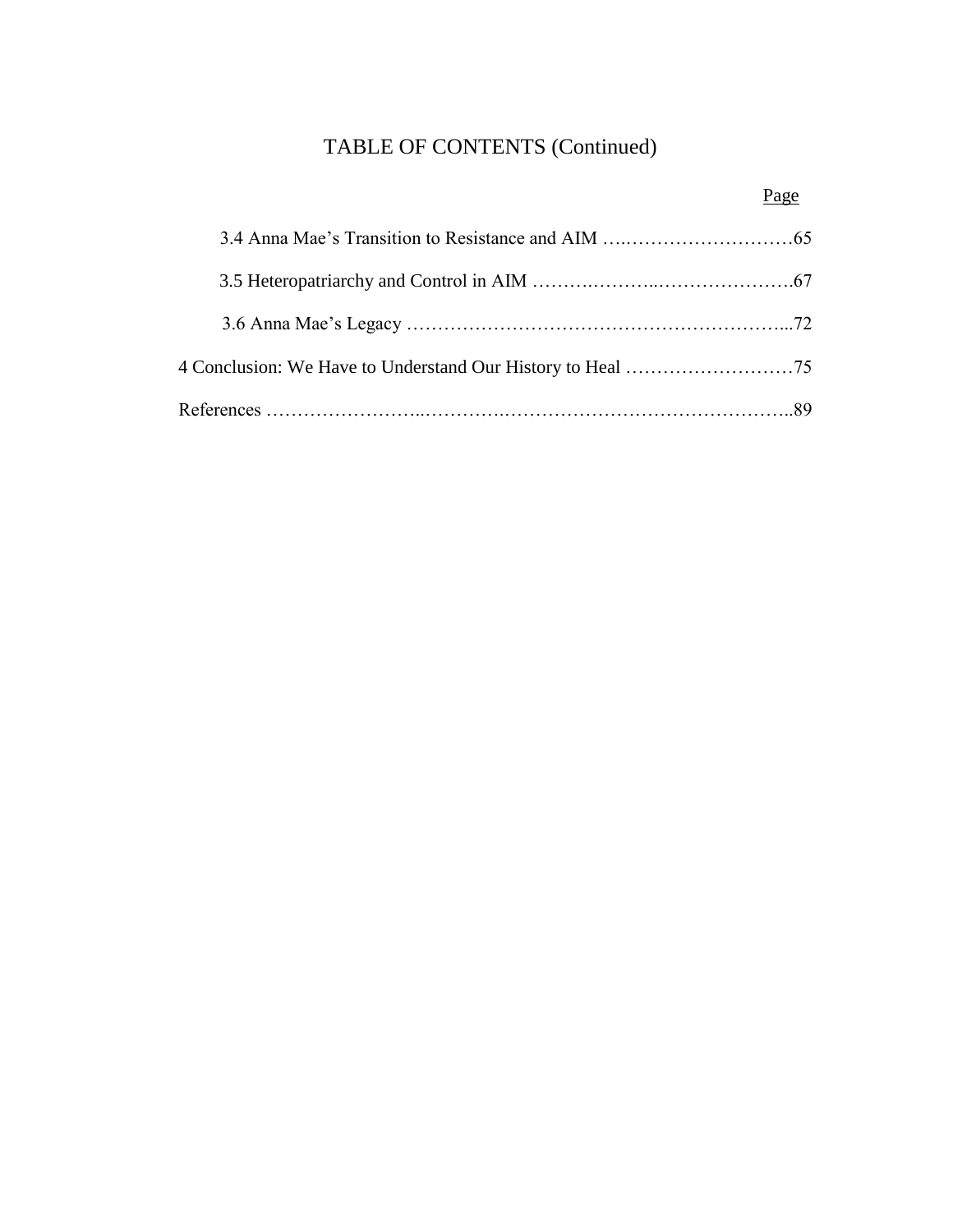# TABLE OF CONTENTS (Continued)

| | Page |
|---|---|
| 3.4 Anna Mae's Transition to Resistance and AIM | 65 |
| 3.5 Heteropatriarchy and Control in AIM | 67 |
| 3.6 Anna Mae's Legacy | 72 |
| 4 Conclusion: We Have to Understand Our History to Heal | 75 |
| References | 89 |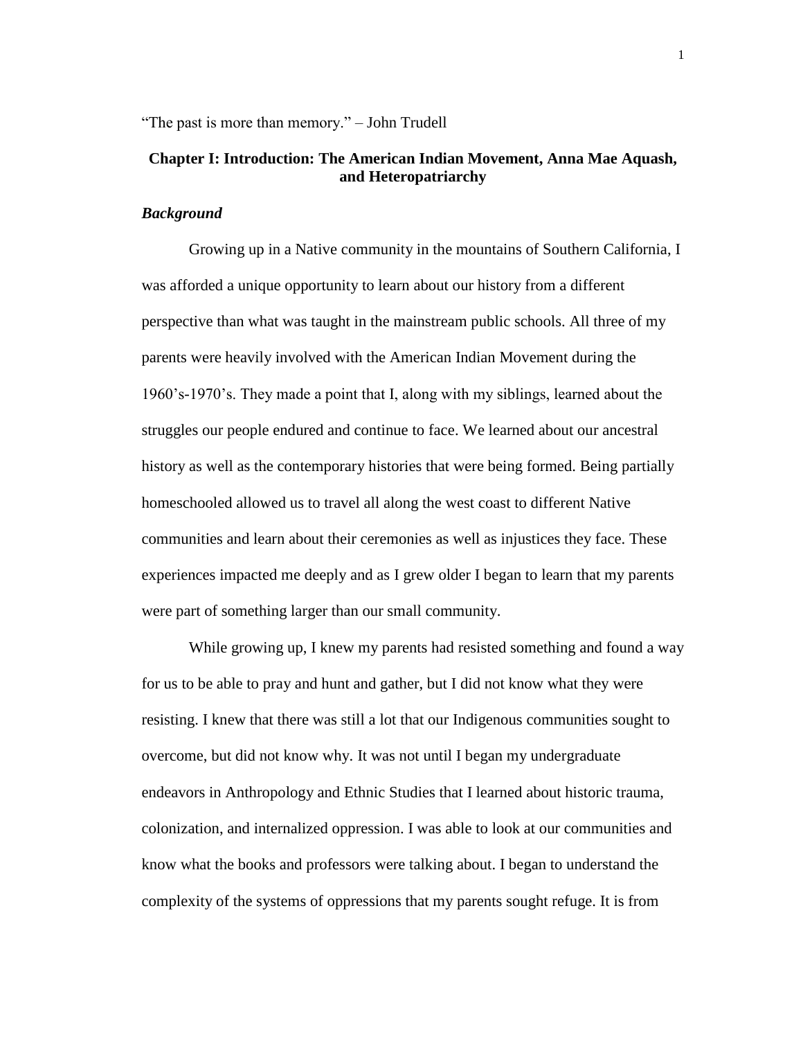"The past is more than memory." – John Trudell

# Chapter I: Introduction: The American Indian Movement, Anna Mae Aquash, and Heteropatriarchy

### *Background*

Growing up in a Native community in the mountains of Southern California, I was afforded a unique opportunity to learn about our history from a different perspective than what was taught in the mainstream public schools. All three of my parents were heavily involved with the American Indian Movement during the 1960's-1970's. They made a point that I, along with my siblings, learned about the struggles our people endured and continue to face. We learned about our ancestral history as well as the contemporary histories that were being formed. Being partially homeschooled allowed us to travel all along the west coast to different Native communities and learn about their ceremonies as well as injustices they face. These experiences impacted me deeply and as I grew older I began to learn that my parents were part of something larger than our small community.

While growing up, I knew my parents had resisted something and found a way for us to be able to pray and hunt and gather, but I did not know what they were resisting. I knew that there was still a lot that our Indigenous communities sought to overcome, but did not know why. It was not until I began my undergraduate endeavors in Anthropology and Ethnic Studies that I learned about historic trauma, colonization, and internalized oppression. I was able to look at our communities and know what the books and professors were talking about. I began to understand the complexity of the systems of oppressions that my parents sought refuge. It is from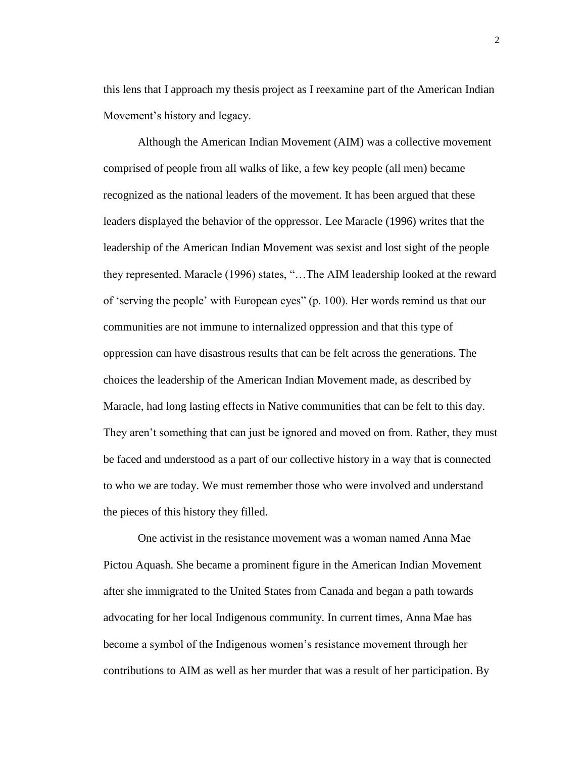this lens that I approach my thesis project as I reexamine part of the American Indian Movement's history and legacy.

Although the American Indian Movement (AIM) was a collective movement comprised of people from all walks of like, a few key people (all men) became recognized as the national leaders of the movement. It has been argued that these leaders displayed the behavior of the oppressor. Lee Maracle (1996) writes that the leadership of the American Indian Movement was sexist and lost sight of the people they represented. Maracle (1996) states, "…The AIM leadership looked at the reward of 'serving the people' with European eyes" (p. 100). Her words remind us that our communities are not immune to internalized oppression and that this type of oppression can have disastrous results that can be felt across the generations. The choices the leadership of the American Indian Movement made, as described by Maracle, had long lasting effects in Native communities that can be felt to this day. They aren't something that can just be ignored and moved on from. Rather, they must be faced and understood as a part of our collective history in a way that is connected to who we are today. We must remember those who were involved and understand the pieces of this history they filled.

One activist in the resistance movement was a woman named Anna Mae Pictou Aquash. She became a prominent figure in the American Indian Movement after she immigrated to the United States from Canada and began a path towards advocating for her local Indigenous community. In current times, Anna Mae has become a symbol of the Indigenous women's resistance movement through her contributions to AIM as well as her murder that was a result of her participation. By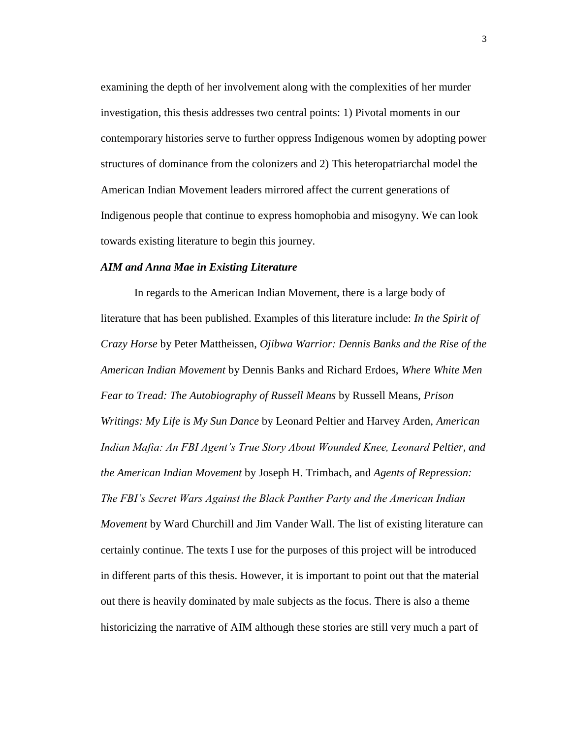examining the depth of her involvement along with the complexities of her murder investigation, this thesis addresses two central points: 1) Pivotal moments in our contemporary histories serve to further oppress Indigenous women by adopting power structures of dominance from the colonizers and 2) This heteropatriarchal model the American Indian Movement leaders mirrored affect the current generations of Indigenous people that continue to express homophobia and misogyny. We can look towards existing literature to begin this journey.

### ***AIM and Anna Mae in Existing Literature***

In regards to the American Indian Movement, there is a large body of literature that has been published. Examples of this literature include: *In the Spirit of Crazy Horse* by Peter Mattheissen, *Ojibwa Warrior: Dennis Banks and the Rise of the American Indian Movement* by Dennis Banks and Richard Erdoes, *Where White Men Fear to Tread: The Autobiography of Russell Means* by Russell Means, *Prison Writings: My Life is My Sun Dance* by Leonard Peltier and Harvey Arden, *American Indian Mafia: An FBI Agent's True Story About Wounded Knee, Leonard Peltier, and the American Indian Movement* by Joseph H. Trimbach, and *Agents of Repression: The FBI's Secret Wars Against the Black Panther Party and the American Indian Movement* by Ward Churchill and Jim Vander Wall. The list of existing literature can certainly continue. The texts I use for the purposes of this project will be introduced in different parts of this thesis. However, it is important to point out that the material out there is heavily dominated by male subjects as the focus. There is also a theme historicizing the narrative of AIM although these stories are still very much a part of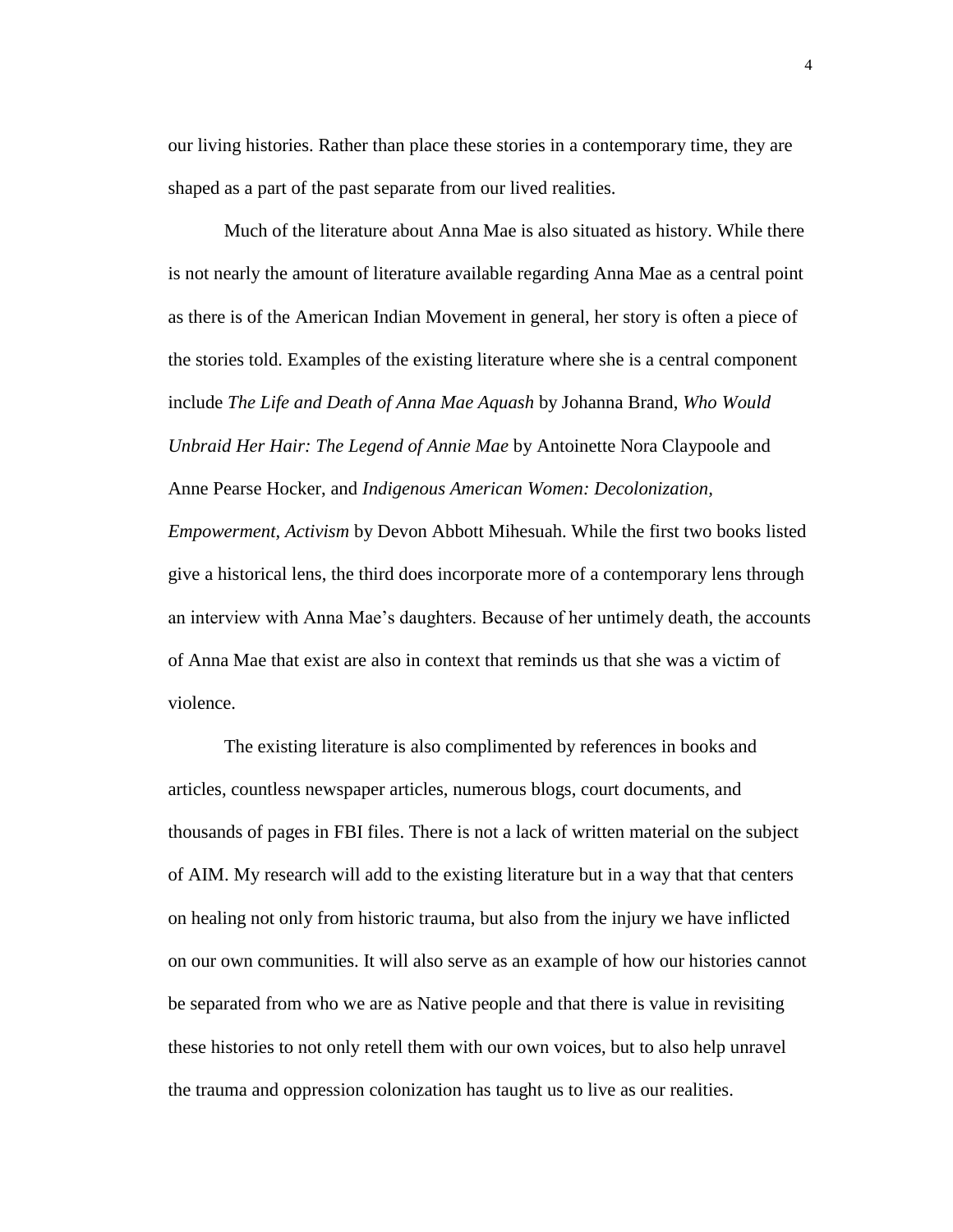our living histories. Rather than place these stories in a contemporary time, they are shaped as a part of the past separate from our lived realities.

Much of the literature about Anna Mae is also situated as history. While there is not nearly the amount of literature available regarding Anna Mae as a central point as there is of the American Indian Movement in general, her story is often a piece of the stories told. Examples of the existing literature where she is a central component include *The Life and Death of Anna Mae Aquash* by Johanna Brand, *Who Would Unbraid Her Hair: The Legend of Annie Mae* by Antoinette Nora Claypoole and Anne Pearse Hocker, and *Indigenous American Women: Decolonization, Empowerment, Activism* by Devon Abbott Mihesuah. While the first two books listed give a historical lens, the third does incorporate more of a contemporary lens through an interview with Anna Mae's daughters. Because of her untimely death, the accounts of Anna Mae that exist are also in context that reminds us that she was a victim of violence.

The existing literature is also complimented by references in books and articles, countless newspaper articles, numerous blogs, court documents, and thousands of pages in FBI files. There is not a lack of written material on the subject of AIM. My research will add to the existing literature but in a way that that centers on healing not only from historic trauma, but also from the injury we have inflicted on our own communities. It will also serve as an example of how our histories cannot be separated from who we are as Native people and that there is value in revisiting these histories to not only retell them with our own voices, but to also help unravel the trauma and oppression colonization has taught us to live as our realities.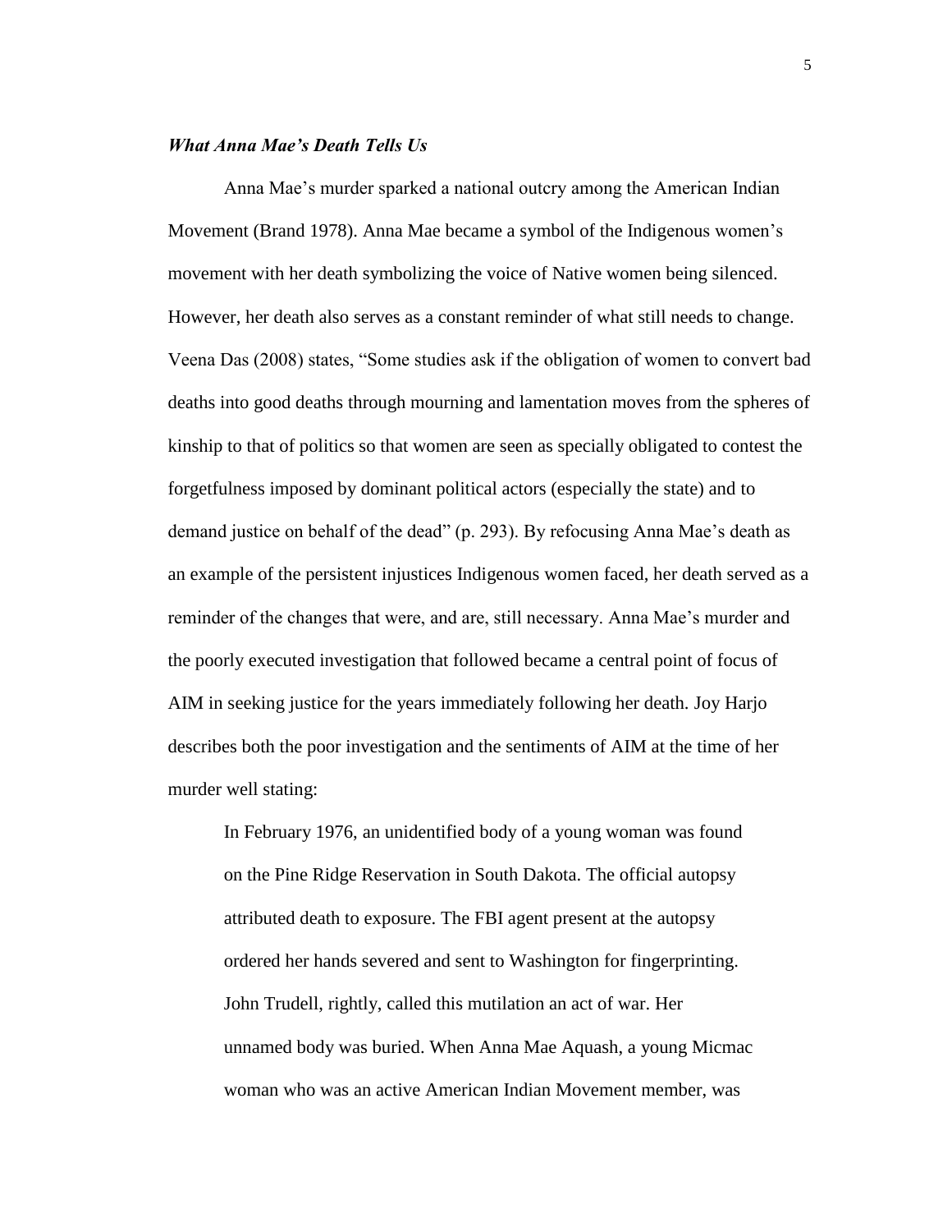### *What Anna Mae's Death Tells Us*

Anna Mae's murder sparked a national outcry among the American Indian Movement (Brand 1978). Anna Mae became a symbol of the Indigenous women's movement with her death symbolizing the voice of Native women being silenced. However, her death also serves as a constant reminder of what still needs to change. Veena Das (2008) states, "Some studies ask if the obligation of women to convert bad deaths into good deaths through mourning and lamentation moves from the spheres of kinship to that of politics so that women are seen as specially obligated to contest the forgetfulness imposed by dominant political actors (especially the state) and to demand justice on behalf of the dead" (p. 293). By refocusing Anna Mae's death as an example of the persistent injustices Indigenous women faced, her death served as a reminder of the changes that were, and are, still necessary. Anna Mae's murder and the poorly executed investigation that followed became a central point of focus of AIM in seeking justice for the years immediately following her death. Joy Harjo describes both the poor investigation and the sentiments of AIM at the time of her murder well stating:

> In February 1976, an unidentified body of a young woman was found on the Pine Ridge Reservation in South Dakota. The official autopsy attributed death to exposure. The FBI agent present at the autopsy ordered her hands severed and sent to Washington for fingerprinting. John Trudell, rightly, called this mutilation an act of war. Her unnamed body was buried. When Anna Mae Aquash, a young Micmac woman who was an active American Indian Movement member, was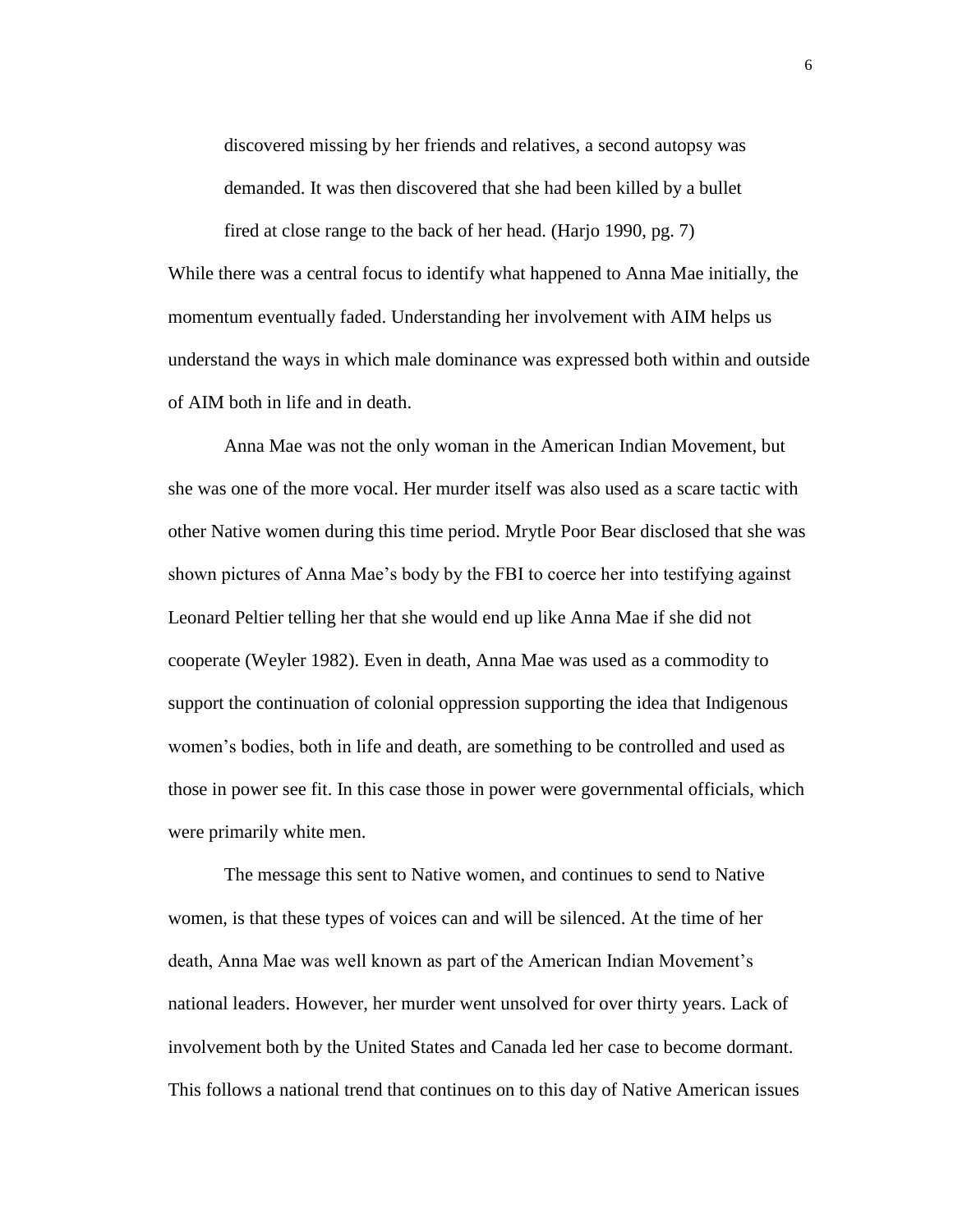> discovered missing by her friends and relatives, a second autopsy was demanded. It was then discovered that she had been killed by a bullet fired at close range to the back of her head. (Harjo 1990, pg. 7)

While there was a central focus to identify what happened to Anna Mae initially, the momentum eventually faded. Understanding her involvement with AIM helps us understand the ways in which male dominance was expressed both within and outside of AIM both in life and in death.

Anna Mae was not the only woman in the American Indian Movement, but she was one of the more vocal. Her murder itself was also used as a scare tactic with other Native women during this time period. Mrytle Poor Bear disclosed that she was shown pictures of Anna Mae's body by the FBI to coerce her into testifying against Leonard Peltier telling her that she would end up like Anna Mae if she did not cooperate (Weyler 1982). Even in death, Anna Mae was used as a commodity to support the continuation of colonial oppression supporting the idea that Indigenous women's bodies, both in life and death, are something to be controlled and used as those in power see fit. In this case those in power were governmental officials, which were primarily white men.

The message this sent to Native women, and continues to send to Native women, is that these types of voices can and will be silenced. At the time of her death, Anna Mae was well known as part of the American Indian Movement's national leaders. However, her murder went unsolved for over thirty years. Lack of involvement both by the United States and Canada led her case to become dormant. This follows a national trend that continues on to this day of Native American issues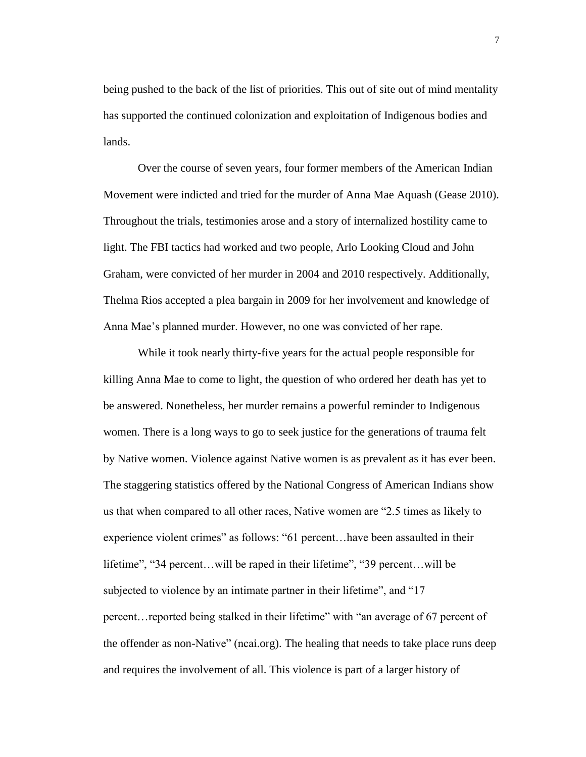being pushed to the back of the list of priorities. This out of site out of mind mentality has supported the continued colonization and exploitation of Indigenous bodies and lands.

Over the course of seven years, four former members of the American Indian Movement were indicted and tried for the murder of Anna Mae Aquash (Gease 2010). Throughout the trials, testimonies arose and a story of internalized hostility came to light. The FBI tactics had worked and two people, Arlo Looking Cloud and John Graham, were convicted of her murder in 2004 and 2010 respectively. Additionally, Thelma Rios accepted a plea bargain in 2009 for her involvement and knowledge of Anna Mae's planned murder. However, no one was convicted of her rape.

While it took nearly thirty-five years for the actual people responsible for killing Anna Mae to come to light, the question of who ordered her death has yet to be answered. Nonetheless, her murder remains a powerful reminder to Indigenous women. There is a long ways to go to seek justice for the generations of trauma felt by Native women. Violence against Native women is as prevalent as it has ever been. The staggering statistics offered by the National Congress of American Indians show us that when compared to all other races, Native women are "2.5 times as likely to experience violent crimes" as follows: "61 percent…have been assaulted in their lifetime", "34 percent…will be raped in their lifetime", "39 percent…will be subjected to violence by an intimate partner in their lifetime", and "17 percent…reported being stalked in their lifetime" with "an average of 67 percent of the offender as non-Native" (ncai.org). The healing that needs to take place runs deep and requires the involvement of all. This violence is part of a larger history of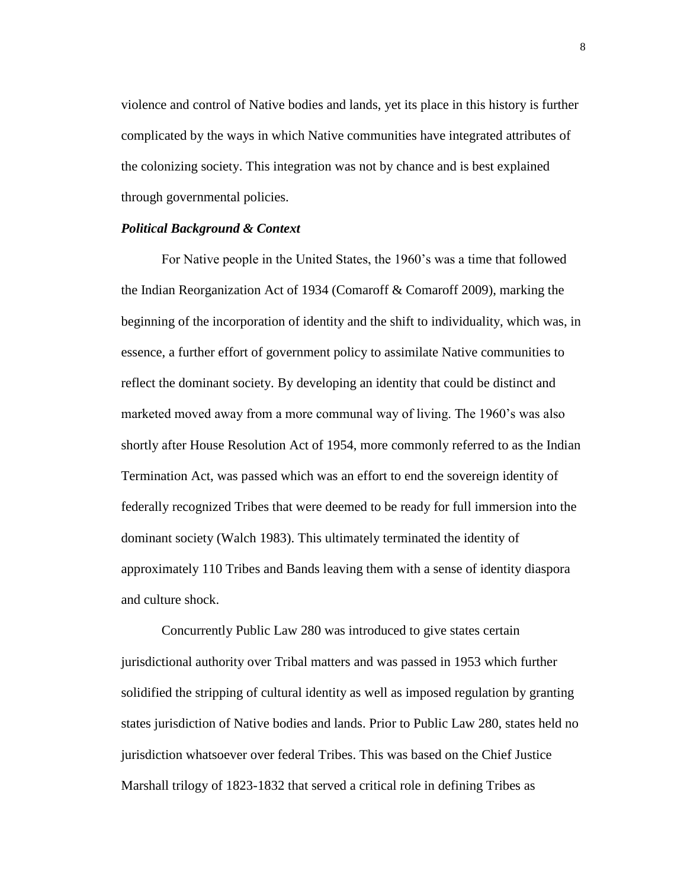violence and control of Native bodies and lands, yet its place in this history is further complicated by the ways in which Native communities have integrated attributes of the colonizing society. This integration was not by chance and is best explained through governmental policies.

***Political Background & Context***

For Native people in the United States, the 1960's was a time that followed the Indian Reorganization Act of 1934 (Comaroff & Comaroff 2009), marking the beginning of the incorporation of identity and the shift to individuality, which was, in essence, a further effort of government policy to assimilate Native communities to reflect the dominant society. By developing an identity that could be distinct and marketed moved away from a more communal way of living. The 1960's was also shortly after House Resolution Act of 1954, more commonly referred to as the Indian Termination Act, was passed which was an effort to end the sovereign identity of federally recognized Tribes that were deemed to be ready for full immersion into the dominant society (Walch 1983). This ultimately terminated the identity of approximately 110 Tribes and Bands leaving them with a sense of identity diaspora and culture shock.

Concurrently Public Law 280 was introduced to give states certain jurisdictional authority over Tribal matters and was passed in 1953 which further solidified the stripping of cultural identity as well as imposed regulation by granting states jurisdiction of Native bodies and lands. Prior to Public Law 280, states held no jurisdiction whatsoever over federal Tribes. This was based on the Chief Justice Marshall trilogy of 1823-1832 that served a critical role in defining Tribes as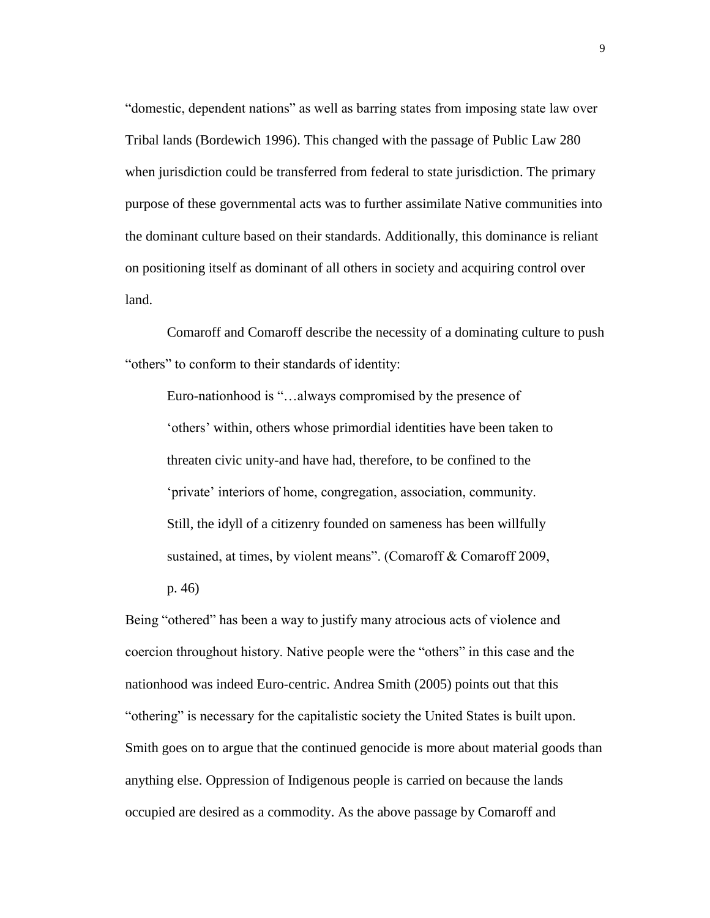"domestic, dependent nations" as well as barring states from imposing state law over Tribal lands (Bordewich 1996). This changed with the passage of Public Law 280 when jurisdiction could be transferred from federal to state jurisdiction. The primary purpose of these governmental acts was to further assimilate Native communities into the dominant culture based on their standards. Additionally, this dominance is reliant on positioning itself as dominant of all others in society and acquiring control over land.

Comaroff and Comaroff describe the necessity of a dominating culture to push "others" to conform to their standards of identity:

> Euro-nationhood is "…always compromised by the presence of 'others' within, others whose primordial identities have been taken to threaten civic unity-and have had, therefore, to be confined to the 'private' interiors of home, congregation, association, community. Still, the idyll of a citizenry founded on sameness has been willfully sustained, at times, by violent means". (Comaroff & Comaroff 2009, p. 46)

Being "othered" has been a way to justify many atrocious acts of violence and coercion throughout history. Native people were the "others" in this case and the nationhood was indeed Euro-centric. Andrea Smith (2005) points out that this "othering" is necessary for the capitalistic society the United States is built upon. Smith goes on to argue that the continued genocide is more about material goods than anything else. Oppression of Indigenous people is carried on because the lands occupied are desired as a commodity. As the above passage by Comaroff and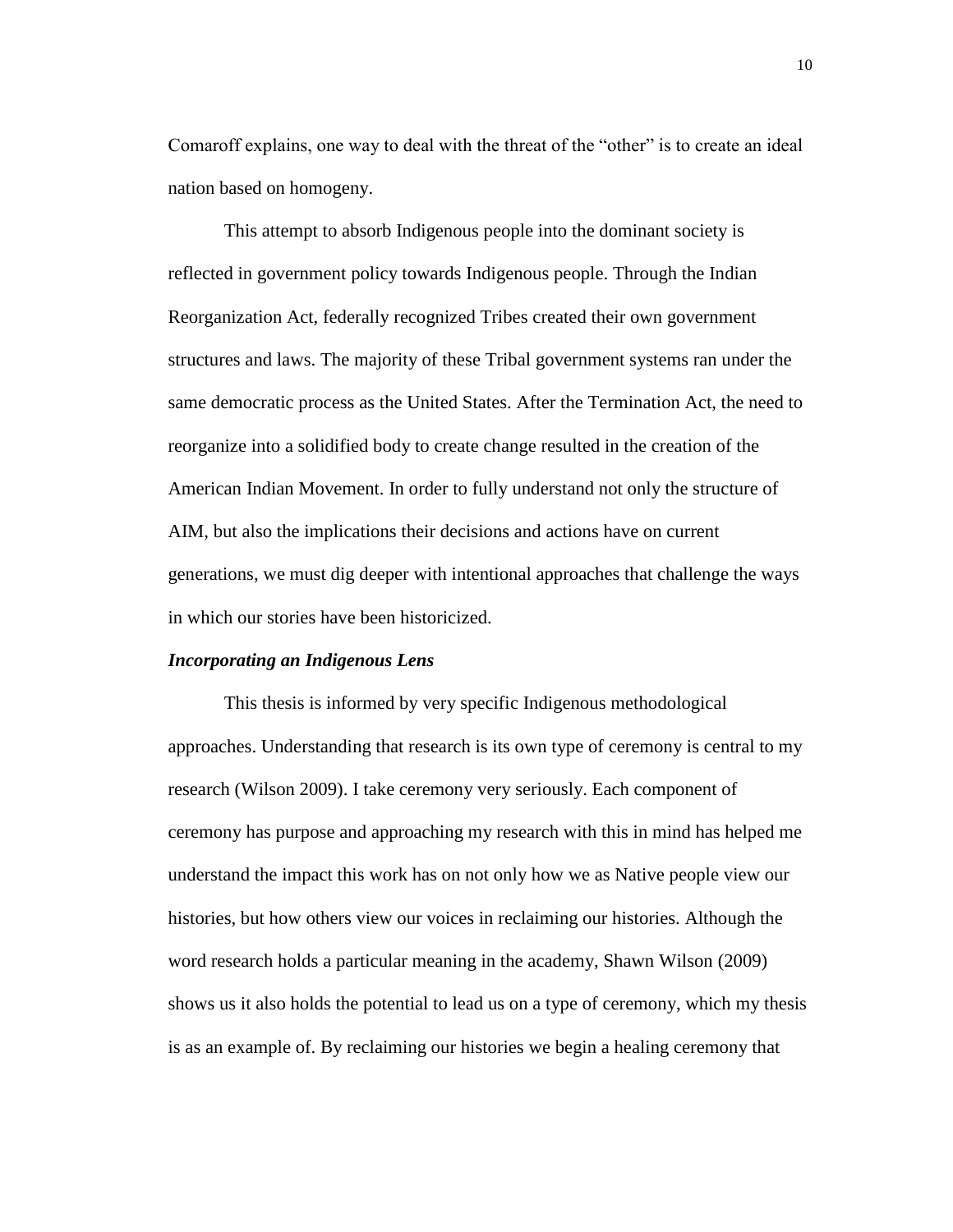Comaroff explains, one way to deal with the threat of the "other" is to create an ideal nation based on homogeny.

This attempt to absorb Indigenous people into the dominant society is reflected in government policy towards Indigenous people. Through the Indian Reorganization Act, federally recognized Tribes created their own government structures and laws. The majority of these Tribal government systems ran under the same democratic process as the United States. After the Termination Act, the need to reorganize into a solidified body to create change resulted in the creation of the American Indian Movement. In order to fully understand not only the structure of AIM, but also the implications their decisions and actions have on current generations, we must dig deeper with intentional approaches that challenge the ways in which our stories have been historicized.

### *Incorporating an Indigenous Lens*

This thesis is informed by very specific Indigenous methodological approaches. Understanding that research is its own type of ceremony is central to my research (Wilson 2009). I take ceremony very seriously. Each component of ceremony has purpose and approaching my research with this in mind has helped me understand the impact this work has on not only how we as Native people view our histories, but how others view our voices in reclaiming our histories. Although the word research holds a particular meaning in the academy, Shawn Wilson (2009) shows us it also holds the potential to lead us on a type of ceremony, which my thesis is as an example of. By reclaiming our histories we begin a healing ceremony that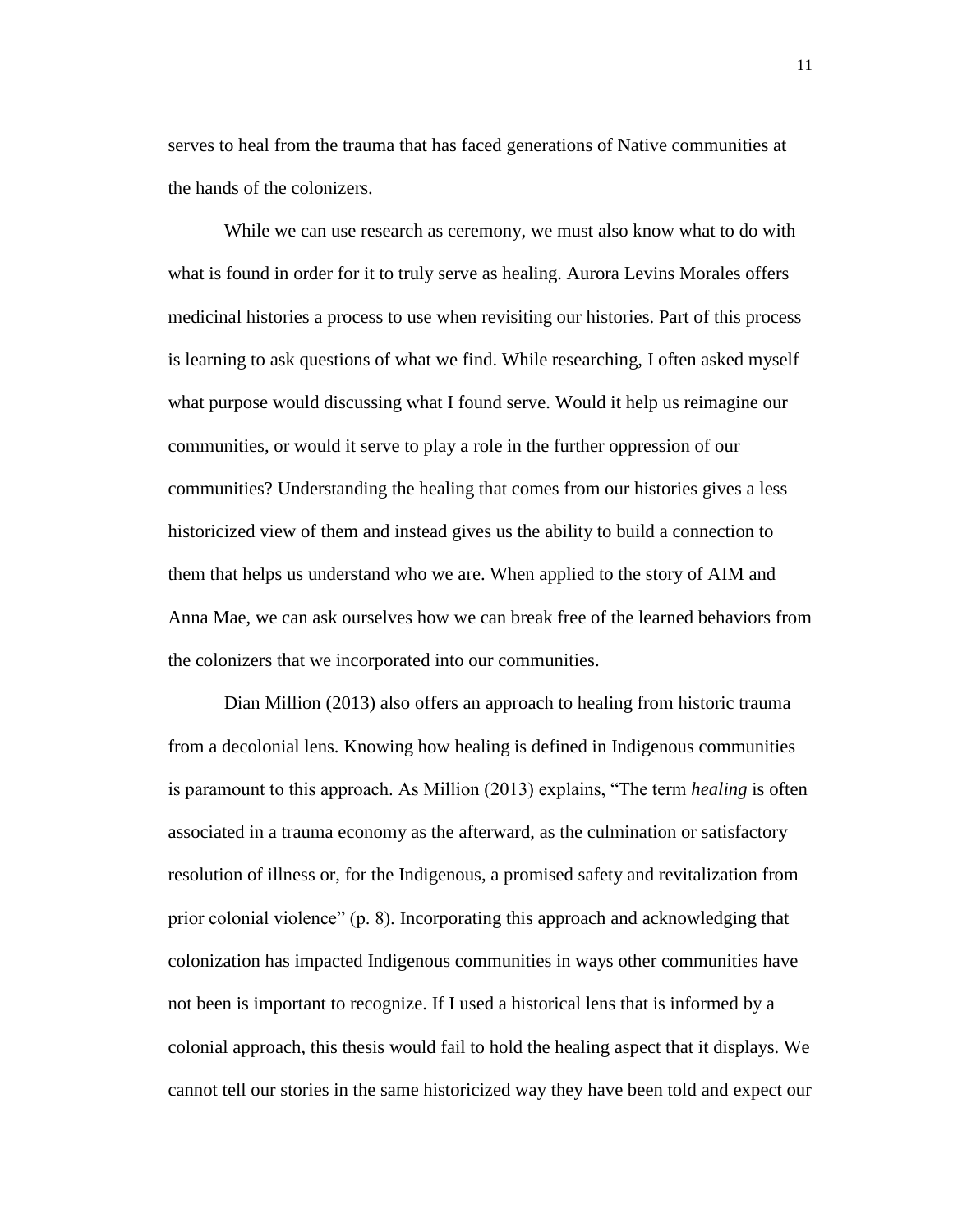serves to heal from the trauma that has faced generations of Native communities at the hands of the colonizers.

While we can use research as ceremony, we must also know what to do with what is found in order for it to truly serve as healing. Aurora Levins Morales offers medicinal histories a process to use when revisiting our histories. Part of this process is learning to ask questions of what we find. While researching, I often asked myself what purpose would discussing what I found serve. Would it help us reimagine our communities, or would it serve to play a role in the further oppression of our communities? Understanding the healing that comes from our histories gives a less historicized view of them and instead gives us the ability to build a connection to them that helps us understand who we are. When applied to the story of AIM and Anna Mae, we can ask ourselves how we can break free of the learned behaviors from the colonizers that we incorporated into our communities.

Dian Million (2013) also offers an approach to healing from historic trauma from a decolonial lens. Knowing how healing is defined in Indigenous communities is paramount to this approach. As Million (2013) explains, "The term *healing* is often associated in a trauma economy as the afterward, as the culmination or satisfactory resolution of illness or, for the Indigenous, a promised safety and revitalization from prior colonial violence" (p. 8). Incorporating this approach and acknowledging that colonization has impacted Indigenous communities in ways other communities have not been is important to recognize. If I used a historical lens that is informed by a colonial approach, this thesis would fail to hold the healing aspect that it displays. We cannot tell our stories in the same historicized way they have been told and expect our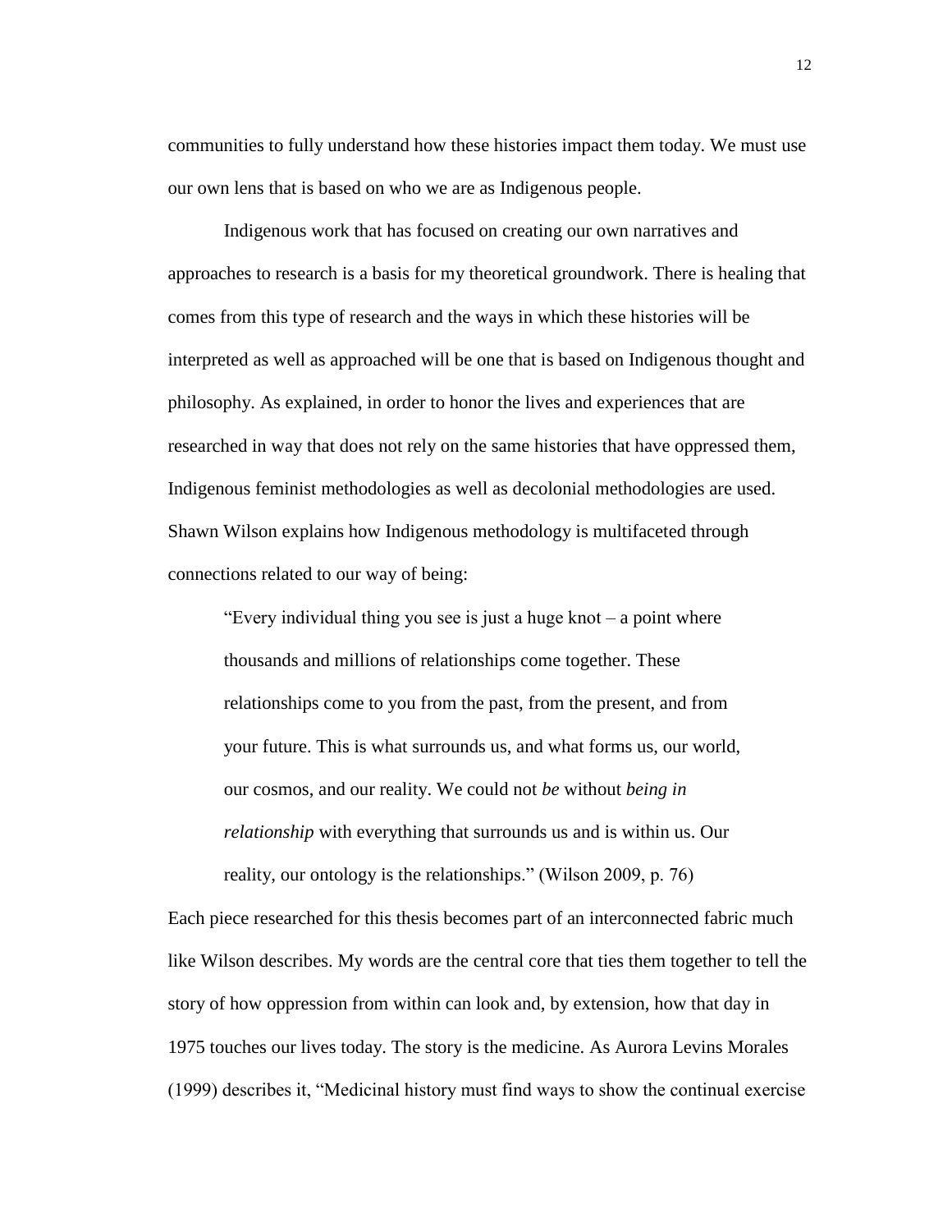communities to fully understand how these histories impact them today. We must use our own lens that is based on who we are as Indigenous people.

Indigenous work that has focused on creating our own narratives and approaches to research is a basis for my theoretical groundwork. There is healing that comes from this type of research and the ways in which these histories will be interpreted as well as approached will be one that is based on Indigenous thought and philosophy. As explained, in order to honor the lives and experiences that are researched in way that does not rely on the same histories that have oppressed them, Indigenous feminist methodologies as well as decolonial methodologies are used. Shawn Wilson explains how Indigenous methodology is multifaceted through connections related to our way of being:

> "Every individual thing you see is just a huge knot – a point where thousands and millions of relationships come together. These relationships come to you from the past, from the present, and from your future. This is what surrounds us, and what forms us, our world, our cosmos, and our reality. We could not *be* without *being in relationship* with everything that surrounds us and is within us. Our reality, our ontology is the relationships." (Wilson 2009, p. 76)

Each piece researched for this thesis becomes part of an interconnected fabric much like Wilson describes. My words are the central core that ties them together to tell the story of how oppression from within can look and, by extension, how that day in 1975 touches our lives today. The story is the medicine. As Aurora Levins Morales (1999) describes it, "Medicinal history must find ways to show the continual exercise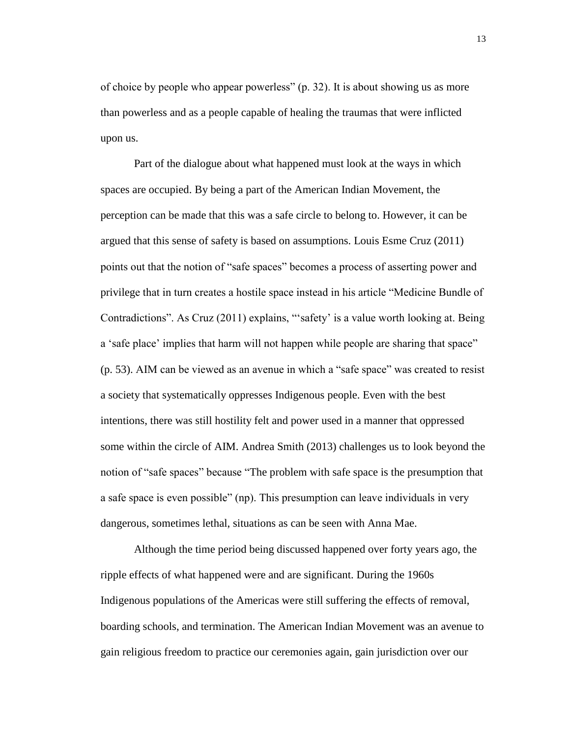of choice by people who appear powerless" (p. 32). It is about showing us as more than powerless and as a people capable of healing the traumas that were inflicted upon us.

Part of the dialogue about what happened must look at the ways in which spaces are occupied. By being a part of the American Indian Movement, the perception can be made that this was a safe circle to belong to. However, it can be argued that this sense of safety is based on assumptions. Louis Esme Cruz (2011) points out that the notion of "safe spaces" becomes a process of asserting power and privilege that in turn creates a hostile space instead in his article "Medicine Bundle of Contradictions". As Cruz (2011) explains, "'safety' is a value worth looking at. Being a 'safe place' implies that harm will not happen while people are sharing that space" (p. 53). AIM can be viewed as an avenue in which a "safe space" was created to resist a society that systematically oppresses Indigenous people. Even with the best intentions, there was still hostility felt and power used in a manner that oppressed some within the circle of AIM. Andrea Smith (2013) challenges us to look beyond the notion of "safe spaces" because "The problem with safe space is the presumption that a safe space is even possible" (np). This presumption can leave individuals in very dangerous, sometimes lethal, situations as can be seen with Anna Mae.

Although the time period being discussed happened over forty years ago, the ripple effects of what happened were and are significant. During the 1960s Indigenous populations of the Americas were still suffering the effects of removal, boarding schools, and termination. The American Indian Movement was an avenue to gain religious freedom to practice our ceremonies again, gain jurisdiction over our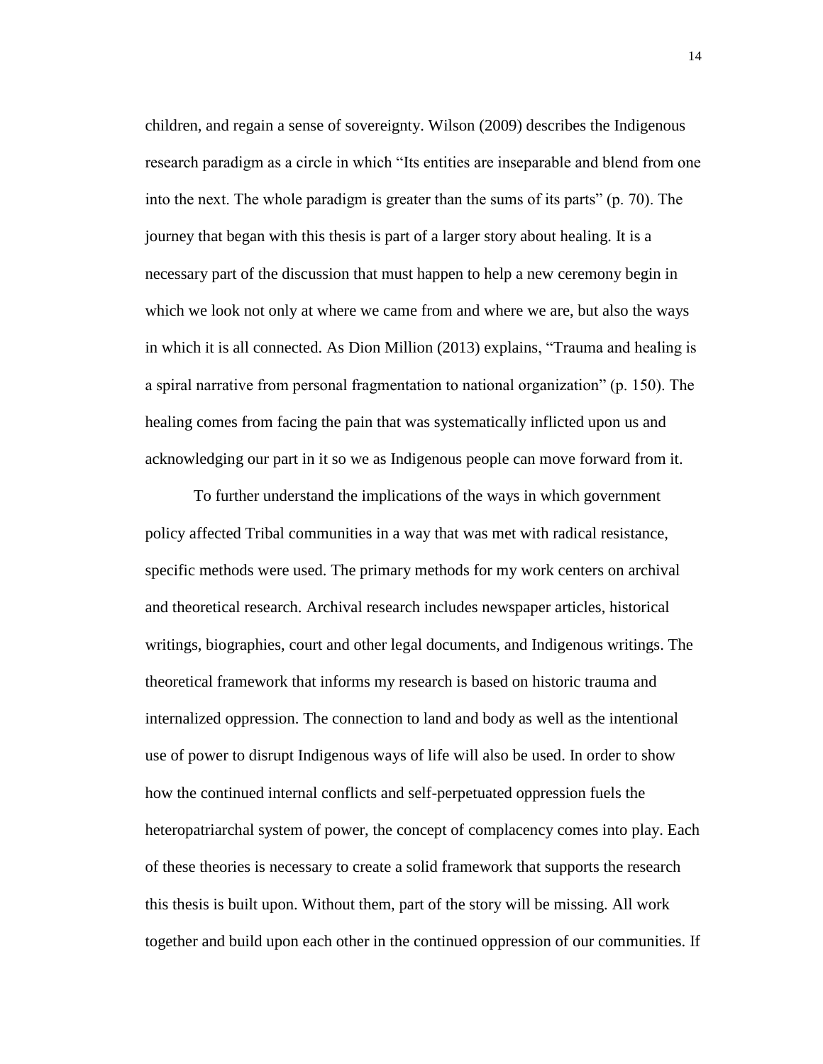children, and regain a sense of sovereignty. Wilson (2009) describes the Indigenous research paradigm as a circle in which "Its entities are inseparable and blend from one into the next. The whole paradigm is greater than the sums of its parts" (p. 70). The journey that began with this thesis is part of a larger story about healing. It is a necessary part of the discussion that must happen to help a new ceremony begin in which we look not only at where we came from and where we are, but also the ways in which it is all connected. As Dion Million (2013) explains, "Trauma and healing is a spiral narrative from personal fragmentation to national organization" (p. 150). The healing comes from facing the pain that was systematically inflicted upon us and acknowledging our part in it so we as Indigenous people can move forward from it.

To further understand the implications of the ways in which government policy affected Tribal communities in a way that was met with radical resistance, specific methods were used. The primary methods for my work centers on archival and theoretical research. Archival research includes newspaper articles, historical writings, biographies, court and other legal documents, and Indigenous writings. The theoretical framework that informs my research is based on historic trauma and internalized oppression. The connection to land and body as well as the intentional use of power to disrupt Indigenous ways of life will also be used. In order to show how the continued internal conflicts and self-perpetuated oppression fuels the heteropatriarchal system of power, the concept of complacency comes into play. Each of these theories is necessary to create a solid framework that supports the research this thesis is built upon. Without them, part of the story will be missing. All work together and build upon each other in the continued oppression of our communities. If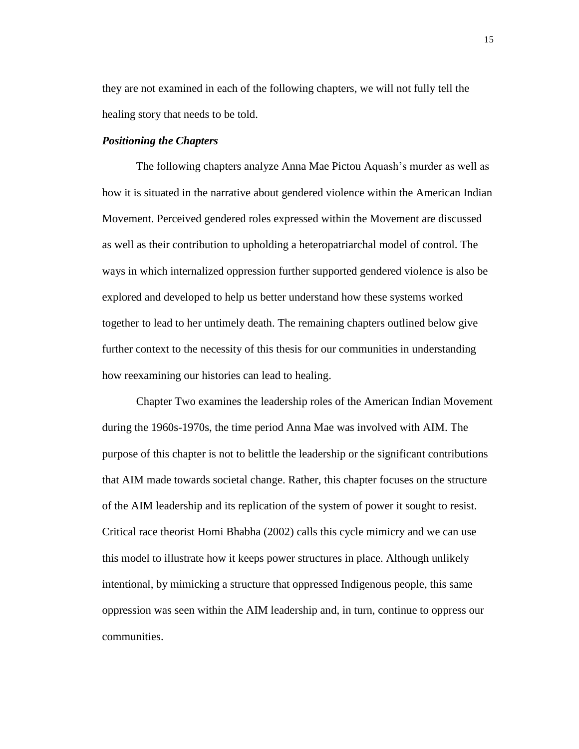they are not examined in each of the following chapters, we will not fully tell the healing story that needs to be told.

### *Positioning the Chapters*

The following chapters analyze Anna Mae Pictou Aquash's murder as well as how it is situated in the narrative about gendered violence within the American Indian Movement. Perceived gendered roles expressed within the Movement are discussed as well as their contribution to upholding a heteropatriarchal model of control. The ways in which internalized oppression further supported gendered violence is also be explored and developed to help us better understand how these systems worked together to lead to her untimely death. The remaining chapters outlined below give further context to the necessity of this thesis for our communities in understanding how reexamining our histories can lead to healing.

Chapter Two examines the leadership roles of the American Indian Movement during the 1960s-1970s, the time period Anna Mae was involved with AIM. The purpose of this chapter is not to belittle the leadership or the significant contributions that AIM made towards societal change. Rather, this chapter focuses on the structure of the AIM leadership and its replication of the system of power it sought to resist. Critical race theorist Homi Bhabha (2002) calls this cycle mimicry and we can use this model to illustrate how it keeps power structures in place. Although unlikely intentional, by mimicking a structure that oppressed Indigenous people, this same oppression was seen within the AIM leadership and, in turn, continue to oppress our communities.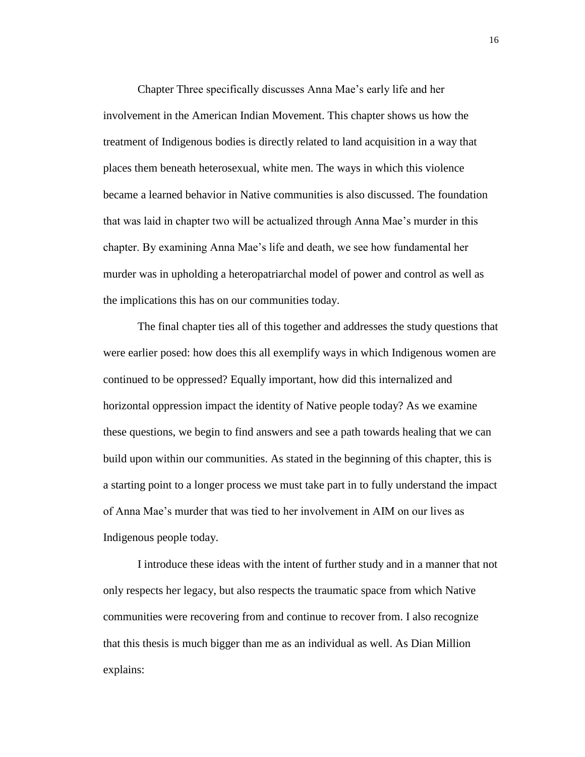Chapter Three specifically discusses Anna Mae's early life and her involvement in the American Indian Movement. This chapter shows us how the treatment of Indigenous bodies is directly related to land acquisition in a way that places them beneath heterosexual, white men. The ways in which this violence became a learned behavior in Native communities is also discussed. The foundation that was laid in chapter two will be actualized through Anna Mae's murder in this chapter. By examining Anna Mae's life and death, we see how fundamental her murder was in upholding a heteropatriarchal model of power and control as well as the implications this has on our communities today.

The final chapter ties all of this together and addresses the study questions that were earlier posed: how does this all exemplify ways in which Indigenous women are continued to be oppressed? Equally important, how did this internalized and horizontal oppression impact the identity of Native people today? As we examine these questions, we begin to find answers and see a path towards healing that we can build upon within our communities. As stated in the beginning of this chapter, this is a starting point to a longer process we must take part in to fully understand the impact of Anna Mae's murder that was tied to her involvement in AIM on our lives as Indigenous people today.

I introduce these ideas with the intent of further study and in a manner that not only respects her legacy, but also respects the traumatic space from which Native communities were recovering from and continue to recover from. I also recognize that this thesis is much bigger than me as an individual as well. As Dian Million explains: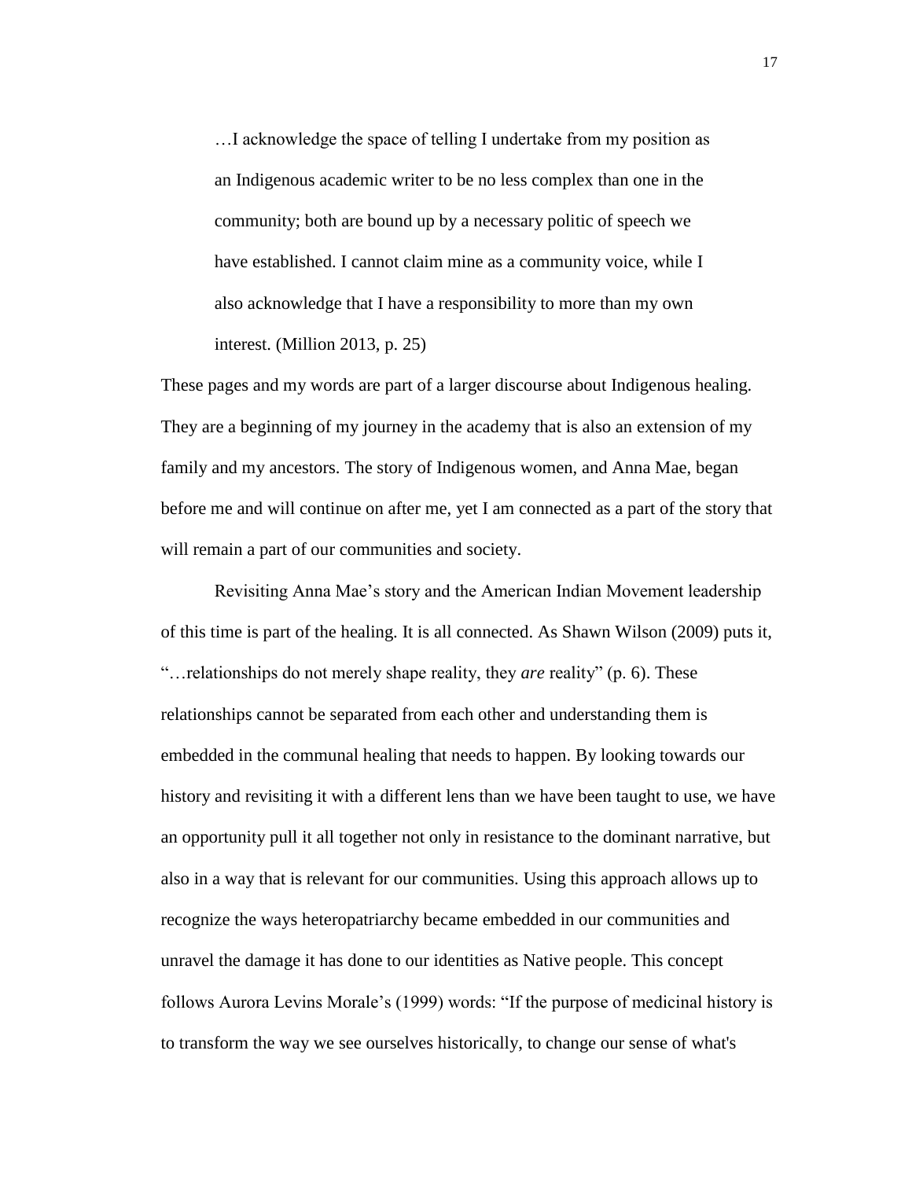> …I acknowledge the space of telling I undertake from my position as an Indigenous academic writer to be no less complex than one in the community; both are bound up by a necessary politic of speech we have established. I cannot claim mine as a community voice, while I also acknowledge that I have a responsibility to more than my own interest. (Million 2013, p. 25)

These pages and my words are part of a larger discourse about Indigenous healing. They are a beginning of my journey in the academy that is also an extension of my family and my ancestors. The story of Indigenous women, and Anna Mae, began before me and will continue on after me, yet I am connected as a part of the story that will remain a part of our communities and society.

Revisiting Anna Mae's story and the American Indian Movement leadership of this time is part of the healing. It is all connected. As Shawn Wilson (2009) puts it, "…relationships do not merely shape reality, they *are* reality" (p. 6). These relationships cannot be separated from each other and understanding them is embedded in the communal healing that needs to happen. By looking towards our history and revisiting it with a different lens than we have been taught to use, we have an opportunity pull it all together not only in resistance to the dominant narrative, but also in a way that is relevant for our communities. Using this approach allows up to recognize the ways heteropatriarchy became embedded in our communities and unravel the damage it has done to our identities as Native people. This concept follows Aurora Levins Morale's (1999) words: "If the purpose of medicinal history is to transform the way we see ourselves historically, to change our sense of what's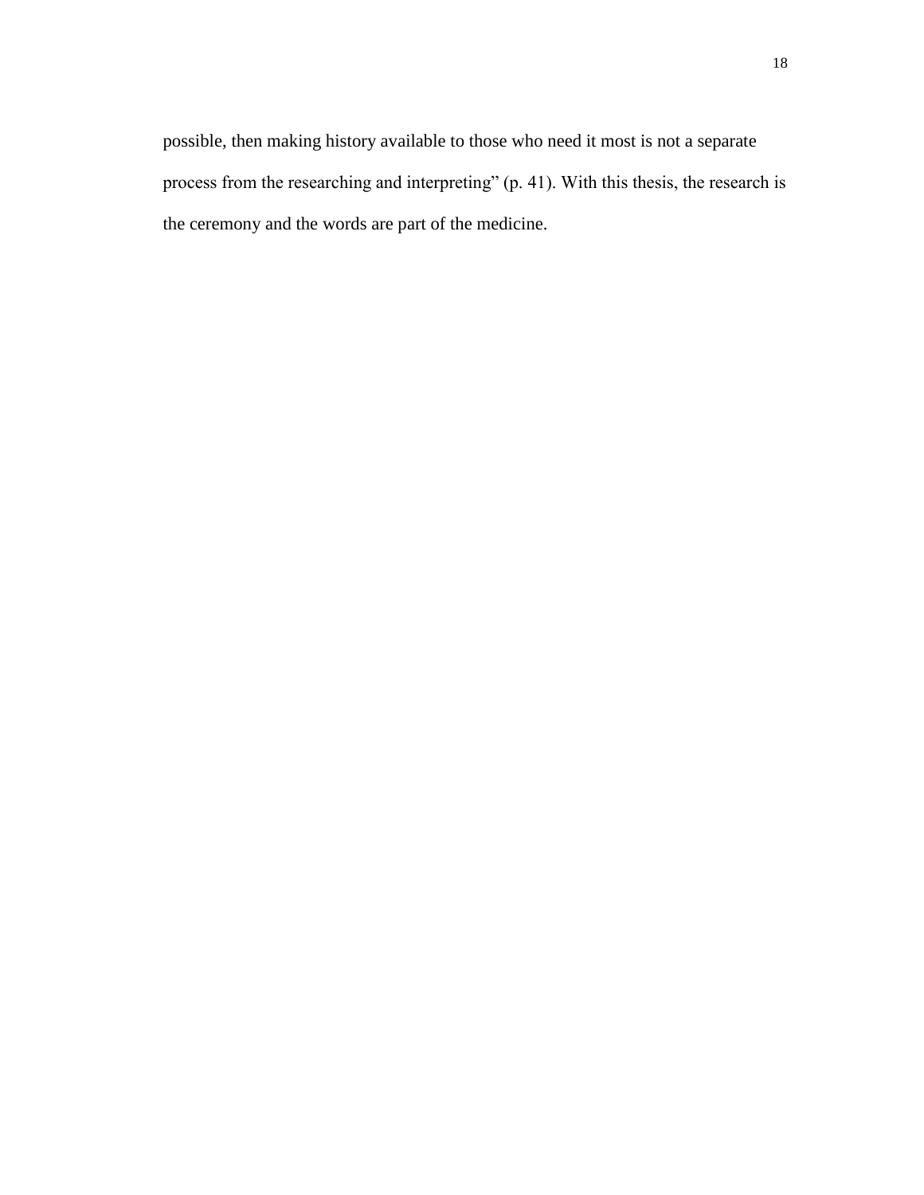possible, then making history available to those who need it most is not a separate process from the researching and interpreting" (p. 41). With this thesis, the research is the ceremony and the words are part of the medicine.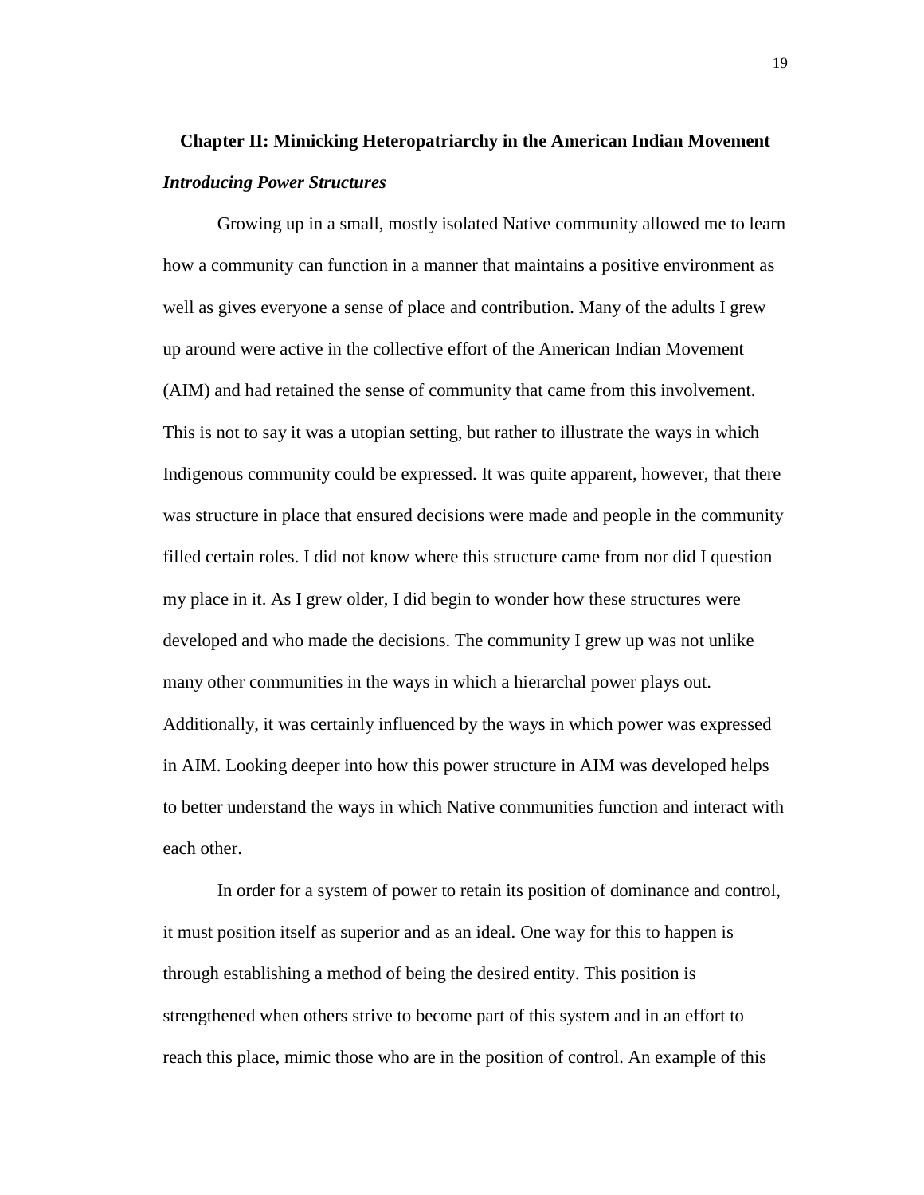## Chapter II: Mimicking Heteropatriarchy in the American Indian Movement

### *Introducing Power Structures*

Growing up in a small, mostly isolated Native community allowed me to learn how a community can function in a manner that maintains a positive environment as well as gives everyone a sense of place and contribution. Many of the adults I grew up around were active in the collective effort of the American Indian Movement (AIM) and had retained the sense of community that came from this involvement. This is not to say it was a utopian setting, but rather to illustrate the ways in which Indigenous community could be expressed. It was quite apparent, however, that there was structure in place that ensured decisions were made and people in the community filled certain roles. I did not know where this structure came from nor did I question my place in it. As I grew older, I did begin to wonder how these structures were developed and who made the decisions. The community I grew up was not unlike many other communities in the ways in which a hierarchal power plays out. Additionally, it was certainly influenced by the ways in which power was expressed in AIM. Looking deeper into how this power structure in AIM was developed helps to better understand the ways in which Native communities function and interact with each other.

In order for a system of power to retain its position of dominance and control, it must position itself as superior and as an ideal. One way for this to happen is through establishing a method of being the desired entity. This position is strengthened when others strive to become part of this system and in an effort to reach this place, mimic those who are in the position of control. An example of this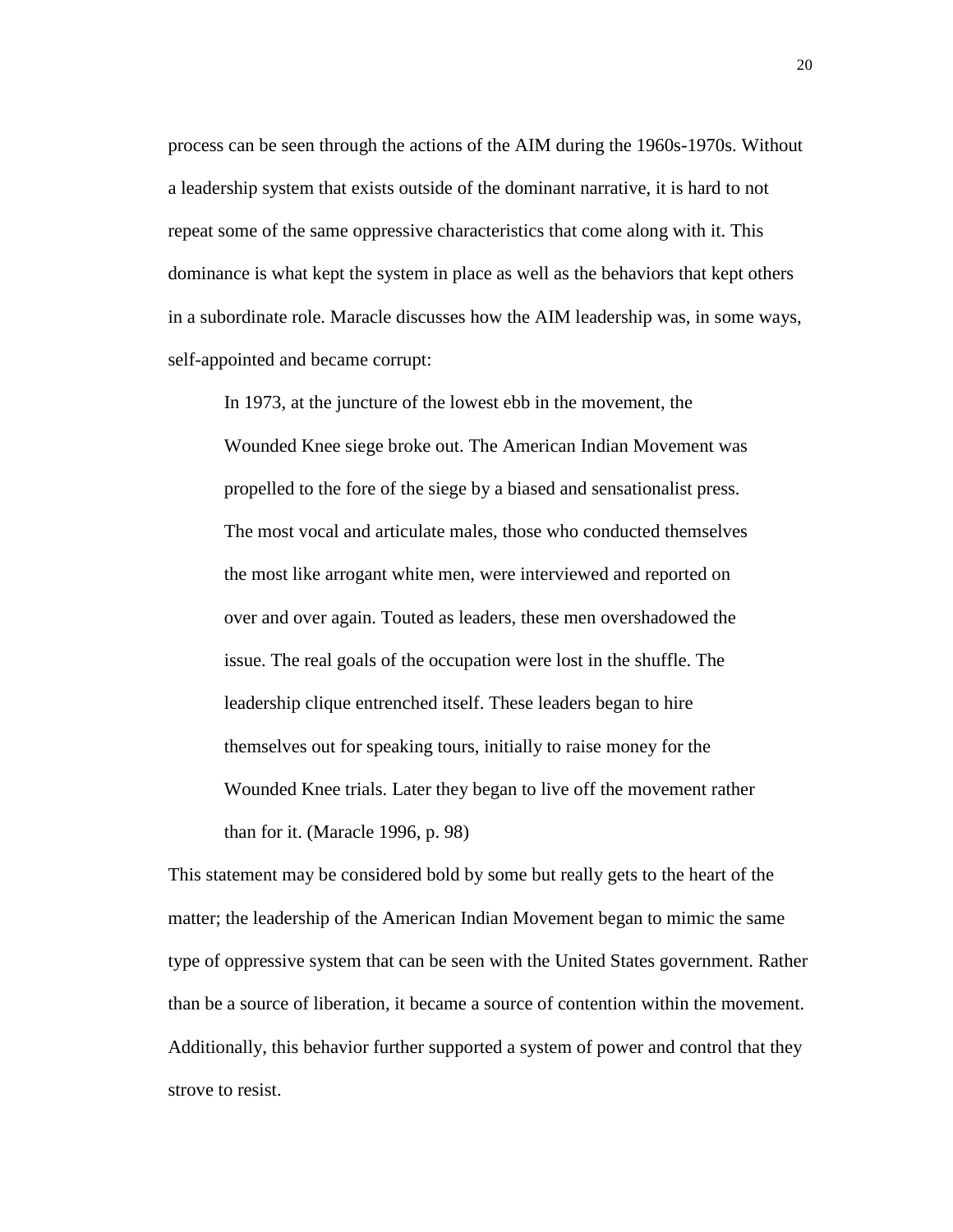process can be seen through the actions of the AIM during the 1960s-1970s. Without a leadership system that exists outside of the dominant narrative, it is hard to not repeat some of the same oppressive characteristics that come along with it. This dominance is what kept the system in place as well as the behaviors that kept others in a subordinate role. Maracle discusses how the AIM leadership was, in some ways, self-appointed and became corrupt:

> In 1973, at the juncture of the lowest ebb in the movement, the Wounded Knee siege broke out. The American Indian Movement was propelled to the fore of the siege by a biased and sensationalist press. The most vocal and articulate males, those who conducted themselves the most like arrogant white men, were interviewed and reported on over and over again. Touted as leaders, these men overshadowed the issue. The real goals of the occupation were lost in the shuffle. The leadership clique entrenched itself. These leaders began to hire themselves out for speaking tours, initially to raise money for the Wounded Knee trials. Later they began to live off the movement rather than for it. (Maracle 1996, p. 98)

This statement may be considered bold by some but really gets to the heart of the matter; the leadership of the American Indian Movement began to mimic the same type of oppressive system that can be seen with the United States government. Rather than be a source of liberation, it became a source of contention within the movement. Additionally, this behavior further supported a system of power and control that they strove to resist.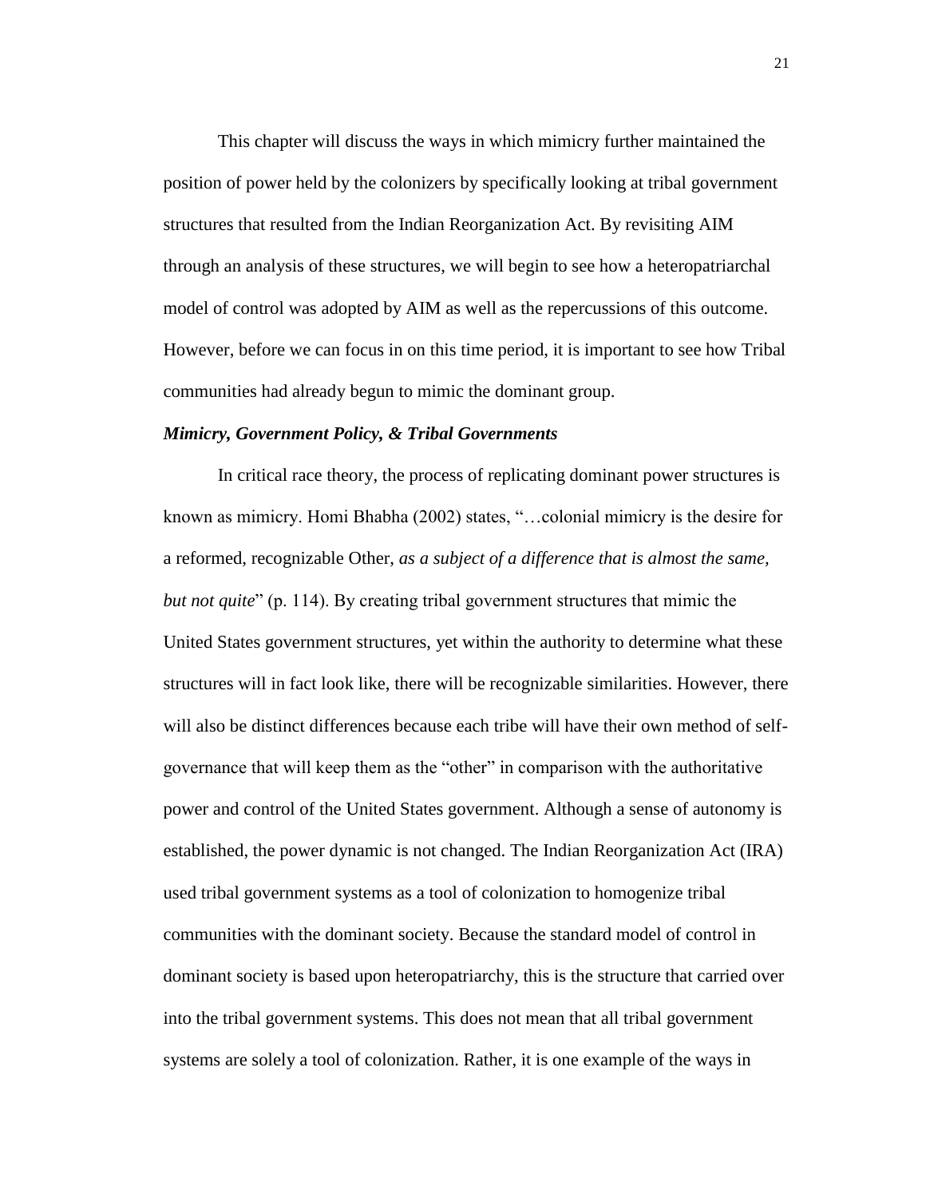This chapter will discuss the ways in which mimicry further maintained the position of power held by the colonizers by specifically looking at tribal government structures that resulted from the Indian Reorganization Act. By revisiting AIM through an analysis of these structures, we will begin to see how a heteropatriarchal model of control was adopted by AIM as well as the repercussions of this outcome. However, before we can focus in on this time period, it is important to see how Tribal communities had already begun to mimic the dominant group.

### *Mimicry, Government Policy, & Tribal Governments*

In critical race theory, the process of replicating dominant power structures is known as mimicry. Homi Bhabha (2002) states, "…colonial mimicry is the desire for a reformed, recognizable Other, *as a subject of a difference that is almost the same, but not quite*" (p. 114). By creating tribal government structures that mimic the United States government structures, yet within the authority to determine what these structures will in fact look like, there will be recognizable similarities. However, there will also be distinct differences because each tribe will have their own method of self-governance that will keep them as the "other" in comparison with the authoritative power and control of the United States government. Although a sense of autonomy is established, the power dynamic is not changed. The Indian Reorganization Act (IRA) used tribal government systems as a tool of colonization to homogenize tribal communities with the dominant society. Because the standard model of control in dominant society is based upon heteropatriarchy, this is the structure that carried over into the tribal government systems. This does not mean that all tribal government systems are solely a tool of colonization. Rather, it is one example of the ways in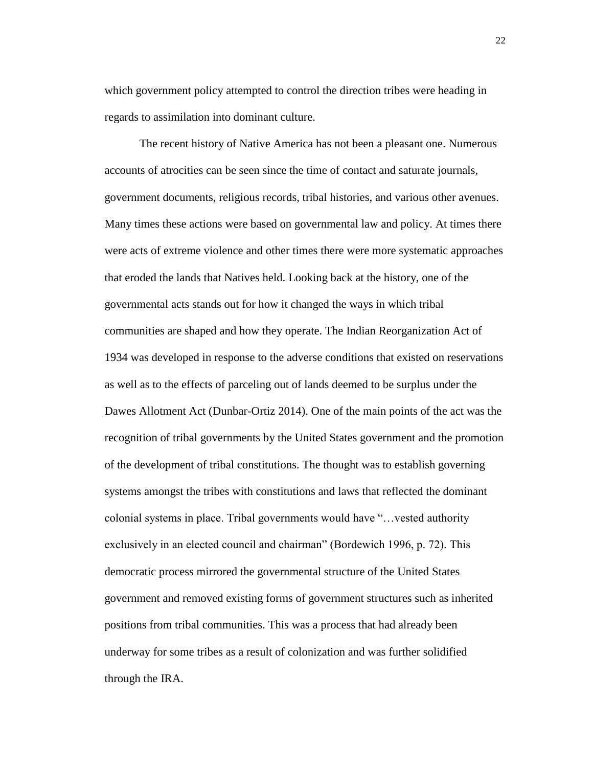which government policy attempted to control the direction tribes were heading in regards to assimilation into dominant culture.

The recent history of Native America has not been a pleasant one. Numerous accounts of atrocities can be seen since the time of contact and saturate journals, government documents, religious records, tribal histories, and various other avenues. Many times these actions were based on governmental law and policy. At times there were acts of extreme violence and other times there were more systematic approaches that eroded the lands that Natives held. Looking back at the history, one of the governmental acts stands out for how it changed the ways in which tribal communities are shaped and how they operate. The Indian Reorganization Act of 1934 was developed in response to the adverse conditions that existed on reservations as well as to the effects of parceling out of lands deemed to be surplus under the Dawes Allotment Act (Dunbar-Ortiz 2014). One of the main points of the act was the recognition of tribal governments by the United States government and the promotion of the development of tribal constitutions. The thought was to establish governing systems amongst the tribes with constitutions and laws that reflected the dominant colonial systems in place. Tribal governments would have "…vested authority exclusively in an elected council and chairman" (Bordewich 1996, p. 72). This democratic process mirrored the governmental structure of the United States government and removed existing forms of government structures such as inherited positions from tribal communities. This was a process that had already been underway for some tribes as a result of colonization and was further solidified through the IRA.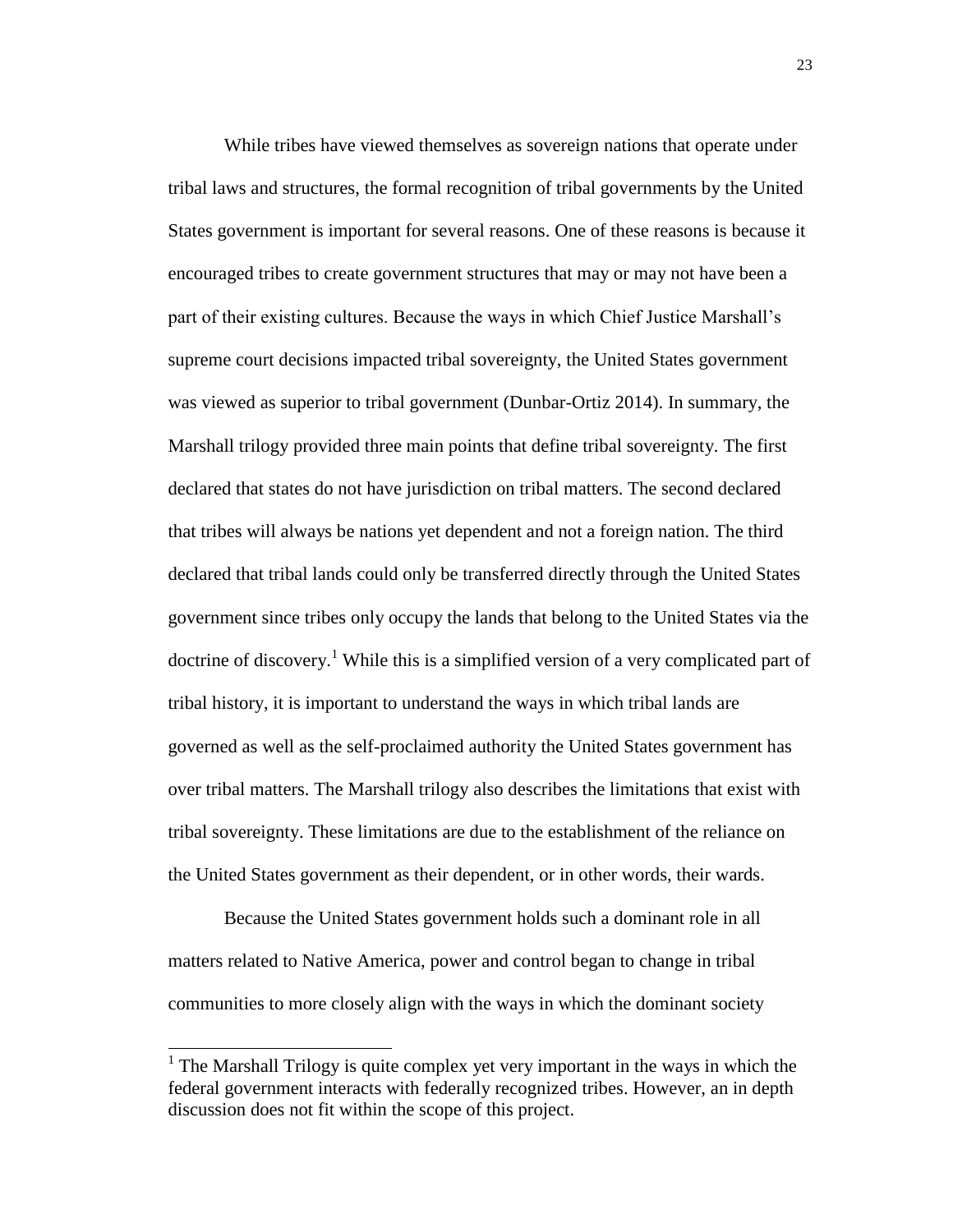While tribes have viewed themselves as sovereign nations that operate under tribal laws and structures, the formal recognition of tribal governments by the United States government is important for several reasons. One of these reasons is because it encouraged tribes to create government structures that may or may not have been a part of their existing cultures. Because the ways in which Chief Justice Marshall's supreme court decisions impacted tribal sovereignty, the United States government was viewed as superior to tribal government (Dunbar-Ortiz 2014). In summary, the Marshall trilogy provided three main points that define tribal sovereignty. The first declared that states do not have jurisdiction on tribal matters. The second declared that tribes will always be nations yet dependent and not a foreign nation. The third declared that tribal lands could only be transferred directly through the United States government since tribes only occupy the lands that belong to the United States via the doctrine of discovery.[1] While this is a simplified version of a very complicated part of tribal history, it is important to understand the ways in which tribal lands are governed as well as the self-proclaimed authority the United States government has over tribal matters. The Marshall trilogy also describes the limitations that exist with tribal sovereignty. These limitations are due to the establishment of the reliance on the United States government as their dependent, or in other words, their wards.

Because the United States government holds such a dominant role in all matters related to Native America, power and control began to change in tribal communities to more closely align with the ways in which the dominant society

[1] The Marshall Trilogy is quite complex yet very important in the ways in which the federal government interacts with federally recognized tribes. However, an in depth discussion does not fit within the scope of this project.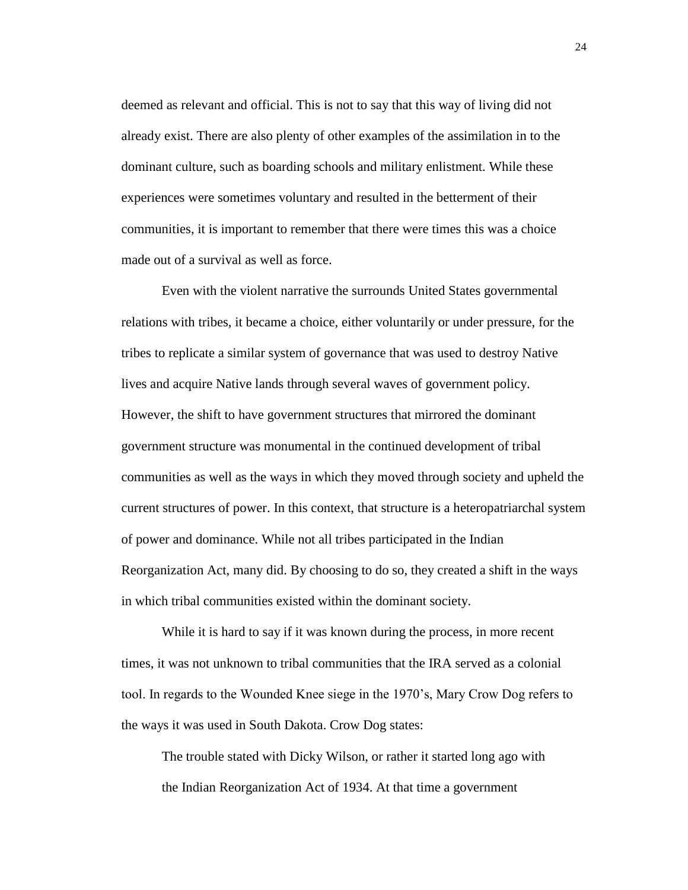deemed as relevant and official. This is not to say that this way of living did not already exist. There are also plenty of other examples of the assimilation in to the dominant culture, such as boarding schools and military enlistment. While these experiences were sometimes voluntary and resulted in the betterment of their communities, it is important to remember that there were times this was a choice made out of a survival as well as force.

Even with the violent narrative the surrounds United States governmental relations with tribes, it became a choice, either voluntarily or under pressure, for the tribes to replicate a similar system of governance that was used to destroy Native lives and acquire Native lands through several waves of government policy. However, the shift to have government structures that mirrored the dominant government structure was monumental in the continued development of tribal communities as well as the ways in which they moved through society and upheld the current structures of power. In this context, that structure is a heteropatriarchal system of power and dominance. While not all tribes participated in the Indian Reorganization Act, many did. By choosing to do so, they created a shift in the ways in which tribal communities existed within the dominant society.

While it is hard to say if it was known during the process, in more recent times, it was not unknown to tribal communities that the IRA served as a colonial tool. In regards to the Wounded Knee siege in the 1970's, Mary Crow Dog refers to the ways it was used in South Dakota. Crow Dog states:

> The trouble stated with Dicky Wilson, or rather it started long ago with the Indian Reorganization Act of 1934. At that time a government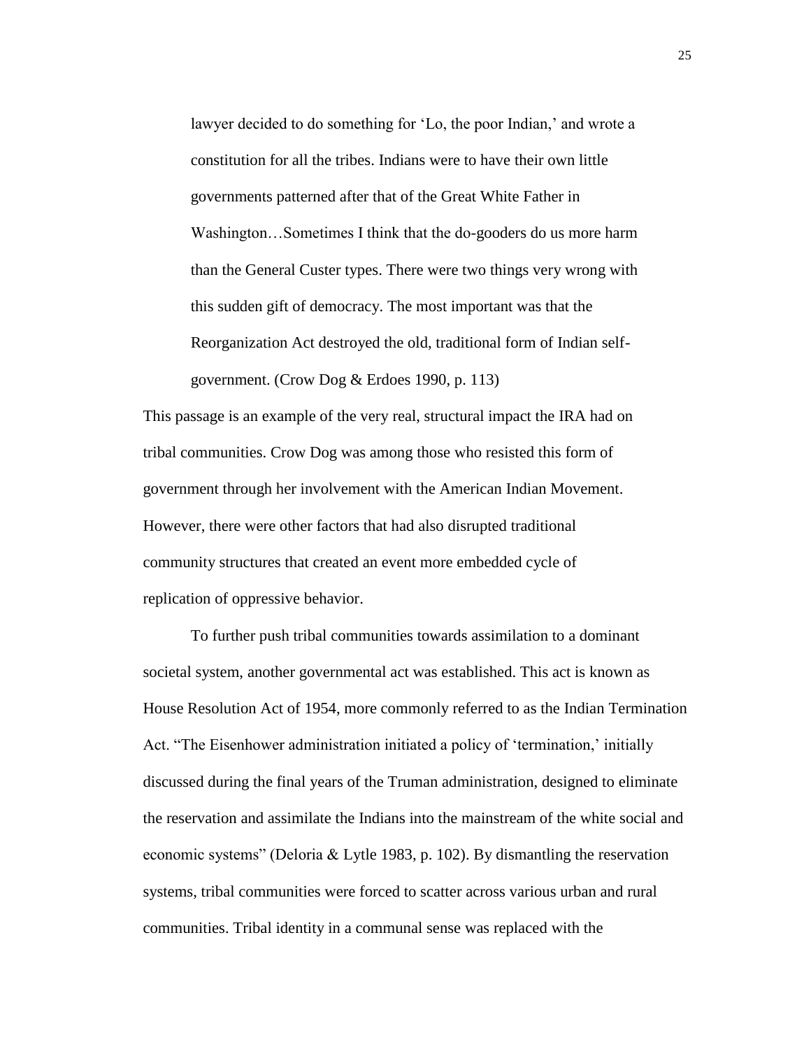> lawyer decided to do something for 'Lo, the poor Indian,' and wrote a constitution for all the tribes. Indians were to have their own little governments patterned after that of the Great White Father in Washington…Sometimes I think that the do-gooders do us more harm than the General Custer types. There were two things very wrong with this sudden gift of democracy. The most important was that the Reorganization Act destroyed the old, traditional form of Indian self-government. (Crow Dog & Erdoes 1990, p. 113)

This passage is an example of the very real, structural impact the IRA had on tribal communities. Crow Dog was among those who resisted this form of government through her involvement with the American Indian Movement. However, there were other factors that had also disrupted traditional community structures that created an event more embedded cycle of replication of oppressive behavior.

To further push tribal communities towards assimilation to a dominant societal system, another governmental act was established. This act is known as House Resolution Act of 1954, more commonly referred to as the Indian Termination Act. "The Eisenhower administration initiated a policy of 'termination,' initially discussed during the final years of the Truman administration, designed to eliminate the reservation and assimilate the Indians into the mainstream of the white social and economic systems" (Deloria & Lytle 1983, p. 102). By dismantling the reservation systems, tribal communities were forced to scatter across various urban and rural communities. Tribal identity in a communal sense was replaced with the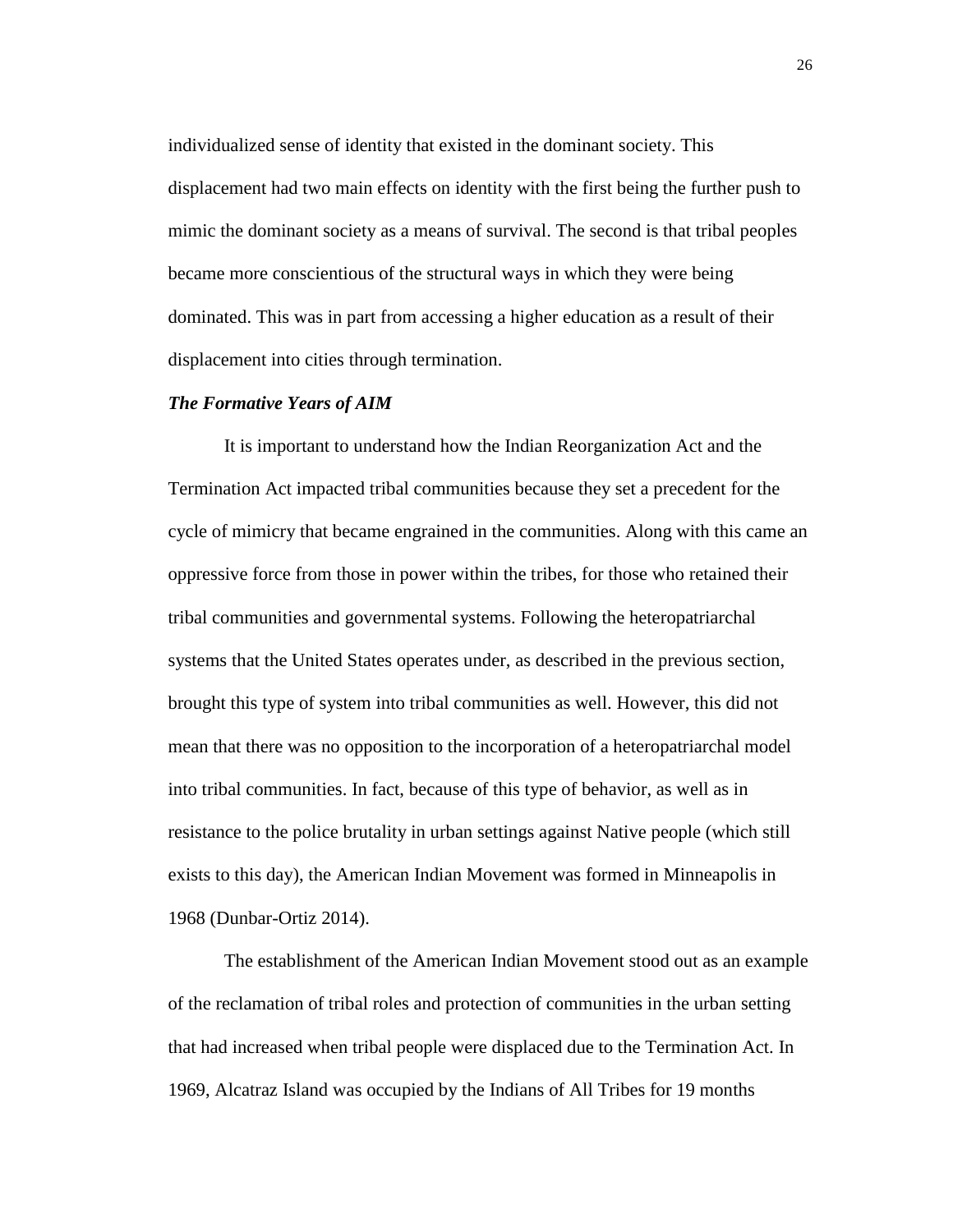individualized sense of identity that existed in the dominant society. This displacement had two main effects on identity with the first being the further push to mimic the dominant society as a means of survival. The second is that tribal peoples became more conscientious of the structural ways in which they were being dominated. This was in part from accessing a higher education as a result of their displacement into cities through termination.

### *The Formative Years of AIM*

It is important to understand how the Indian Reorganization Act and the Termination Act impacted tribal communities because they set a precedent for the cycle of mimicry that became engrained in the communities. Along with this came an oppressive force from those in power within the tribes, for those who retained their tribal communities and governmental systems. Following the heteropatriarchal systems that the United States operates under, as described in the previous section, brought this type of system into tribal communities as well. However, this did not mean that there was no opposition to the incorporation of a heteropatriarchal model into tribal communities. In fact, because of this type of behavior, as well as in resistance to the police brutality in urban settings against Native people (which still exists to this day), the American Indian Movement was formed in Minneapolis in 1968 (Dunbar-Ortiz 2014).

The establishment of the American Indian Movement stood out as an example of the reclamation of tribal roles and protection of communities in the urban setting that had increased when tribal people were displaced due to the Termination Act. In 1969, Alcatraz Island was occupied by the Indians of All Tribes for 19 months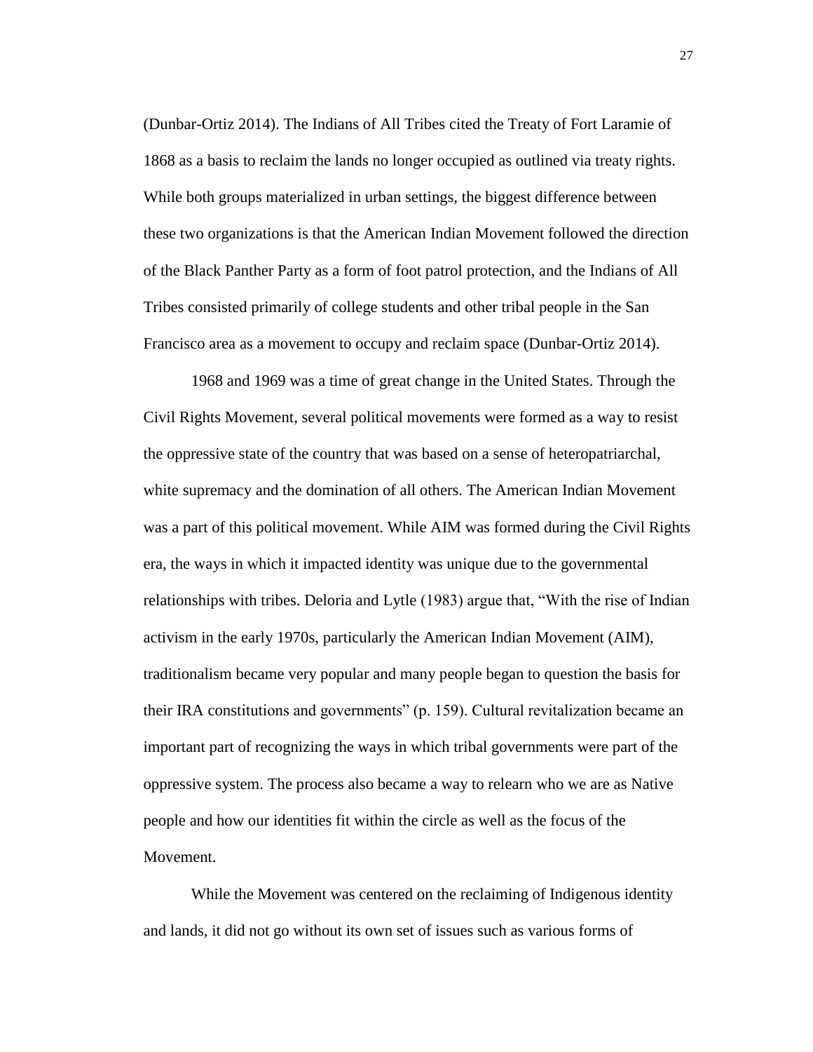(Dunbar-Ortiz 2014). The Indians of All Tribes cited the Treaty of Fort Laramie of 1868 as a basis to reclaim the lands no longer occupied as outlined via treaty rights. While both groups materialized in urban settings, the biggest difference between these two organizations is that the American Indian Movement followed the direction of the Black Panther Party as a form of foot patrol protection, and the Indians of All Tribes consisted primarily of college students and other tribal people in the San Francisco area as a movement to occupy and reclaim space (Dunbar-Ortiz 2014).

1968 and 1969 was a time of great change in the United States. Through the Civil Rights Movement, several political movements were formed as a way to resist the oppressive state of the country that was based on a sense of heteropatriarchal, white supremacy and the domination of all others. The American Indian Movement was a part of this political movement. While AIM was formed during the Civil Rights era, the ways in which it impacted identity was unique due to the governmental relationships with tribes. Deloria and Lytle (1983) argue that, "With the rise of Indian activism in the early 1970s, particularly the American Indian Movement (AIM), traditionalism became very popular and many people began to question the basis for their IRA constitutions and governments" (p. 159). Cultural revitalization became an important part of recognizing the ways in which tribal governments were part of the oppressive system. The process also became a way to relearn who we are as Native people and how our identities fit within the circle as well as the focus of the Movement.

While the Movement was centered on the reclaiming of Indigenous identity and lands, it did not go without its own set of issues such as various forms of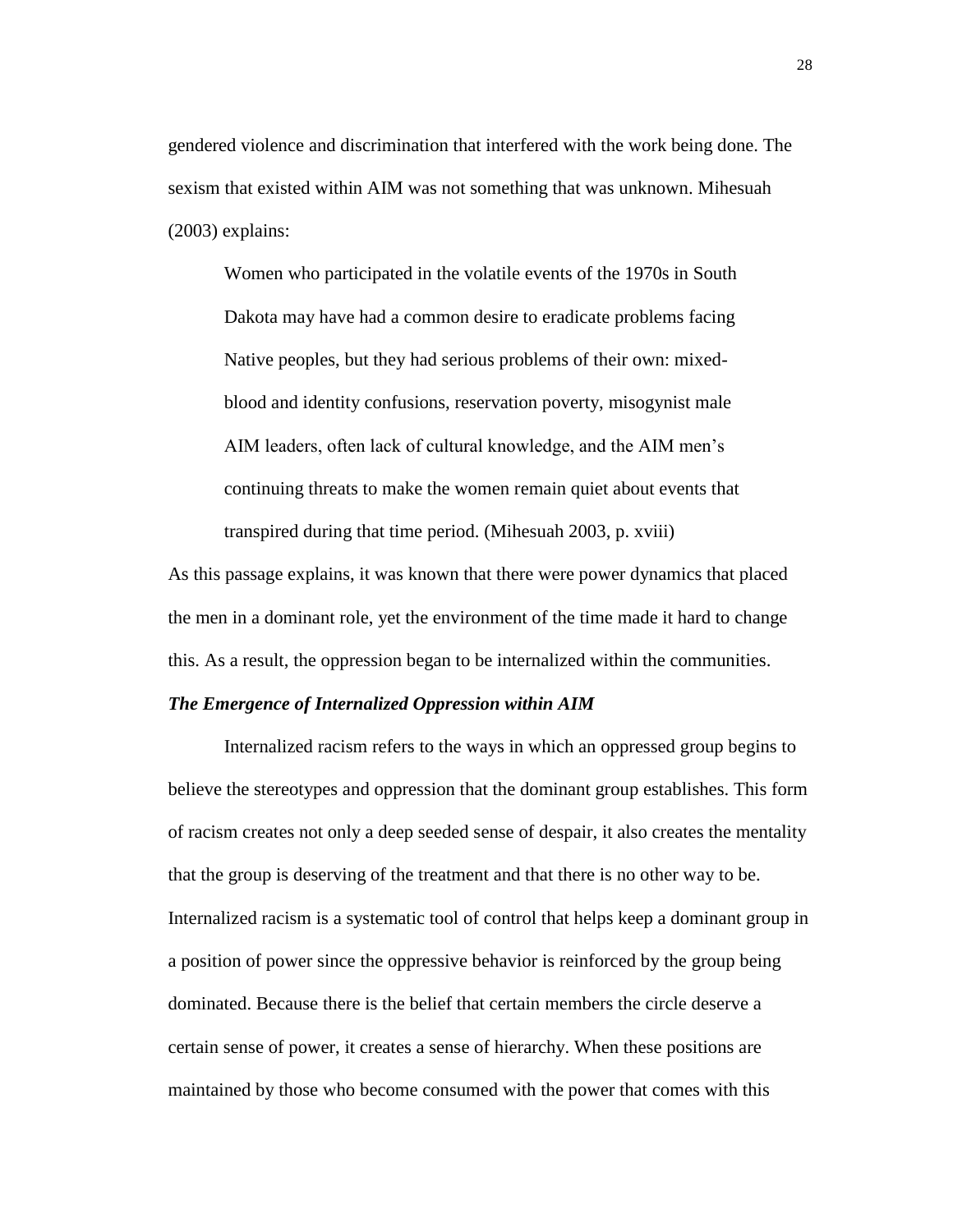gendered violence and discrimination that interfered with the work being done. The sexism that existed within AIM was not something that was unknown. Mihesuah (2003) explains:

> Women who participated in the volatile events of the 1970s in South Dakota may have had a common desire to eradicate problems facing Native peoples, but they had serious problems of their own: mixed-blood and identity confusions, reservation poverty, misogynist male AIM leaders, often lack of cultural knowledge, and the AIM men's continuing threats to make the women remain quiet about events that transpired during that time period. (Mihesuah 2003, p. xviii)

As this passage explains, it was known that there were power dynamics that placed the men in a dominant role, yet the environment of the time made it hard to change this. As a result, the oppression began to be internalized within the communities.

### *The Emergence of Internalized Oppression within AIM*

Internalized racism refers to the ways in which an oppressed group begins to believe the stereotypes and oppression that the dominant group establishes. This form of racism creates not only a deep seeded sense of despair, it also creates the mentality that the group is deserving of the treatment and that there is no other way to be. Internalized racism is a systematic tool of control that helps keep a dominant group in a position of power since the oppressive behavior is reinforced by the group being dominated. Because there is the belief that certain members the circle deserve a certain sense of power, it creates a sense of hierarchy. When these positions are maintained by those who become consumed with the power that comes with this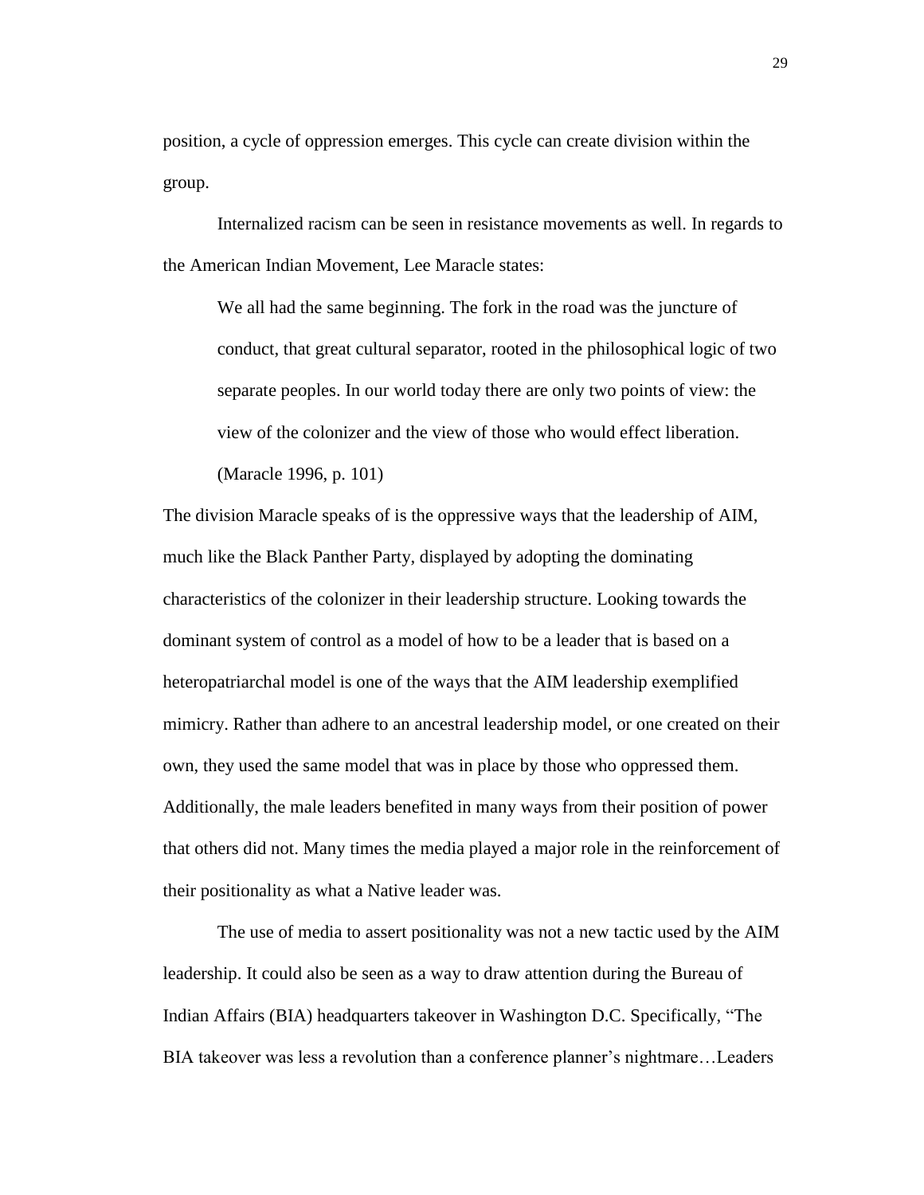position, a cycle of oppression emerges. This cycle can create division within the group.

Internalized racism can be seen in resistance movements as well. In regards to the American Indian Movement, Lee Maracle states:

> We all had the same beginning. The fork in the road was the juncture of conduct, that great cultural separator, rooted in the philosophical logic of two separate peoples. In our world today there are only two points of view: the view of the colonizer and the view of those who would effect liberation. (Maracle 1996, p. 101)

The division Maracle speaks of is the oppressive ways that the leadership of AIM, much like the Black Panther Party, displayed by adopting the dominating characteristics of the colonizer in their leadership structure. Looking towards the dominant system of control as a model of how to be a leader that is based on a heteropatriarchal model is one of the ways that the AIM leadership exemplified mimicry. Rather than adhere to an ancestral leadership model, or one created on their own, they used the same model that was in place by those who oppressed them. Additionally, the male leaders benefited in many ways from their position of power that others did not. Many times the media played a major role in the reinforcement of their positionality as what a Native leader was.

The use of media to assert positionality was not a new tactic used by the AIM leadership. It could also be seen as a way to draw attention during the Bureau of Indian Affairs (BIA) headquarters takeover in Washington D.C. Specifically, "The BIA takeover was less a revolution than a conference planner's nightmare…Leaders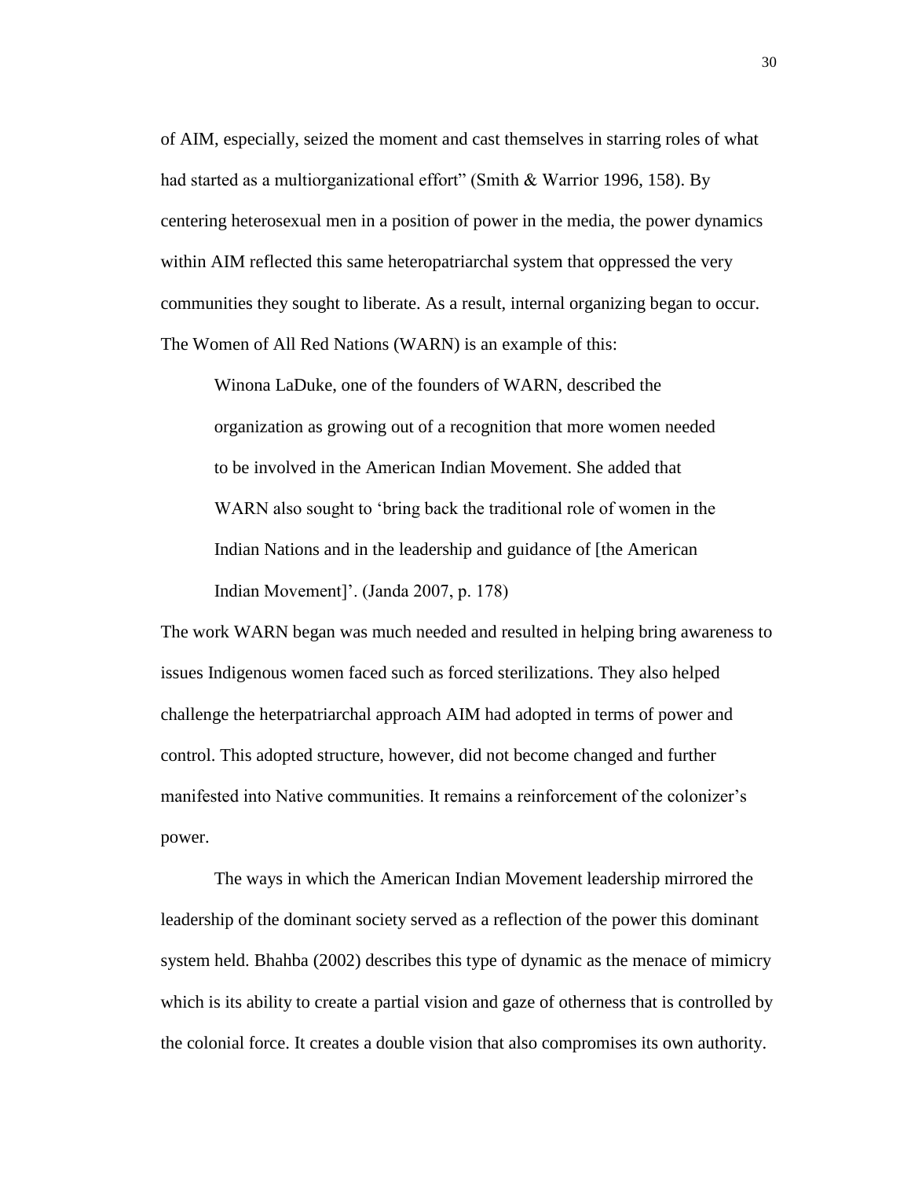of AIM, especially, seized the moment and cast themselves in starring roles of what had started as a multiorganizational effort" (Smith & Warrior 1996, 158). By centering heterosexual men in a position of power in the media, the power dynamics within AIM reflected this same heteropatriarchal system that oppressed the very communities they sought to liberate. As a result, internal organizing began to occur. The Women of All Red Nations (WARN) is an example of this:

> Winona LaDuke, one of the founders of WARN, described the organization as growing out of a recognition that more women needed to be involved in the American Indian Movement. She added that WARN also sought to 'bring back the traditional role of women in the Indian Nations and in the leadership and guidance of [the American Indian Movement]'. (Janda 2007, p. 178)

The work WARN began was much needed and resulted in helping bring awareness to issues Indigenous women faced such as forced sterilizations. They also helped challenge the heterpatriarchal approach AIM had adopted in terms of power and control. This adopted structure, however, did not become changed and further manifested into Native communities. It remains a reinforcement of the colonizer's power.

The ways in which the American Indian Movement leadership mirrored the leadership of the dominant society served as a reflection of the power this dominant system held. Bhahba (2002) describes this type of dynamic as the menace of mimicry which is its ability to create a partial vision and gaze of otherness that is controlled by the colonial force. It creates a double vision that also compromises its own authority.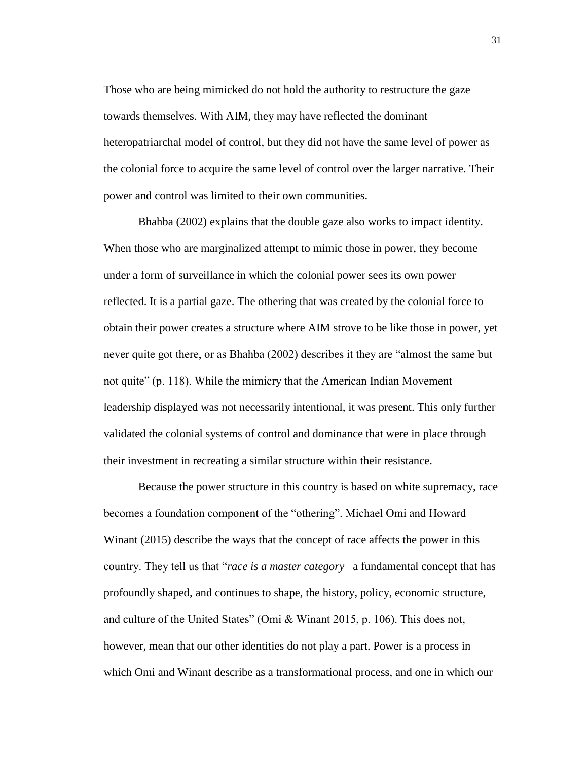Those who are being mimicked do not hold the authority to restructure the gaze towards themselves. With AIM, they may have reflected the dominant heteropatriarchal model of control, but they did not have the same level of power as the colonial force to acquire the same level of control over the larger narrative. Their power and control was limited to their own communities.

Bhahba (2002) explains that the double gaze also works to impact identity. When those who are marginalized attempt to mimic those in power, they become under a form of surveillance in which the colonial power sees its own power reflected. It is a partial gaze. The othering that was created by the colonial force to obtain their power creates a structure where AIM strove to be like those in power, yet never quite got there, or as Bhahba (2002) describes it they are "almost the same but not quite" (p. 118). While the mimicry that the American Indian Movement leadership displayed was not necessarily intentional, it was present. This only further validated the colonial systems of control and dominance that were in place through their investment in recreating a similar structure within their resistance.

Because the power structure in this country is based on white supremacy, race becomes a foundation component of the "othering". Michael Omi and Howard Winant (2015) describe the ways that the concept of race affects the power in this country. They tell us that "*race is a master category* –a fundamental concept that has profoundly shaped, and continues to shape, the history, policy, economic structure, and culture of the United States" (Omi & Winant 2015, p. 106). This does not, however, mean that our other identities do not play a part. Power is a process in which Omi and Winant describe as a transformational process, and one in which our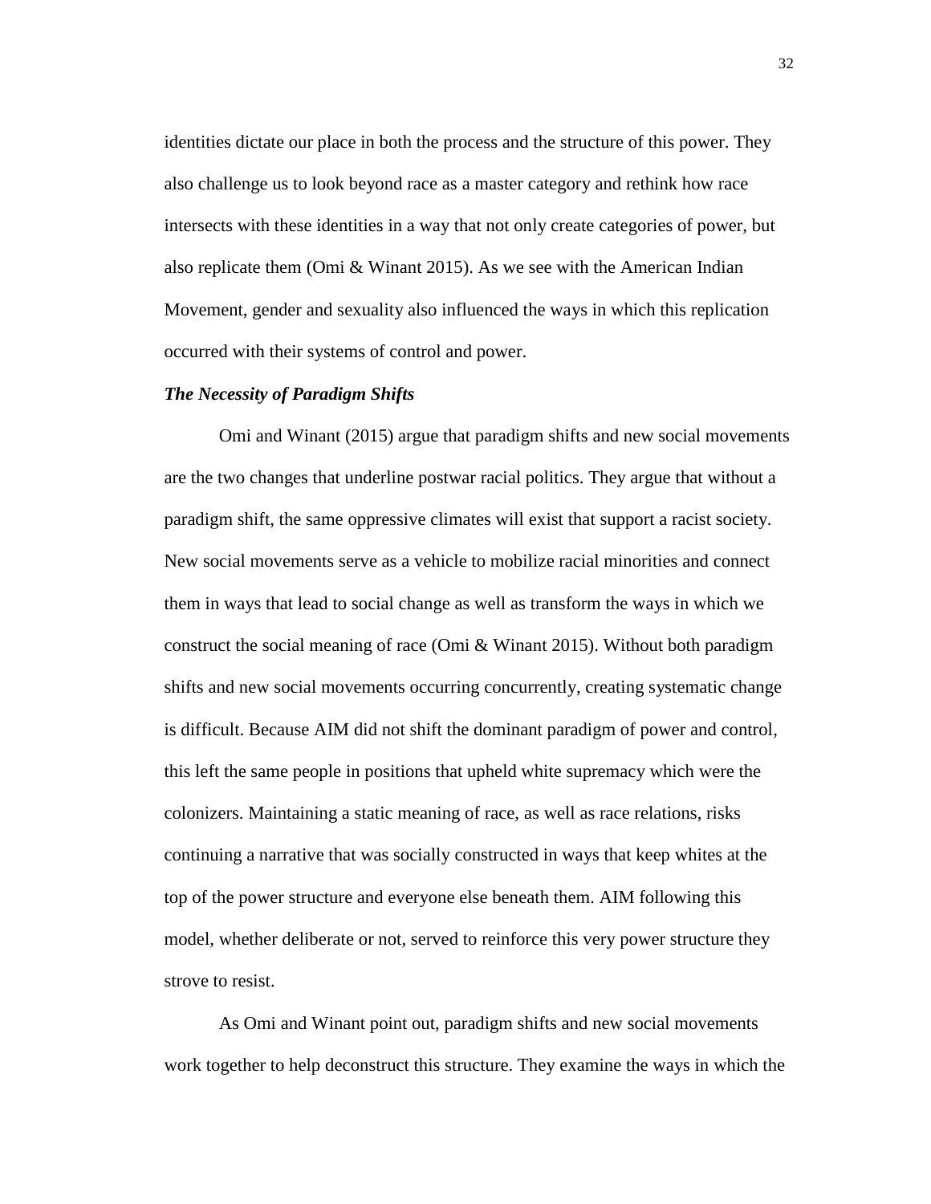identities dictate our place in both the process and the structure of this power. They also challenge us to look beyond race as a master category and rethink how race intersects with these identities in a way that not only create categories of power, but also replicate them (Omi & Winant 2015). As we see with the American Indian Movement, gender and sexuality also influenced the ways in which this replication occurred with their systems of control and power.

***The Necessity of Paradigm Shifts***

Omi and Winant (2015) argue that paradigm shifts and new social movements are the two changes that underline postwar racial politics. They argue that without a paradigm shift, the same oppressive climates will exist that support a racist society. New social movements serve as a vehicle to mobilize racial minorities and connect them in ways that lead to social change as well as transform the ways in which we construct the social meaning of race (Omi & Winant 2015). Without both paradigm shifts and new social movements occurring concurrently, creating systematic change is difficult. Because AIM did not shift the dominant paradigm of power and control, this left the same people in positions that upheld white supremacy which were the colonizers. Maintaining a static meaning of race, as well as race relations, risks continuing a narrative that was socially constructed in ways that keep whites at the top of the power structure and everyone else beneath them. AIM following this model, whether deliberate or not, served to reinforce this very power structure they strove to resist.

As Omi and Winant point out, paradigm shifts and new social movements work together to help deconstruct this structure. They examine the ways in which the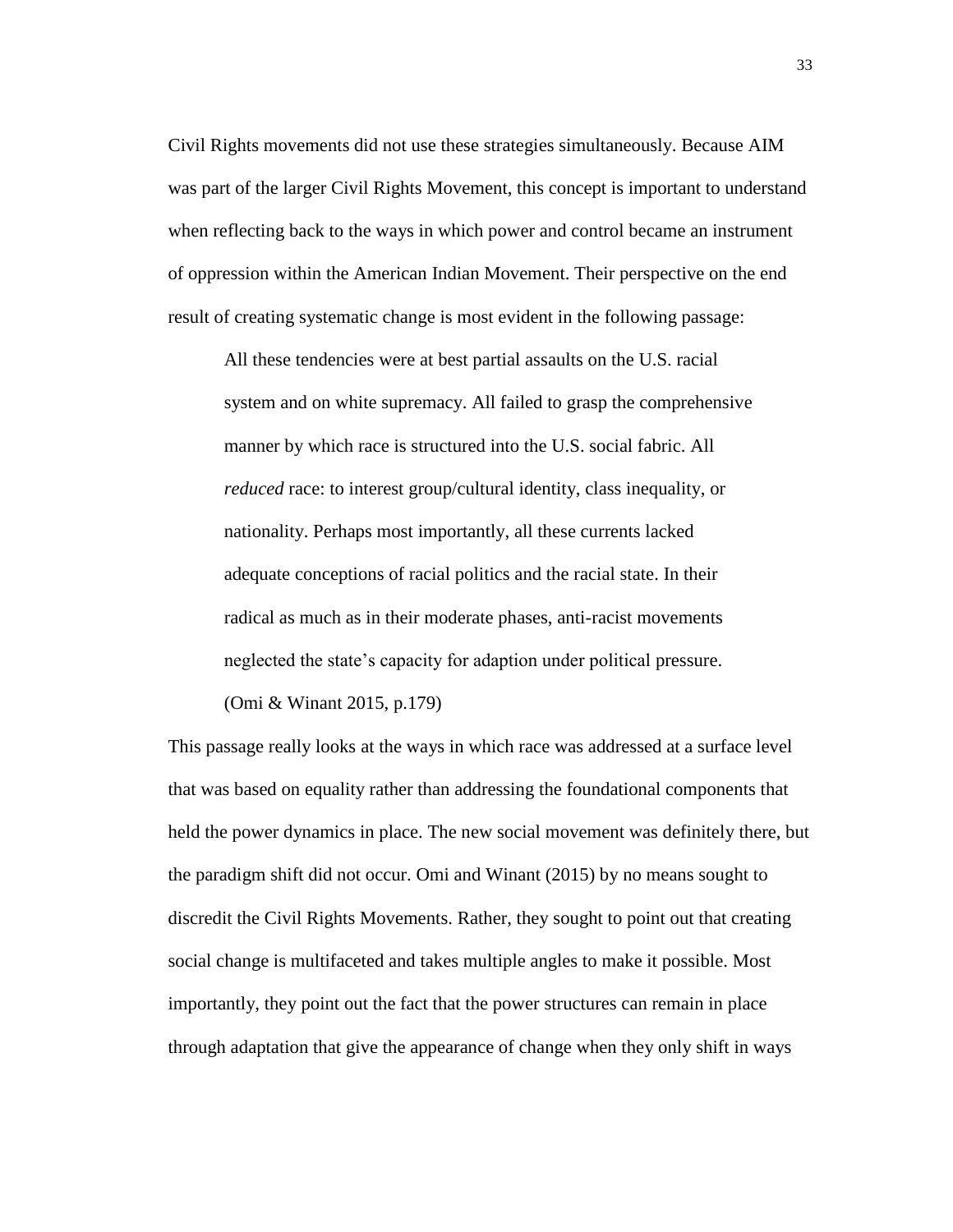Civil Rights movements did not use these strategies simultaneously. Because AIM was part of the larger Civil Rights Movement, this concept is important to understand when reflecting back to the ways in which power and control became an instrument of oppression within the American Indian Movement. Their perspective on the end result of creating systematic change is most evident in the following passage:

> All these tendencies were at best partial assaults on the U.S. racial system and on white supremacy. All failed to grasp the comprehensive manner by which race is structured into the U.S. social fabric. All *reduced* race: to interest group/cultural identity, class inequality, or nationality. Perhaps most importantly, all these currents lacked adequate conceptions of racial politics and the racial state. In their radical as much as in their moderate phases, anti-racist movements neglected the state's capacity for adaption under political pressure. (Omi & Winant 2015, p.179)

This passage really looks at the ways in which race was addressed at a surface level that was based on equality rather than addressing the foundational components that held the power dynamics in place. The new social movement was definitely there, but the paradigm shift did not occur. Omi and Winant (2015) by no means sought to discredit the Civil Rights Movements. Rather, they sought to point out that creating social change is multifaceted and takes multiple angles to make it possible. Most importantly, they point out the fact that the power structures can remain in place through adaptation that give the appearance of change when they only shift in ways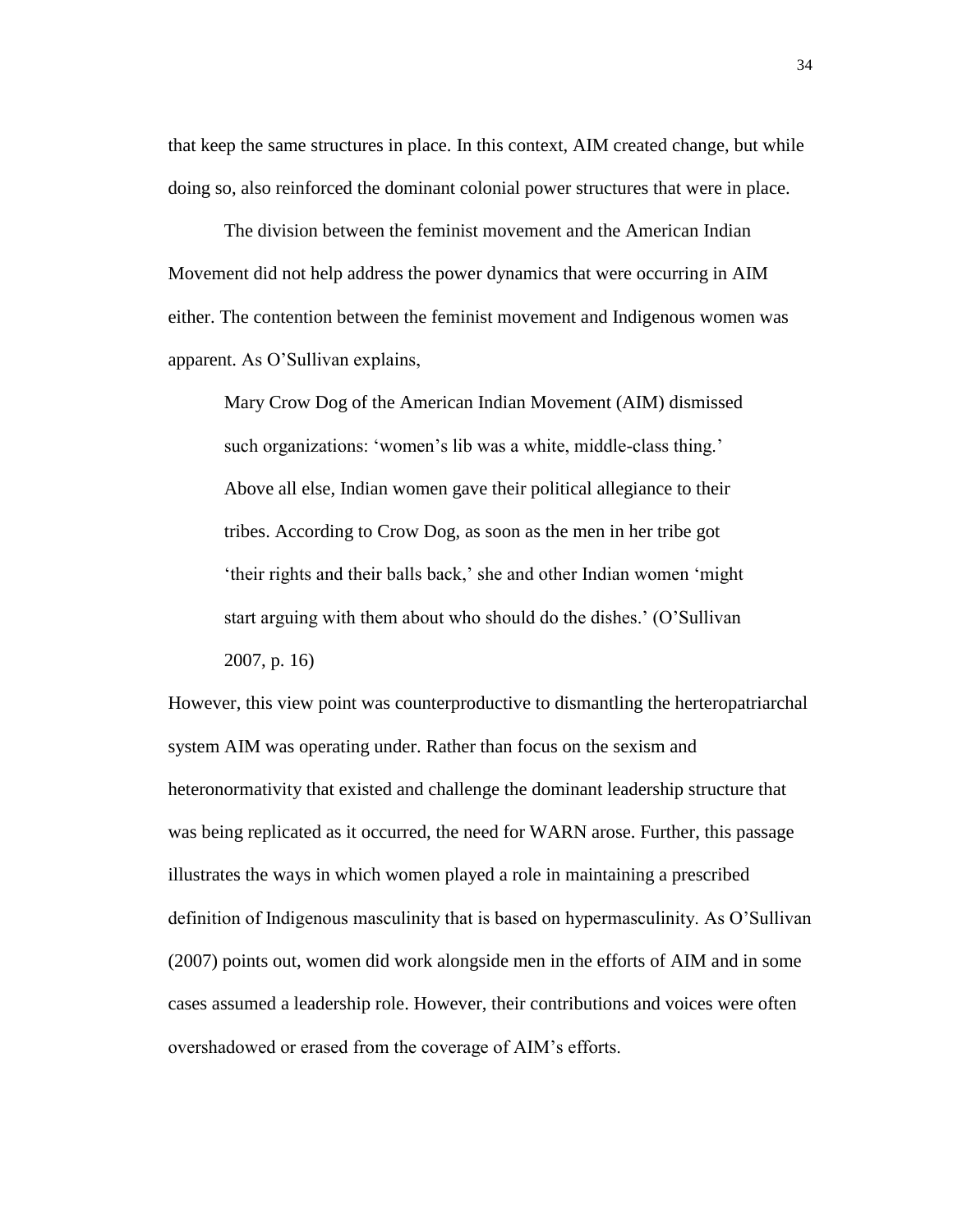that keep the same structures in place. In this context, AIM created change, but while doing so, also reinforced the dominant colonial power structures that were in place.

The division between the feminist movement and the American Indian Movement did not help address the power dynamics that were occurring in AIM either. The contention between the feminist movement and Indigenous women was apparent. As O'Sullivan explains,

> Mary Crow Dog of the American Indian Movement (AIM) dismissed such organizations: 'women's lib was a white, middle-class thing.' Above all else, Indian women gave their political allegiance to their tribes. According to Crow Dog, as soon as the men in her tribe got 'their rights and their balls back,' she and other Indian women 'might start arguing with them about who should do the dishes.' (O'Sullivan 2007, p. 16)

However, this view point was counterproductive to dismantling the herteropatriarchal system AIM was operating under. Rather than focus on the sexism and heteronormativity that existed and challenge the dominant leadership structure that was being replicated as it occurred, the need for WARN arose. Further, this passage illustrates the ways in which women played a role in maintaining a prescribed definition of Indigenous masculinity that is based on hypermasculinity. As O'Sullivan (2007) points out, women did work alongside men in the efforts of AIM and in some cases assumed a leadership role. However, their contributions and voices were often overshadowed or erased from the coverage of AIM's efforts.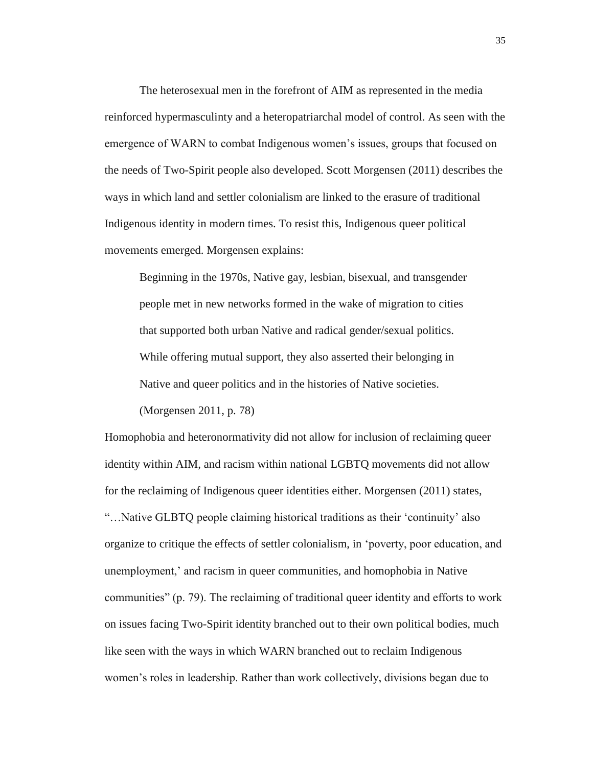The heterosexual men in the forefront of AIM as represented in the media reinforced hypermasculinty and a heteropatriarchal model of control. As seen with the emergence of WARN to combat Indigenous women's issues, groups that focused on the needs of Two-Spirit people also developed. Scott Morgensen (2011) describes the ways in which land and settler colonialism are linked to the erasure of traditional Indigenous identity in modern times. To resist this, Indigenous queer political movements emerged. Morgensen explains:

> Beginning in the 1970s, Native gay, lesbian, bisexual, and transgender people met in new networks formed in the wake of migration to cities that supported both urban Native and radical gender/sexual politics. While offering mutual support, they also asserted their belonging in Native and queer politics and in the histories of Native societies. (Morgensen 2011, p. 78)

Homophobia and heteronormativity did not allow for inclusion of reclaiming queer identity within AIM, and racism within national LGBTQ movements did not allow for the reclaiming of Indigenous queer identities either. Morgensen (2011) states, "…Native GLBTQ people claiming historical traditions as their 'continuity' also organize to critique the effects of settler colonialism, in 'poverty, poor education, and unemployment,' and racism in queer communities, and homophobia in Native communities" (p. 79). The reclaiming of traditional queer identity and efforts to work on issues facing Two-Spirit identity branched out to their own political bodies, much like seen with the ways in which WARN branched out to reclaim Indigenous women's roles in leadership. Rather than work collectively, divisions began due to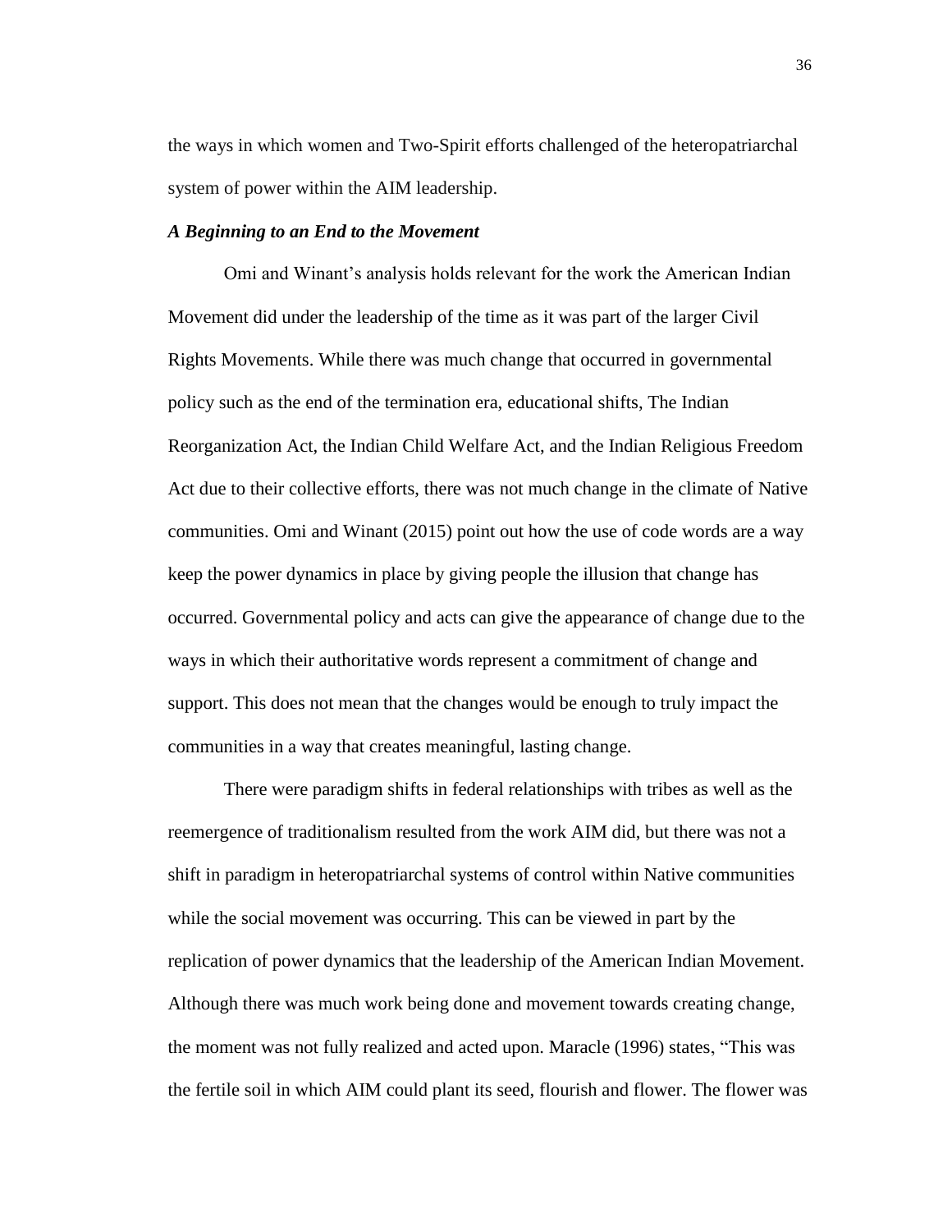the ways in which women and Two-Spirit efforts challenged of the heteropatriarchal system of power within the AIM leadership.

### *A Beginning to an End to the Movement*

Omi and Winant's analysis holds relevant for the work the American Indian Movement did under the leadership of the time as it was part of the larger Civil Rights Movements. While there was much change that occurred in governmental policy such as the end of the termination era, educational shifts, The Indian Reorganization Act, the Indian Child Welfare Act, and the Indian Religious Freedom Act due to their collective efforts, there was not much change in the climate of Native communities. Omi and Winant (2015) point out how the use of code words are a way keep the power dynamics in place by giving people the illusion that change has occurred. Governmental policy and acts can give the appearance of change due to the ways in which their authoritative words represent a commitment of change and support. This does not mean that the changes would be enough to truly impact the communities in a way that creates meaningful, lasting change.

There were paradigm shifts in federal relationships with tribes as well as the reemergence of traditionalism resulted from the work AIM did, but there was not a shift in paradigm in heteropatriarchal systems of control within Native communities while the social movement was occurring. This can be viewed in part by the replication of power dynamics that the leadership of the American Indian Movement. Although there was much work being done and movement towards creating change, the moment was not fully realized and acted upon. Maracle (1996) states, "This was the fertile soil in which AIM could plant its seed, flourish and flower. The flower was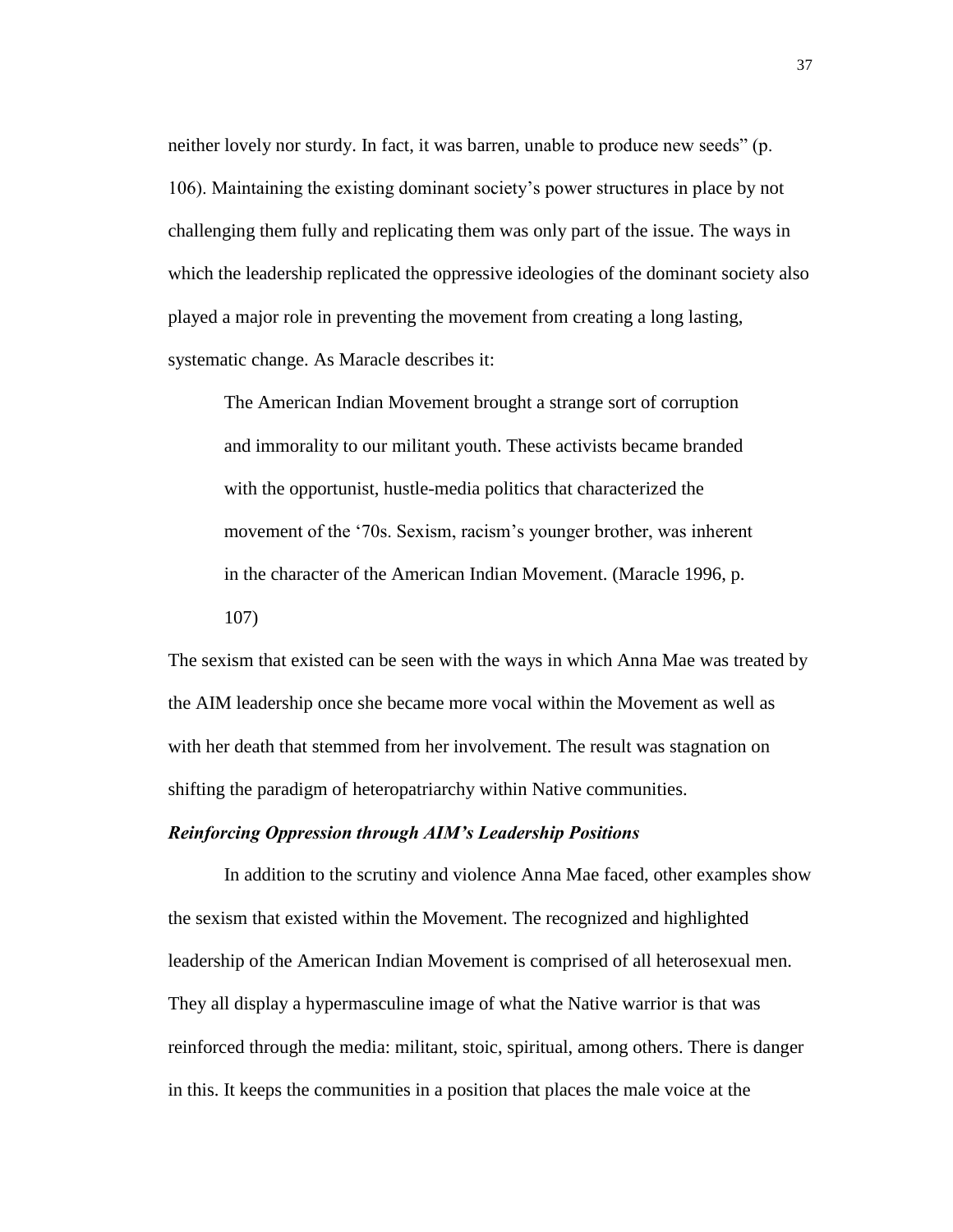neither lovely nor sturdy. In fact, it was barren, unable to produce new seeds" (p. 106). Maintaining the existing dominant society's power structures in place by not challenging them fully and replicating them was only part of the issue. The ways in which the leadership replicated the oppressive ideologies of the dominant society also played a major role in preventing the movement from creating a long lasting, systematic change. As Maracle describes it:

> The American Indian Movement brought a strange sort of corruption and immorality to our militant youth. These activists became branded with the opportunist, hustle-media politics that characterized the movement of the '70s. Sexism, racism's younger brother, was inherent in the character of the American Indian Movement. (Maracle 1996, p. 107)

The sexism that existed can be seen with the ways in which Anna Mae was treated by the AIM leadership once she became more vocal within the Movement as well as with her death that stemmed from her involvement. The result was stagnation on shifting the paradigm of heteropatriarchy within Native communities.

### ***Reinforcing Oppression through AIM's Leadership Positions***

In addition to the scrutiny and violence Anna Mae faced, other examples show the sexism that existed within the Movement. The recognized and highlighted leadership of the American Indian Movement is comprised of all heterosexual men. They all display a hypermasculine image of what the Native warrior is that was reinforced through the media: militant, stoic, spiritual, among others. There is danger in this. It keeps the communities in a position that places the male voice at the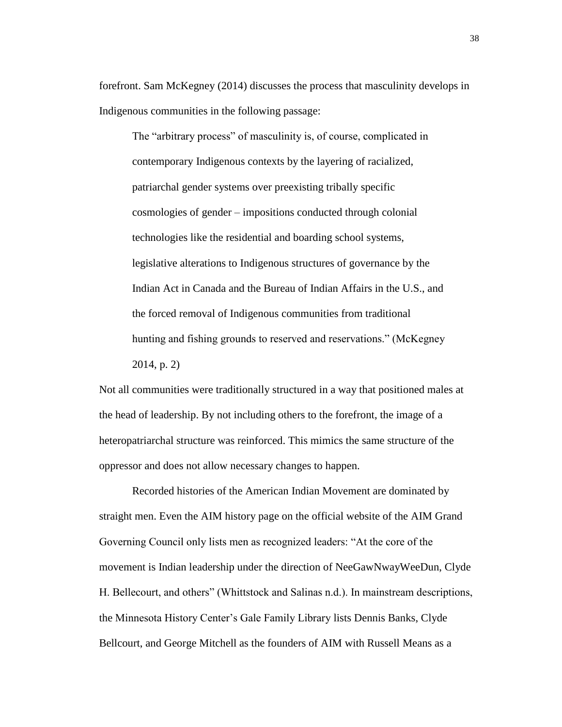forefront. Sam McKegney (2014) discusses the process that masculinity develops in Indigenous communities in the following passage:

> The "arbitrary process" of masculinity is, of course, complicated in contemporary Indigenous contexts by the layering of racialized, patriarchal gender systems over preexisting tribally specific cosmologies of gender – impositions conducted through colonial technologies like the residential and boarding school systems, legislative alterations to Indigenous structures of governance by the Indian Act in Canada and the Bureau of Indian Affairs in the U.S., and the forced removal of Indigenous communities from traditional hunting and fishing grounds to reserved and reservations." (McKegney 2014, p. 2)

Not all communities were traditionally structured in a way that positioned males at the head of leadership. By not including others to the forefront, the image of a heteropatriarchal structure was reinforced. This mimics the same structure of the oppressor and does not allow necessary changes to happen.

Recorded histories of the American Indian Movement are dominated by straight men. Even the AIM history page on the official website of the AIM Grand Governing Council only lists men as recognized leaders: "At the core of the movement is Indian leadership under the direction of NeeGawNwayWeeDun, Clyde H. Bellecourt, and others" (Whittstock and Salinas n.d.). In mainstream descriptions, the Minnesota History Center's Gale Family Library lists Dennis Banks, Clyde Bellcourt, and George Mitchell as the founders of AIM with Russell Means as a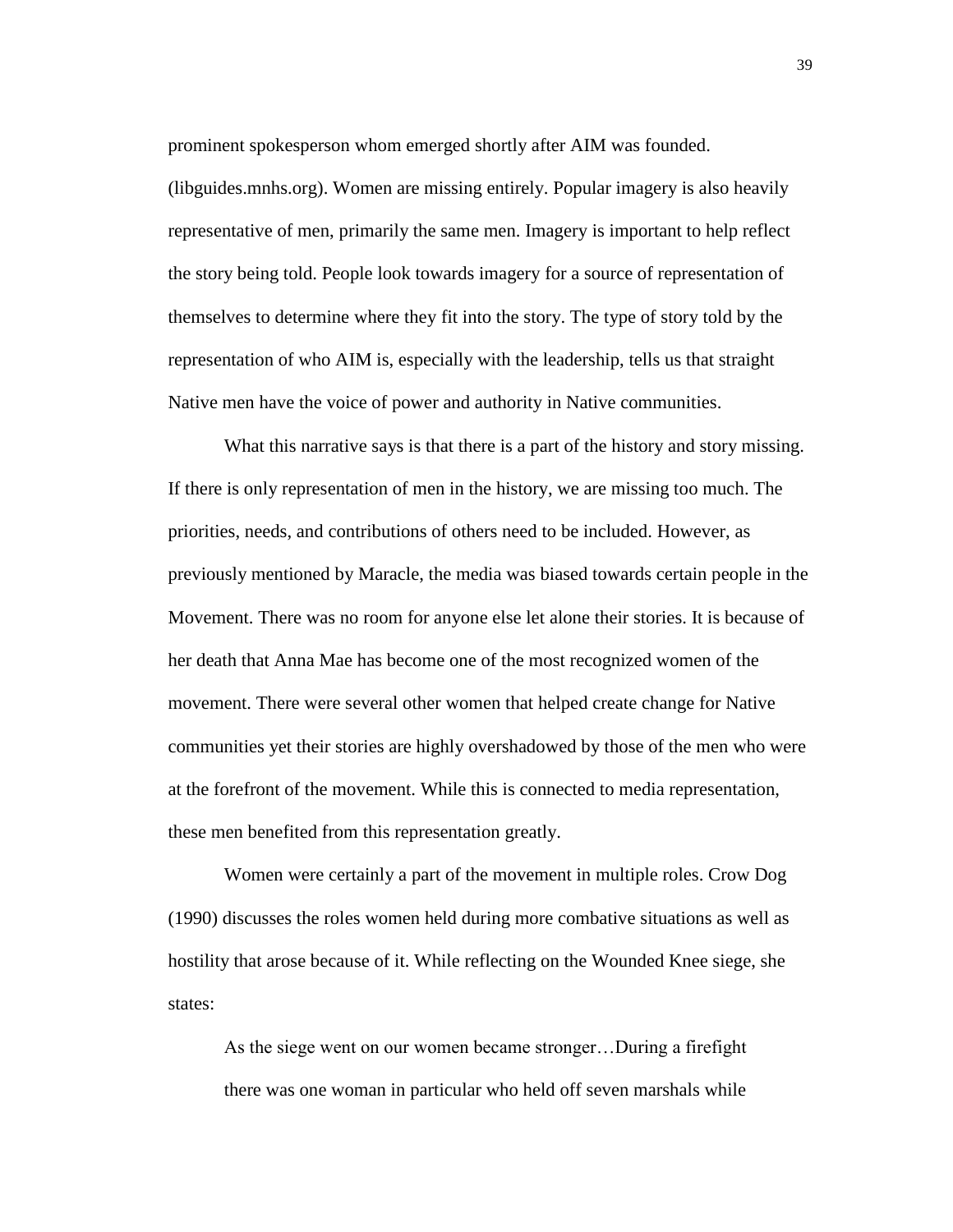prominent spokesperson whom emerged shortly after AIM was founded. (libguides.mnhs.org). Women are missing entirely. Popular imagery is also heavily representative of men, primarily the same men. Imagery is important to help reflect the story being told. People look towards imagery for a source of representation of themselves to determine where they fit into the story. The type of story told by the representation of who AIM is, especially with the leadership, tells us that straight Native men have the voice of power and authority in Native communities.

What this narrative says is that there is a part of the history and story missing. If there is only representation of men in the history, we are missing too much. The priorities, needs, and contributions of others need to be included. However, as previously mentioned by Maracle, the media was biased towards certain people in the Movement. There was no room for anyone else let alone their stories. It is because of her death that Anna Mae has become one of the most recognized women of the movement. There were several other women that helped create change for Native communities yet their stories are highly overshadowed by those of the men who were at the forefront of the movement. While this is connected to media representation, these men benefited from this representation greatly.

Women were certainly a part of the movement in multiple roles. Crow Dog (1990) discusses the roles women held during more combative situations as well as hostility that arose because of it. While reflecting on the Wounded Knee siege, she states:

> As the siege went on our women became stronger…During a firefight there was one woman in particular who held off seven marshals while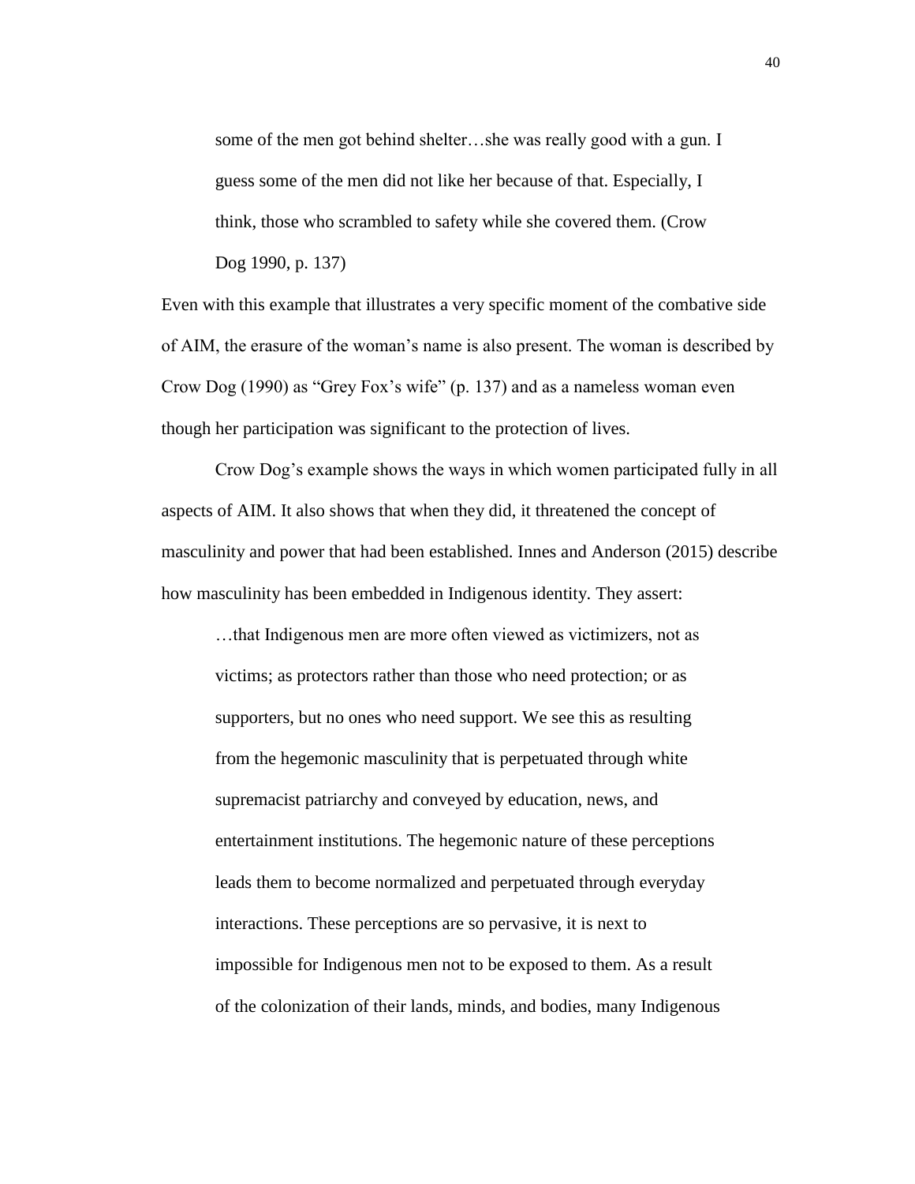> some of the men got behind shelter…she was really good with a gun. I guess some of the men did not like her because of that. Especially, I think, those who scrambled to safety while she covered them. (Crow Dog 1990, p. 137)

Even with this example that illustrates a very specific moment of the combative side of AIM, the erasure of the woman's name is also present. The woman is described by Crow Dog (1990) as "Grey Fox's wife" (p. 137) and as a nameless woman even though her participation was significant to the protection of lives.

Crow Dog's example shows the ways in which women participated fully in all aspects of AIM. It also shows that when they did, it threatened the concept of masculinity and power that had been established. Innes and Anderson (2015) describe how masculinity has been embedded in Indigenous identity. They assert:

> …that Indigenous men are more often viewed as victimizers, not as victims; as protectors rather than those who need protection; or as supporters, but no ones who need support. We see this as resulting from the hegemonic masculinity that is perpetuated through white supremacist patriarchy and conveyed by education, news, and entertainment institutions. The hegemonic nature of these perceptions leads them to become normalized and perpetuated through everyday interactions. These perceptions are so pervasive, it is next to impossible for Indigenous men not to be exposed to them. As a result of the colonization of their lands, minds, and bodies, many Indigenous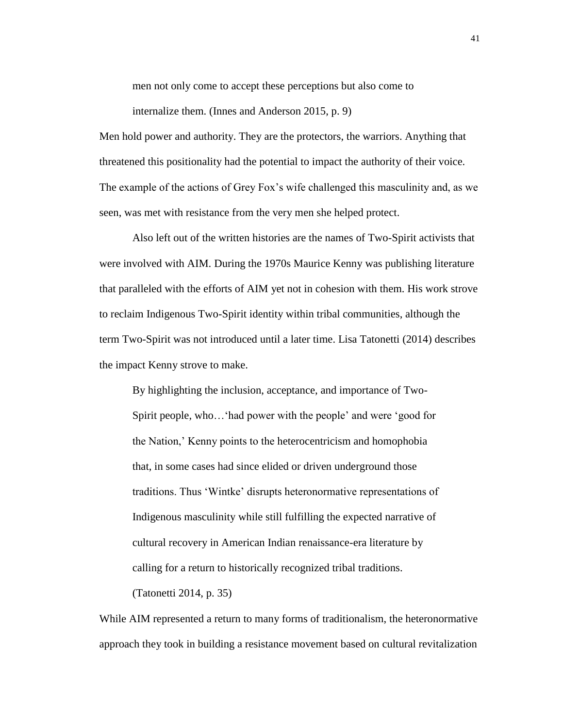> men not only come to accept these perceptions but also come to internalize them. (Innes and Anderson 2015, p. 9)

Men hold power and authority. They are the protectors, the warriors. Anything that threatened this positionality had the potential to impact the authority of their voice. The example of the actions of Grey Fox's wife challenged this masculinity and, as we seen, was met with resistance from the very men she helped protect.

Also left out of the written histories are the names of Two-Spirit activists that were involved with AIM. During the 1970s Maurice Kenny was publishing literature that paralleled with the efforts of AIM yet not in cohesion with them. His work strove to reclaim Indigenous Two-Spirit identity within tribal communities, although the term Two-Spirit was not introduced until a later time. Lisa Tatonetti (2014) describes the impact Kenny strove to make.

> By highlighting the inclusion, acceptance, and importance of Two-Spirit people, who…'had power with the people' and were 'good for the Nation,' Kenny points to the heterocentricism and homophobia that, in some cases had since elided or driven underground those traditions. Thus 'Wintke' disrupts heteronormative representations of Indigenous masculinity while still fulfilling the expected narrative of cultural recovery in American Indian renaissance-era literature by calling for a return to historically recognized tribal traditions. (Tatonetti 2014, p. 35)

While AIM represented a return to many forms of traditionalism, the heteronormative approach they took in building a resistance movement based on cultural revitalization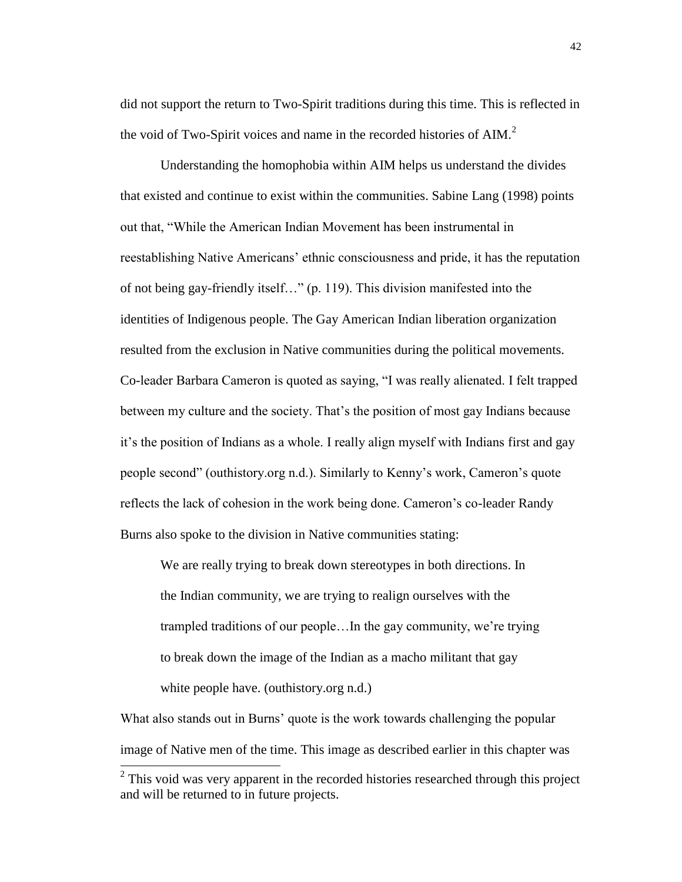did not support the return to Two-Spirit traditions during this time. This is reflected in the void of Two-Spirit voices and name in the recorded histories of AIM.[2]

Understanding the homophobia within AIM helps us understand the divides that existed and continue to exist within the communities. Sabine Lang (1998) points out that, "While the American Indian Movement has been instrumental in reestablishing Native Americans' ethnic consciousness and pride, it has the reputation of not being gay-friendly itself…" (p. 119). This division manifested into the identities of Indigenous people. The Gay American Indian liberation organization resulted from the exclusion in Native communities during the political movements. Co-leader Barbara Cameron is quoted as saying, "I was really alienated. I felt trapped between my culture and the society. That's the position of most gay Indians because it's the position of Indians as a whole. I really align myself with Indians first and gay people second" (outhistory.org n.d.). Similarly to Kenny's work, Cameron's quote reflects the lack of cohesion in the work being done. Cameron's co-leader Randy Burns also spoke to the division in Native communities stating:

> We are really trying to break down stereotypes in both directions. In the Indian community, we are trying to realign ourselves with the trampled traditions of our people…In the gay community, we're trying to break down the image of the Indian as a macho militant that gay white people have. (outhistory.org n.d.)

What also stands out in Burns' quote is the work towards challenging the popular image of Native men of the time. This image as described earlier in this chapter was

---

[2] This void was very apparent in the recorded histories researched through this project and will be returned to in future projects.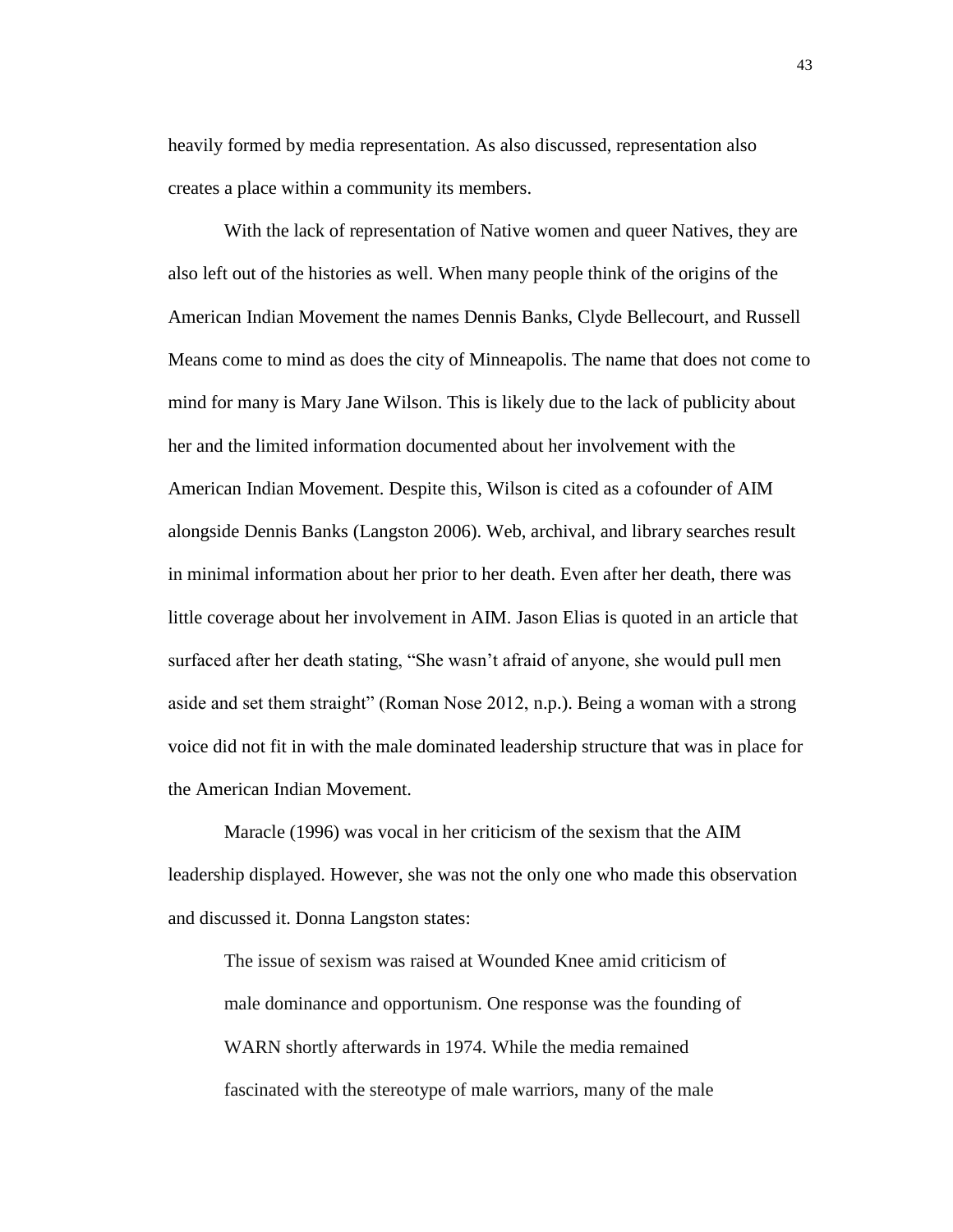heavily formed by media representation. As also discussed, representation also creates a place within a community its members.

With the lack of representation of Native women and queer Natives, they are also left out of the histories as well. When many people think of the origins of the American Indian Movement the names Dennis Banks, Clyde Bellecourt, and Russell Means come to mind as does the city of Minneapolis. The name that does not come to mind for many is Mary Jane Wilson. This is likely due to the lack of publicity about her and the limited information documented about her involvement with the American Indian Movement. Despite this, Wilson is cited as a cofounder of AIM alongside Dennis Banks (Langston 2006). Web, archival, and library searches result in minimal information about her prior to her death. Even after her death, there was little coverage about her involvement in AIM. Jason Elias is quoted in an article that surfaced after her death stating, "She wasn't afraid of anyone, she would pull men aside and set them straight" (Roman Nose 2012, n.p.). Being a woman with a strong voice did not fit in with the male dominated leadership structure that was in place for the American Indian Movement.

Maracle (1996) was vocal in her criticism of the sexism that the AIM leadership displayed. However, she was not the only one who made this observation and discussed it. Donna Langston states:

> The issue of sexism was raised at Wounded Knee amid criticism of male dominance and opportunism. One response was the founding of WARN shortly afterwards in 1974. While the media remained fascinated with the stereotype of male warriors, many of the male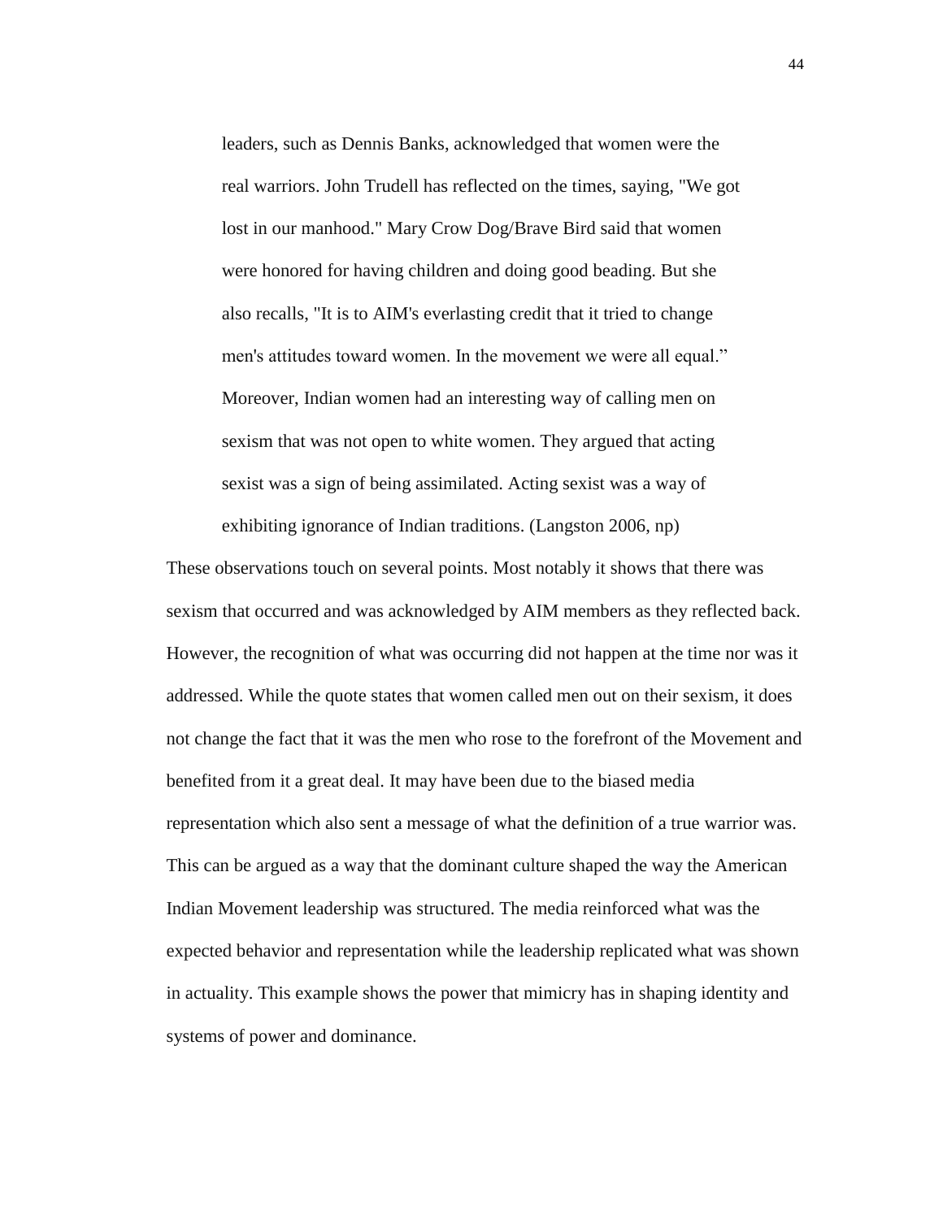> leaders, such as Dennis Banks, acknowledged that women were the real warriors. John Trudell has reflected on the times, saying, "We got lost in our manhood." Mary Crow Dog/Brave Bird said that women were honored for having children and doing good beading. But she also recalls, "It is to AIM's everlasting credit that it tried to change men's attitudes toward women. In the movement we were all equal." Moreover, Indian women had an interesting way of calling men on sexism that was not open to white women. They argued that acting sexist was a sign of being assimilated. Acting sexist was a way of exhibiting ignorance of Indian traditions. (Langston 2006, np)

These observations touch on several points. Most notably it shows that there was sexism that occurred and was acknowledged by AIM members as they reflected back. However, the recognition of what was occurring did not happen at the time nor was it addressed. While the quote states that women called men out on their sexism, it does not change the fact that it was the men who rose to the forefront of the Movement and benefited from it a great deal. It may have been due to the biased media representation which also sent a message of what the definition of a true warrior was. This can be argued as a way that the dominant culture shaped the way the American Indian Movement leadership was structured. The media reinforced what was the expected behavior and representation while the leadership replicated what was shown in actuality. This example shows the power that mimicry has in shaping identity and systems of power and dominance.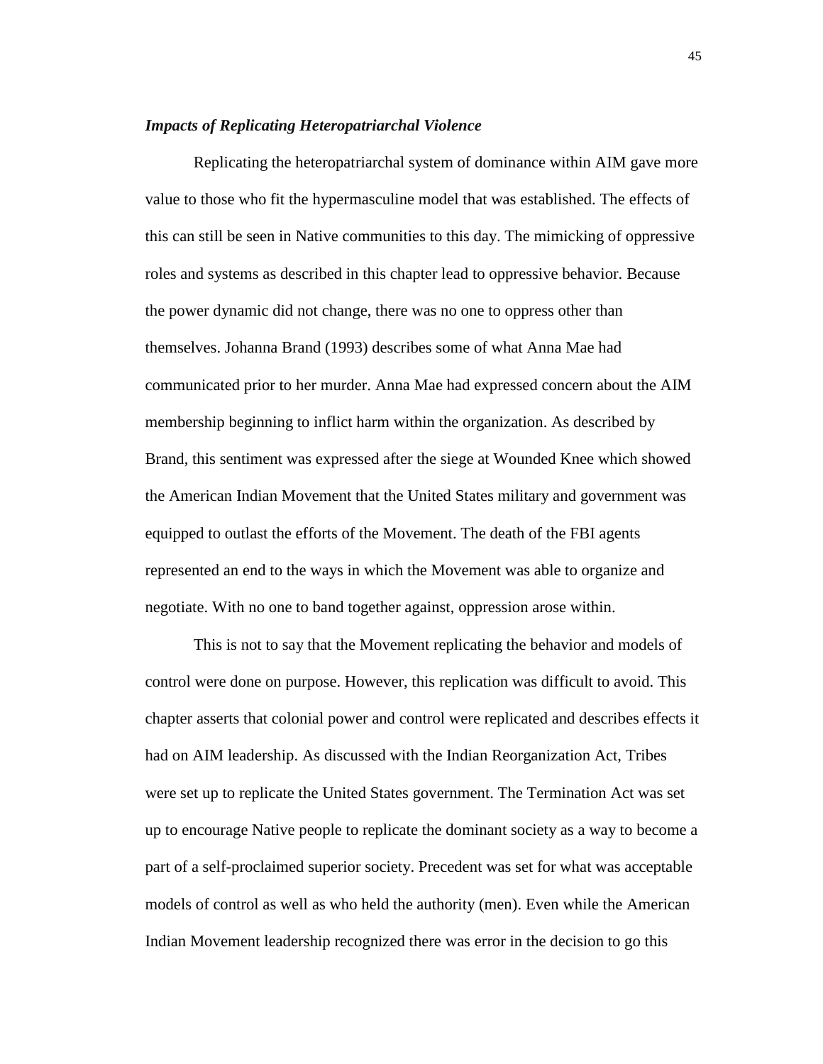### *Impacts of Replicating Heteropatriarchal Violence*

Replicating the heteropatriarchal system of dominance within AIM gave more value to those who fit the hypermasculine model that was established. The effects of this can still be seen in Native communities to this day. The mimicking of oppressive roles and systems as described in this chapter lead to oppressive behavior. Because the power dynamic did not change, there was no one to oppress other than themselves. Johanna Brand (1993) describes some of what Anna Mae had communicated prior to her murder. Anna Mae had expressed concern about the AIM membership beginning to inflict harm within the organization. As described by Brand, this sentiment was expressed after the siege at Wounded Knee which showed the American Indian Movement that the United States military and government was equipped to outlast the efforts of the Movement. The death of the FBI agents represented an end to the ways in which the Movement was able to organize and negotiate. With no one to band together against, oppression arose within.

This is not to say that the Movement replicating the behavior and models of control were done on purpose. However, this replication was difficult to avoid. This chapter asserts that colonial power and control were replicated and describes effects it had on AIM leadership. As discussed with the Indian Reorganization Act, Tribes were set up to replicate the United States government. The Termination Act was set up to encourage Native people to replicate the dominant society as a way to become a part of a self-proclaimed superior society. Precedent was set for what was acceptable models of control as well as who held the authority (men). Even while the American Indian Movement leadership recognized there was error in the decision to go this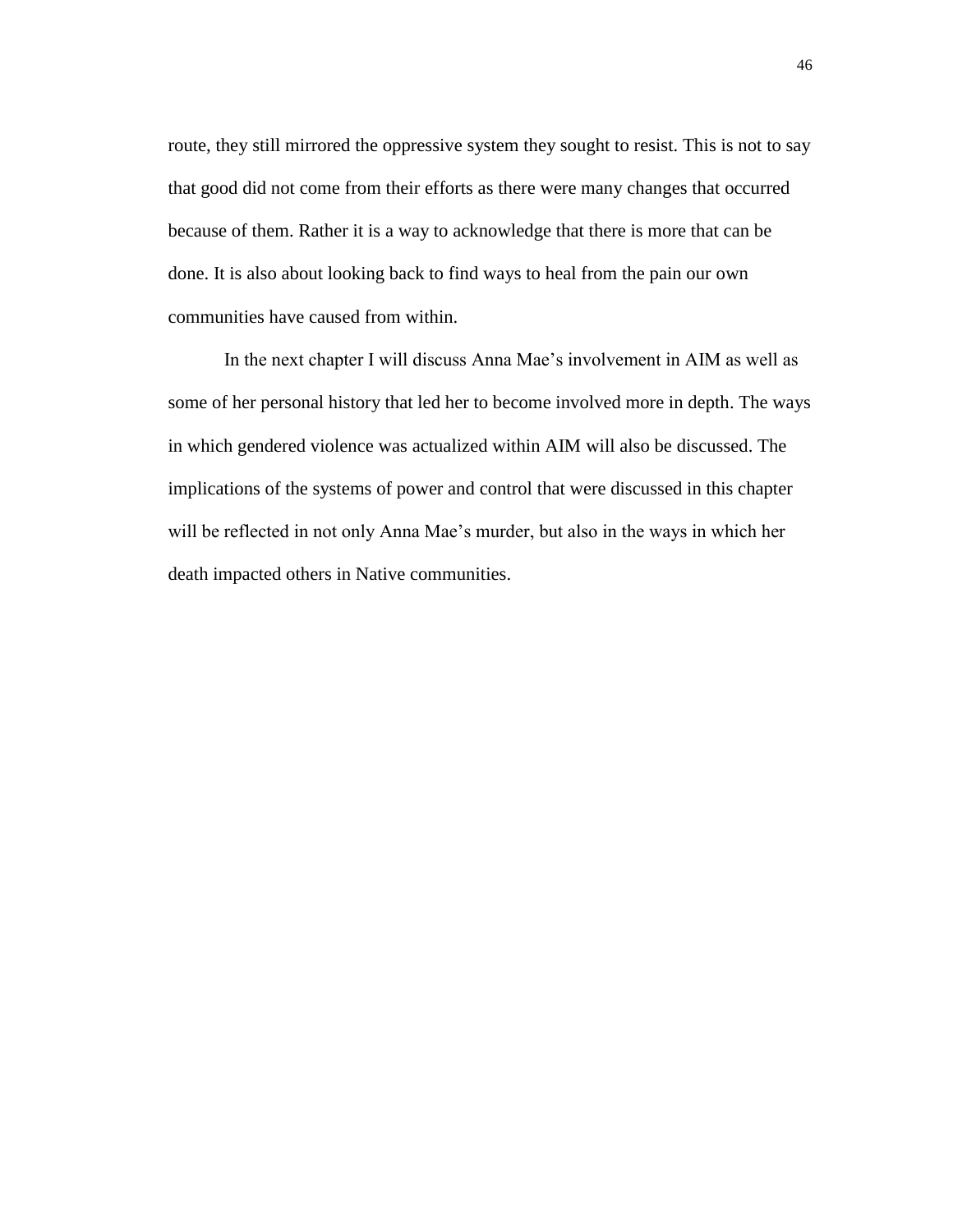route, they still mirrored the oppressive system they sought to resist. This is not to say that good did not come from their efforts as there were many changes that occurred because of them. Rather it is a way to acknowledge that there is more that can be done. It is also about looking back to find ways to heal from the pain our own communities have caused from within.

In the next chapter I will discuss Anna Mae's involvement in AIM as well as some of her personal history that led her to become involved more in depth. The ways in which gendered violence was actualized within AIM will also be discussed. The implications of the systems of power and control that were discussed in this chapter will be reflected in not only Anna Mae's murder, but also in the ways in which her death impacted others in Native communities.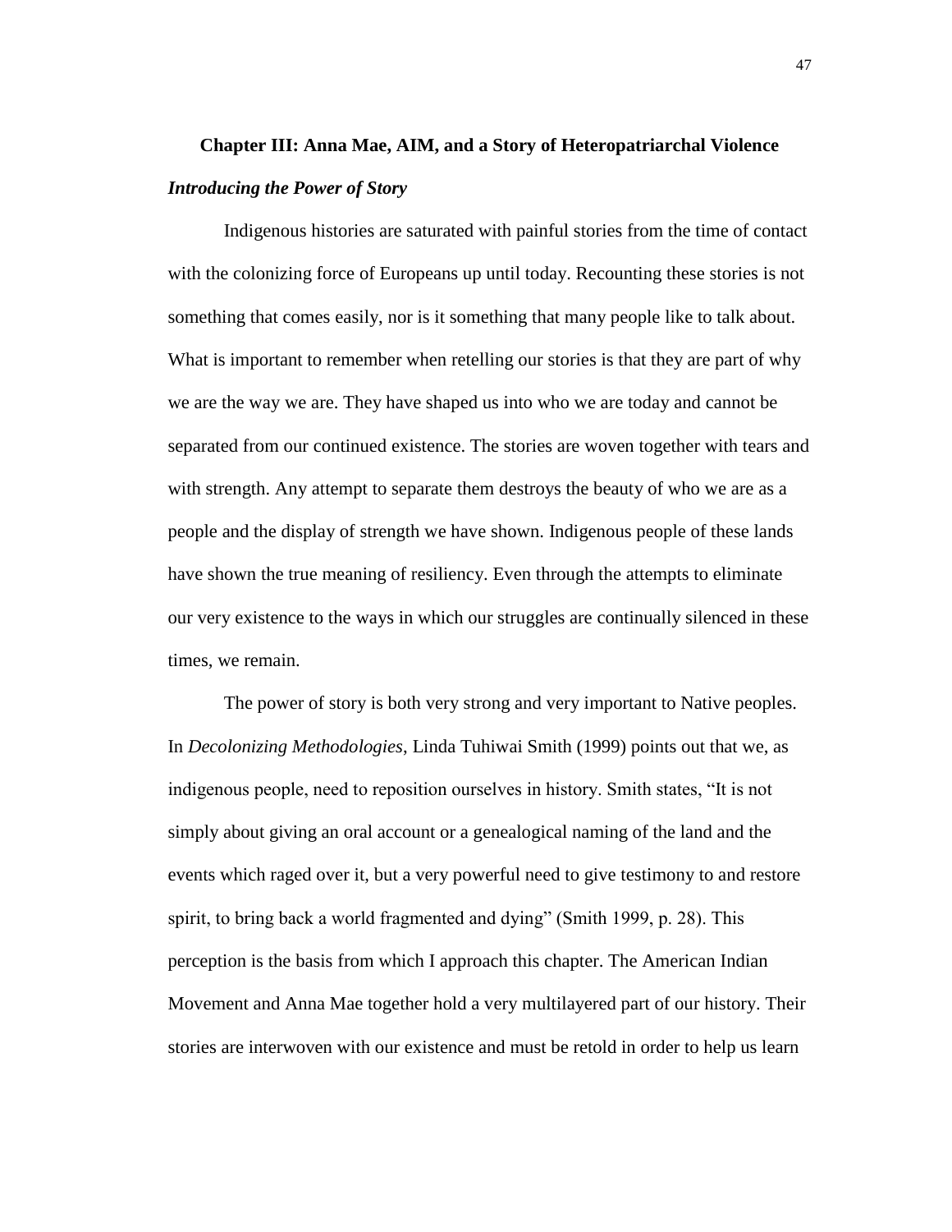## Chapter III: Anna Mae, AIM, and a Story of Heteropatriarchal Violence

### *Introducing the Power of Story*

Indigenous histories are saturated with painful stories from the time of contact with the colonizing force of Europeans up until today. Recounting these stories is not something that comes easily, nor is it something that many people like to talk about. What is important to remember when retelling our stories is that they are part of why we are the way we are. They have shaped us into who we are today and cannot be separated from our continued existence. The stories are woven together with tears and with strength. Any attempt to separate them destroys the beauty of who we are as a people and the display of strength we have shown. Indigenous people of these lands have shown the true meaning of resiliency. Even through the attempts to eliminate our very existence to the ways in which our struggles are continually silenced in these times, we remain.

The power of story is both very strong and very important to Native peoples. In *Decolonizing Methodologies*, Linda Tuhiwai Smith (1999) points out that we, as indigenous people, need to reposition ourselves in history. Smith states, "It is not simply about giving an oral account or a genealogical naming of the land and the events which raged over it, but a very powerful need to give testimony to and restore spirit, to bring back a world fragmented and dying" (Smith 1999, p. 28). This perception is the basis from which I approach this chapter. The American Indian Movement and Anna Mae together hold a very multilayered part of our history. Their stories are interwoven with our existence and must be retold in order to help us learn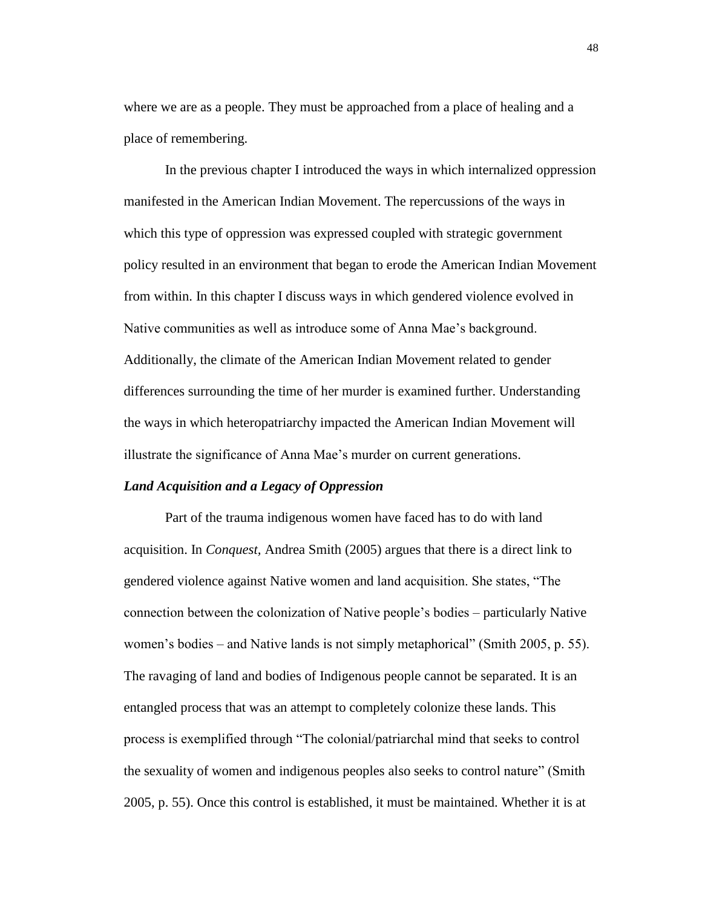where we are as a people. They must be approached from a place of healing and a place of remembering.

In the previous chapter I introduced the ways in which internalized oppression manifested in the American Indian Movement. The repercussions of the ways in which this type of oppression was expressed coupled with strategic government policy resulted in an environment that began to erode the American Indian Movement from within. In this chapter I discuss ways in which gendered violence evolved in Native communities as well as introduce some of Anna Mae's background. Additionally, the climate of the American Indian Movement related to gender differences surrounding the time of her murder is examined further. Understanding the ways in which heteropatriarchy impacted the American Indian Movement will illustrate the significance of Anna Mae's murder on current generations.

### *Land Acquisition and a Legacy of Oppression*

Part of the trauma indigenous women have faced has to do with land acquisition. In *Conquest,* Andrea Smith (2005) argues that there is a direct link to gendered violence against Native women and land acquisition. She states, "The connection between the colonization of Native people's bodies – particularly Native women's bodies – and Native lands is not simply metaphorical" (Smith 2005, p. 55). The ravaging of land and bodies of Indigenous people cannot be separated. It is an entangled process that was an attempt to completely colonize these lands. This process is exemplified through "The colonial/patriarchal mind that seeks to control the sexuality of women and indigenous peoples also seeks to control nature" (Smith 2005, p. 55). Once this control is established, it must be maintained. Whether it is at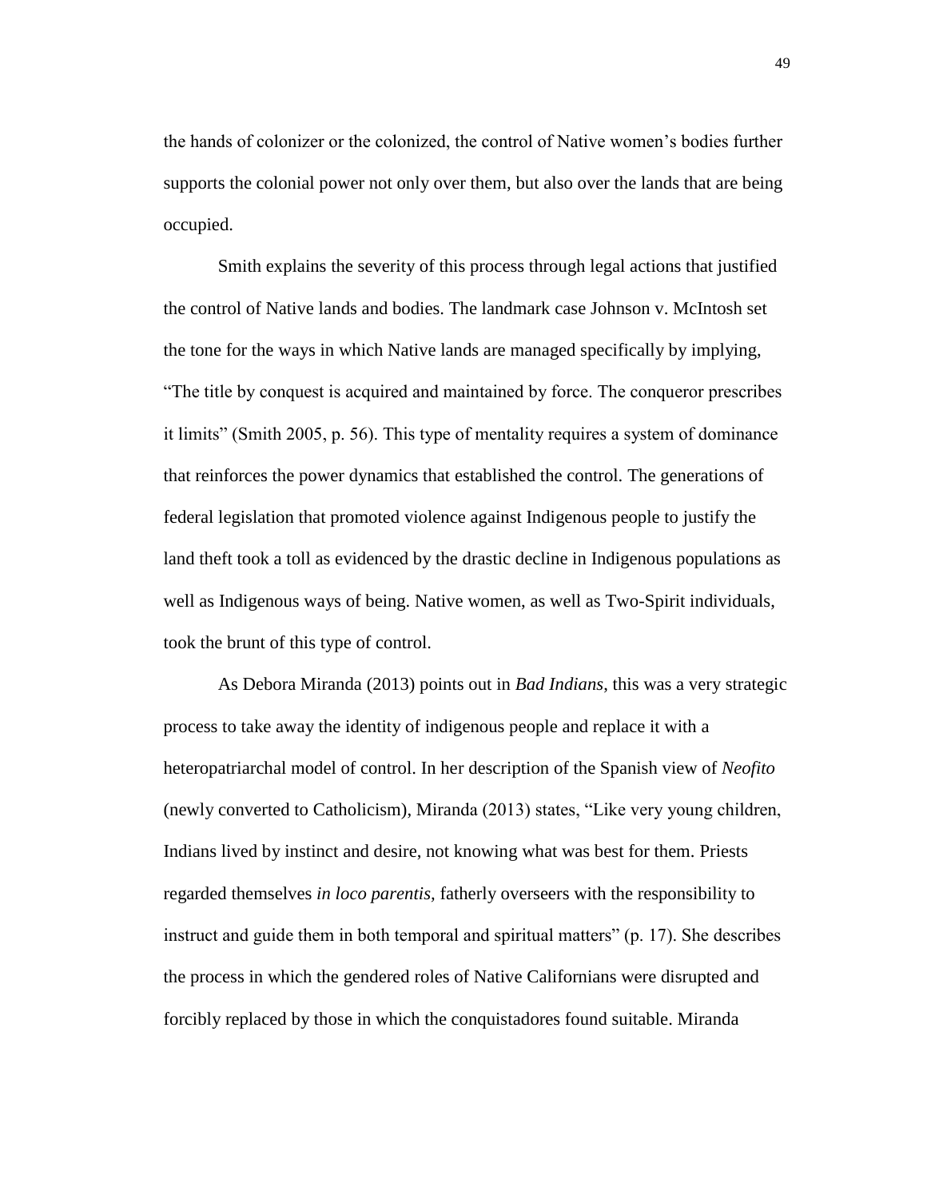the hands of colonizer or the colonized, the control of Native women's bodies further supports the colonial power not only over them, but also over the lands that are being occupied.

Smith explains the severity of this process through legal actions that justified the control of Native lands and bodies. The landmark case Johnson v. McIntosh set the tone for the ways in which Native lands are managed specifically by implying, "The title by conquest is acquired and maintained by force. The conqueror prescribes it limits" (Smith 2005, p. 56). This type of mentality requires a system of dominance that reinforces the power dynamics that established the control. The generations of federal legislation that promoted violence against Indigenous people to justify the land theft took a toll as evidenced by the drastic decline in Indigenous populations as well as Indigenous ways of being. Native women, as well as Two-Spirit individuals, took the brunt of this type of control.

As Debora Miranda (2013) points out in *Bad Indians*, this was a very strategic process to take away the identity of indigenous people and replace it with a heteropatriarchal model of control. In her description of the Spanish view of *Neofito* (newly converted to Catholicism), Miranda (2013) states, "Like very young children, Indians lived by instinct and desire, not knowing what was best for them. Priests regarded themselves *in loco parentis,* fatherly overseers with the responsibility to instruct and guide them in both temporal and spiritual matters" (p. 17). She describes the process in which the gendered roles of Native Californians were disrupted and forcibly replaced by those in which the conquistadores found suitable. Miranda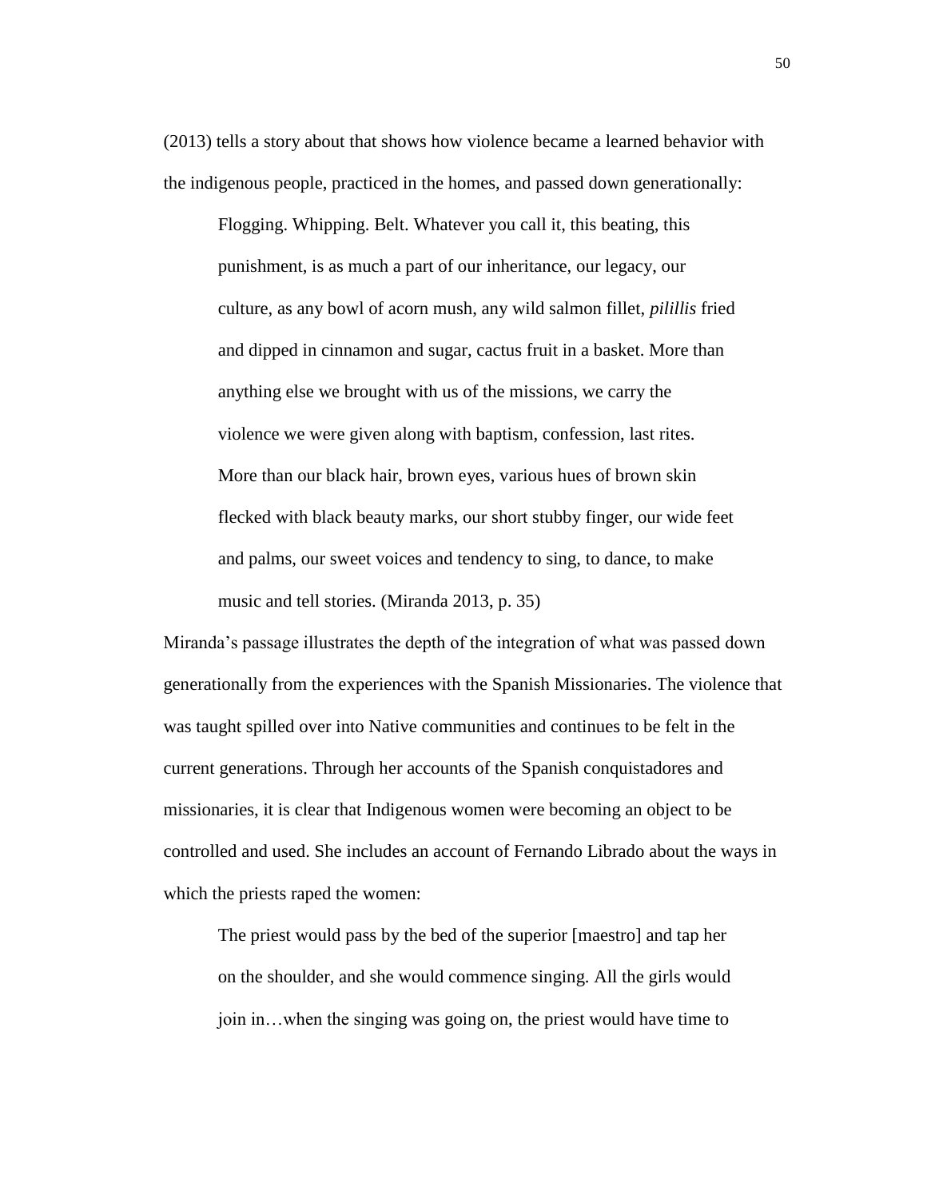(2013) tells a story about that shows how violence became a learned behavior with the indigenous people, practiced in the homes, and passed down generationally:

> Flogging. Whipping. Belt. Whatever you call it, this beating, this punishment, is as much a part of our inheritance, our legacy, our culture, as any bowl of acorn mush, any wild salmon fillet, *pilillis* fried and dipped in cinnamon and sugar, cactus fruit in a basket. More than anything else we brought with us of the missions, we carry the violence we were given along with baptism, confession, last rites. More than our black hair, brown eyes, various hues of brown skin flecked with black beauty marks, our short stubby finger, our wide feet and palms, our sweet voices and tendency to sing, to dance, to make music and tell stories. (Miranda 2013, p. 35)

Miranda's passage illustrates the depth of the integration of what was passed down generationally from the experiences with the Spanish Missionaries. The violence that was taught spilled over into Native communities and continues to be felt in the current generations. Through her accounts of the Spanish conquistadores and missionaries, it is clear that Indigenous women were becoming an object to be controlled and used. She includes an account of Fernando Librado about the ways in which the priests raped the women:

> The priest would pass by the bed of the superior [maestro] and tap her on the shoulder, and she would commence singing. All the girls would join in…when the singing was going on, the priest would have time to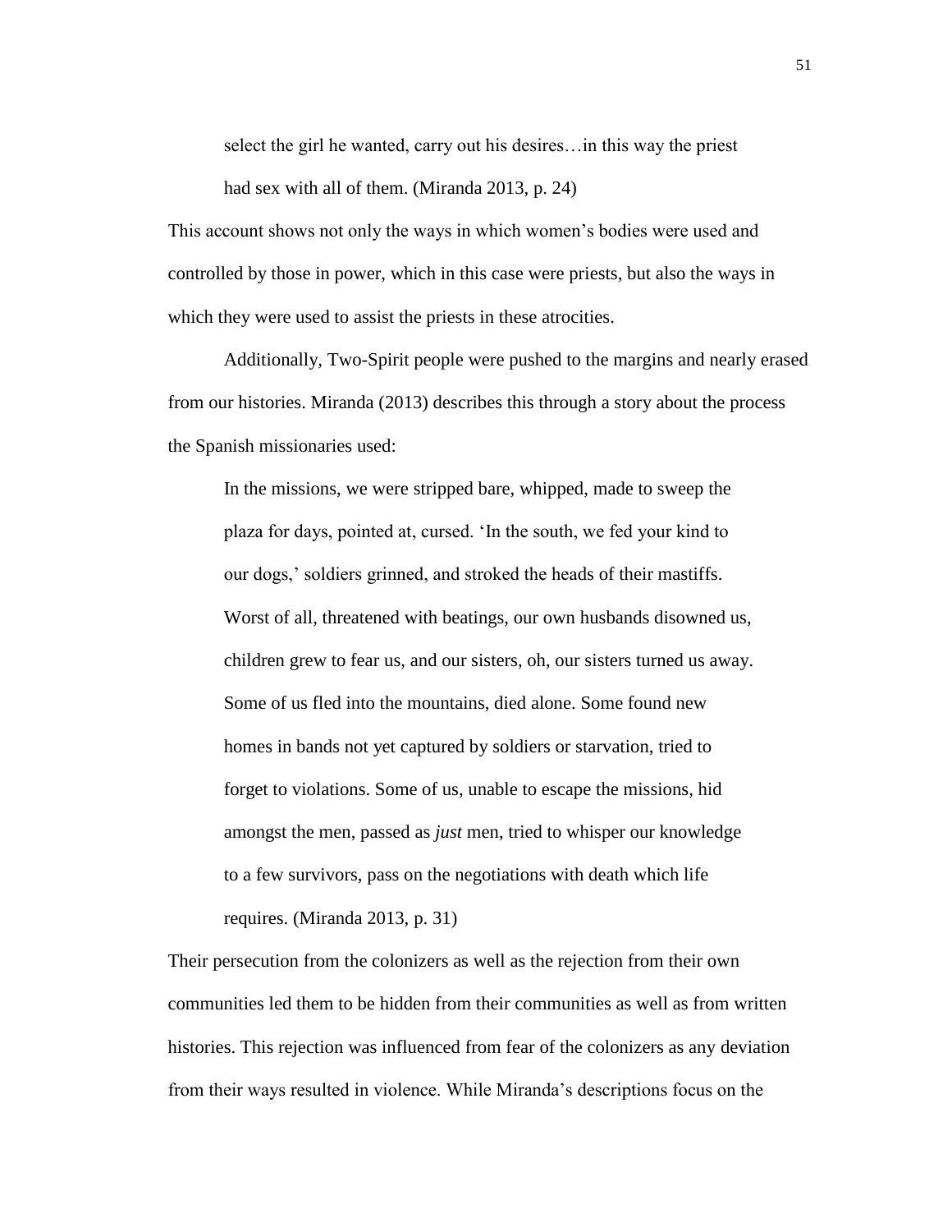> select the girl he wanted, carry out his desires…in this way the priest had sex with all of them. (Miranda 2013, p. 24)

This account shows not only the ways in which women's bodies were used and controlled by those in power, which in this case were priests, but also the ways in which they were used to assist the priests in these atrocities.

Additionally, Two-Spirit people were pushed to the margins and nearly erased from our histories. Miranda (2013) describes this through a story about the process the Spanish missionaries used:

> In the missions, we were stripped bare, whipped, made to sweep the plaza for days, pointed at, cursed. 'In the south, we fed your kind to our dogs,' soldiers grinned, and stroked the heads of their mastiffs. Worst of all, threatened with beatings, our own husbands disowned us, children grew to fear us, and our sisters, oh, our sisters turned us away. Some of us fled into the mountains, died alone. Some found new homes in bands not yet captured by soldiers or starvation, tried to forget to violations. Some of us, unable to escape the missions, hid amongst the men, passed as *just* men, tried to whisper our knowledge to a few survivors, pass on the negotiations with death which life requires. (Miranda 2013, p. 31)

Their persecution from the colonizers as well as the rejection from their own communities led them to be hidden from their communities as well as from written histories. This rejection was influenced from fear of the colonizers as any deviation from their ways resulted in violence. While Miranda's descriptions focus on the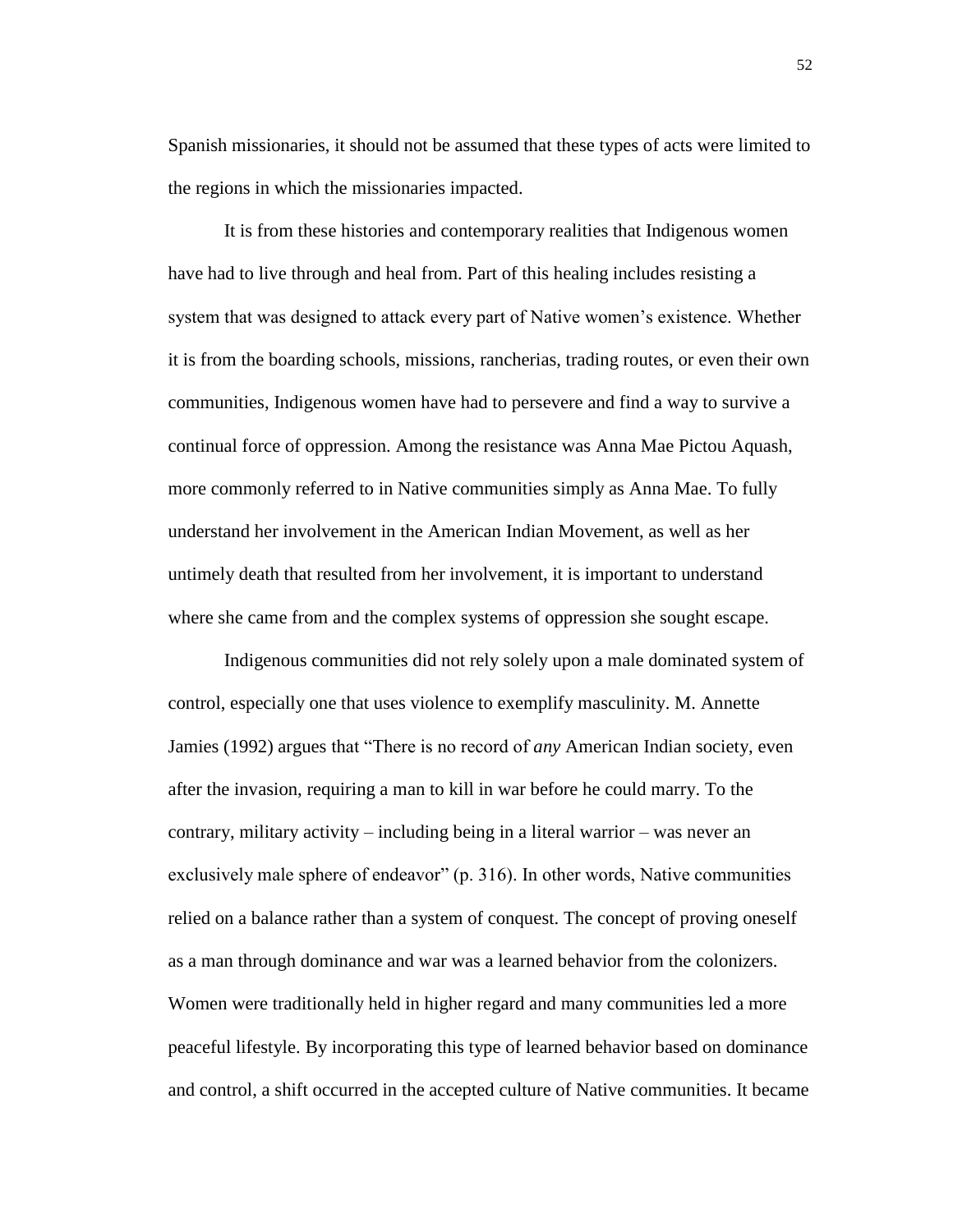Spanish missionaries, it should not be assumed that these types of acts were limited to the regions in which the missionaries impacted.

It is from these histories and contemporary realities that Indigenous women have had to live through and heal from. Part of this healing includes resisting a system that was designed to attack every part of Native women's existence. Whether it is from the boarding schools, missions, rancherias, trading routes, or even their own communities, Indigenous women have had to persevere and find a way to survive a continual force of oppression. Among the resistance was Anna Mae Pictou Aquash, more commonly referred to in Native communities simply as Anna Mae. To fully understand her involvement in the American Indian Movement, as well as her untimely death that resulted from her involvement, it is important to understand where she came from and the complex systems of oppression she sought escape.

Indigenous communities did not rely solely upon a male dominated system of control, especially one that uses violence to exemplify masculinity. M. Annette Jamies (1992) argues that "There is no record of *any* American Indian society, even after the invasion, requiring a man to kill in war before he could marry. To the contrary, military activity – including being in a literal warrior – was never an exclusively male sphere of endeavor" (p. 316). In other words, Native communities relied on a balance rather than a system of conquest. The concept of proving oneself as a man through dominance and war was a learned behavior from the colonizers. Women were traditionally held in higher regard and many communities led a more peaceful lifestyle. By incorporating this type of learned behavior based on dominance and control, a shift occurred in the accepted culture of Native communities. It became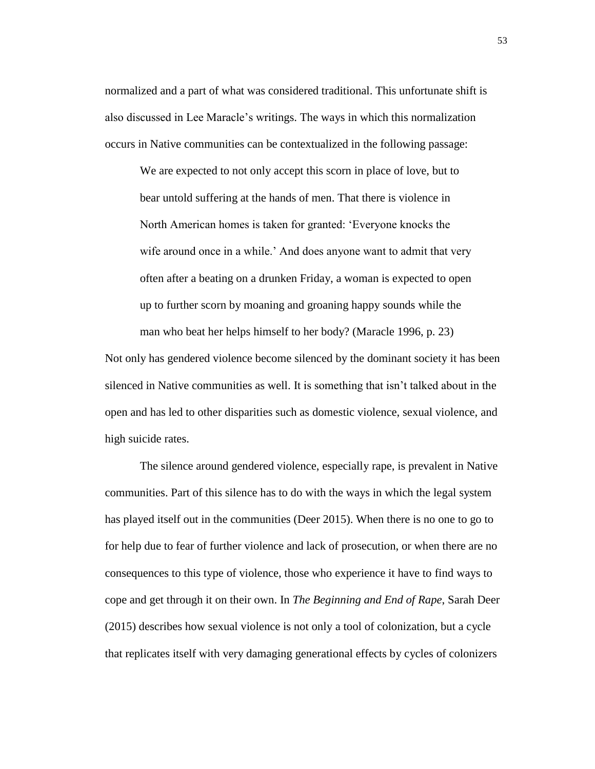normalized and a part of what was considered traditional. This unfortunate shift is also discussed in Lee Maracle's writings. The ways in which this normalization occurs in Native communities can be contextualized in the following passage:

> We are expected to not only accept this scorn in place of love, but to bear untold suffering at the hands of men. That there is violence in North American homes is taken for granted: 'Everyone knocks the wife around once in a while.' And does anyone want to admit that very often after a beating on a drunken Friday, a woman is expected to open up to further scorn by moaning and groaning happy sounds while the man who beat her helps himself to her body? (Maracle 1996, p. 23)

Not only has gendered violence become silenced by the dominant society it has been silenced in Native communities as well. It is something that isn't talked about in the open and has led to other disparities such as domestic violence, sexual violence, and high suicide rates.

The silence around gendered violence, especially rape, is prevalent in Native communities. Part of this silence has to do with the ways in which the legal system has played itself out in the communities (Deer 2015). When there is no one to go to for help due to fear of further violence and lack of prosecution, or when there are no consequences to this type of violence, those who experience it have to find ways to cope and get through it on their own. In *The Beginning and End of Rape*, Sarah Deer (2015) describes how sexual violence is not only a tool of colonization, but a cycle that replicates itself with very damaging generational effects by cycles of colonizers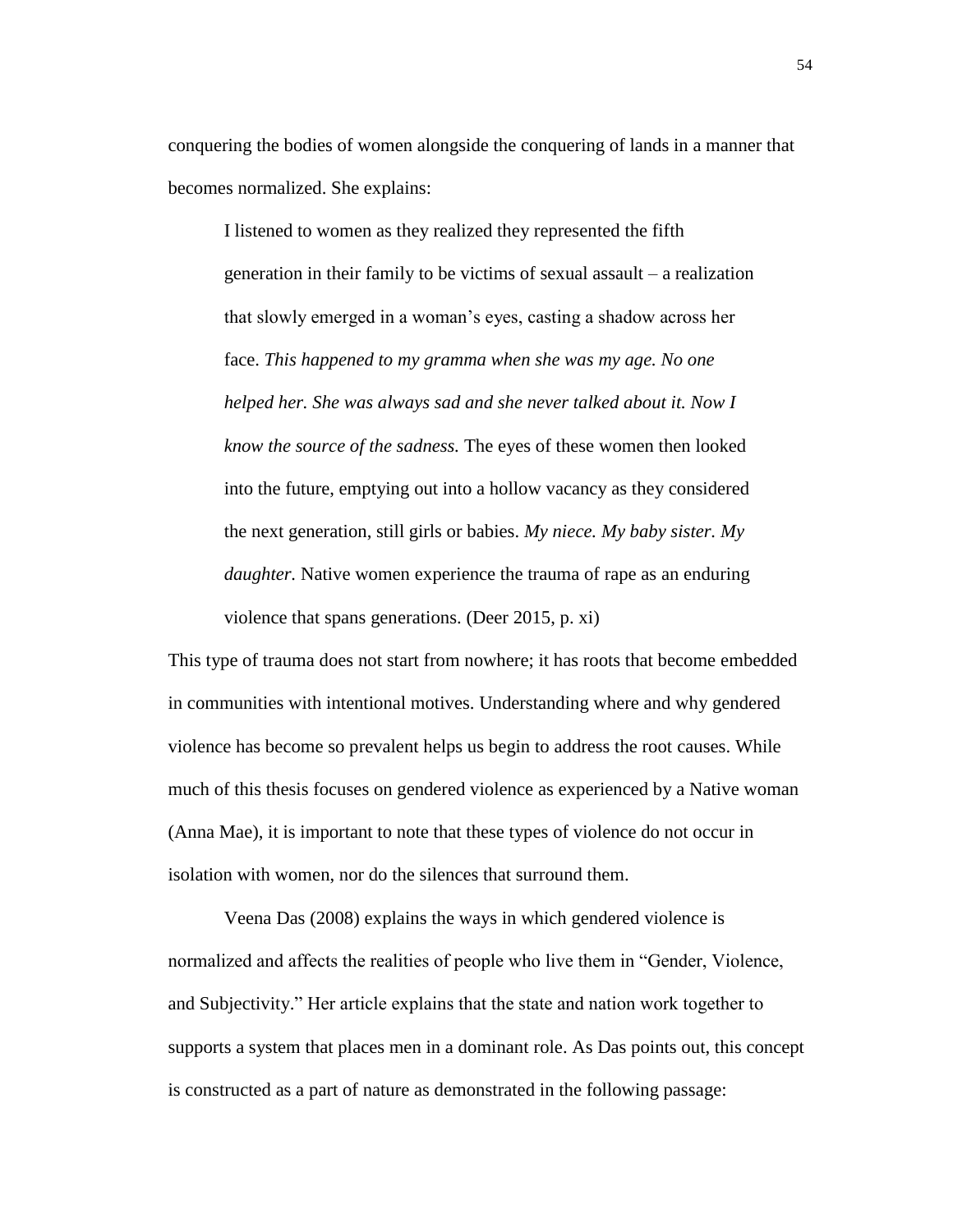conquering the bodies of women alongside the conquering of lands in a manner that becomes normalized. She explains:

> I listened to women as they realized they represented the fifth generation in their family to be victims of sexual assault – a realization that slowly emerged in a woman's eyes, casting a shadow across her face. *This happened to my gramma when she was my age. No one helped her. She was always sad and she never talked about it. Now I know the source of the sadness.* The eyes of these women then looked into the future, emptying out into a hollow vacancy as they considered the next generation, still girls or babies. *My niece. My baby sister. My daughter.* Native women experience the trauma of rape as an enduring violence that spans generations. (Deer 2015, p. xi)

This type of trauma does not start from nowhere; it has roots that become embedded in communities with intentional motives. Understanding where and why gendered violence has become so prevalent helps us begin to address the root causes. While much of this thesis focuses on gendered violence as experienced by a Native woman (Anna Mae), it is important to note that these types of violence do not occur in isolation with women, nor do the silences that surround them.

Veena Das (2008) explains the ways in which gendered violence is normalized and affects the realities of people who live them in "Gender, Violence, and Subjectivity." Her article explains that the state and nation work together to supports a system that places men in a dominant role. As Das points out, this concept is constructed as a part of nature as demonstrated in the following passage: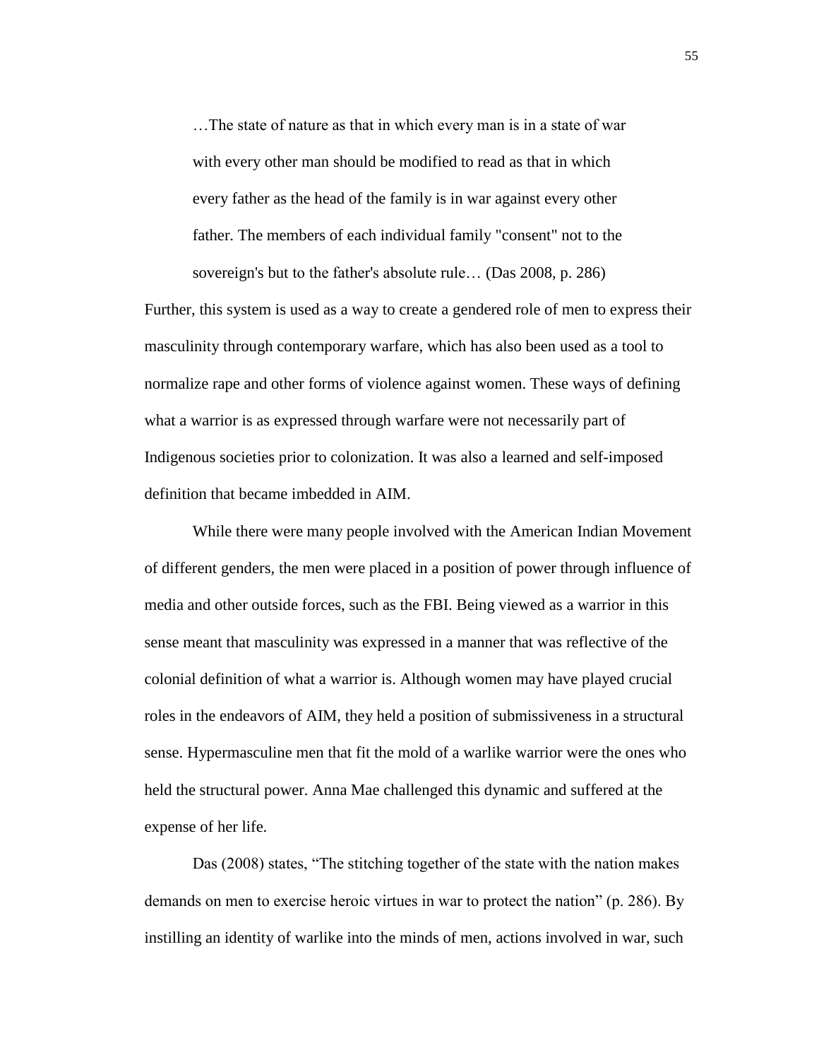> …The state of nature as that in which every man is in a state of war with every other man should be modified to read as that in which every father as the head of the family is in war against every other father. The members of each individual family "consent" not to the sovereign's but to the father's absolute rule… (Das 2008, p. 286)

Further, this system is used as a way to create a gendered role of men to express their masculinity through contemporary warfare, which has also been used as a tool to normalize rape and other forms of violence against women. These ways of defining what a warrior is as expressed through warfare were not necessarily part of Indigenous societies prior to colonization. It was also a learned and self-imposed definition that became imbedded in AIM.

While there were many people involved with the American Indian Movement of different genders, the men were placed in a position of power through influence of media and other outside forces, such as the FBI. Being viewed as a warrior in this sense meant that masculinity was expressed in a manner that was reflective of the colonial definition of what a warrior is. Although women may have played crucial roles in the endeavors of AIM, they held a position of submissiveness in a structural sense. Hypermasculine men that fit the mold of a warlike warrior were the ones who held the structural power. Anna Mae challenged this dynamic and suffered at the expense of her life.

Das (2008) states, "The stitching together of the state with the nation makes demands on men to exercise heroic virtues in war to protect the nation" (p. 286). By instilling an identity of warlike into the minds of men, actions involved in war, such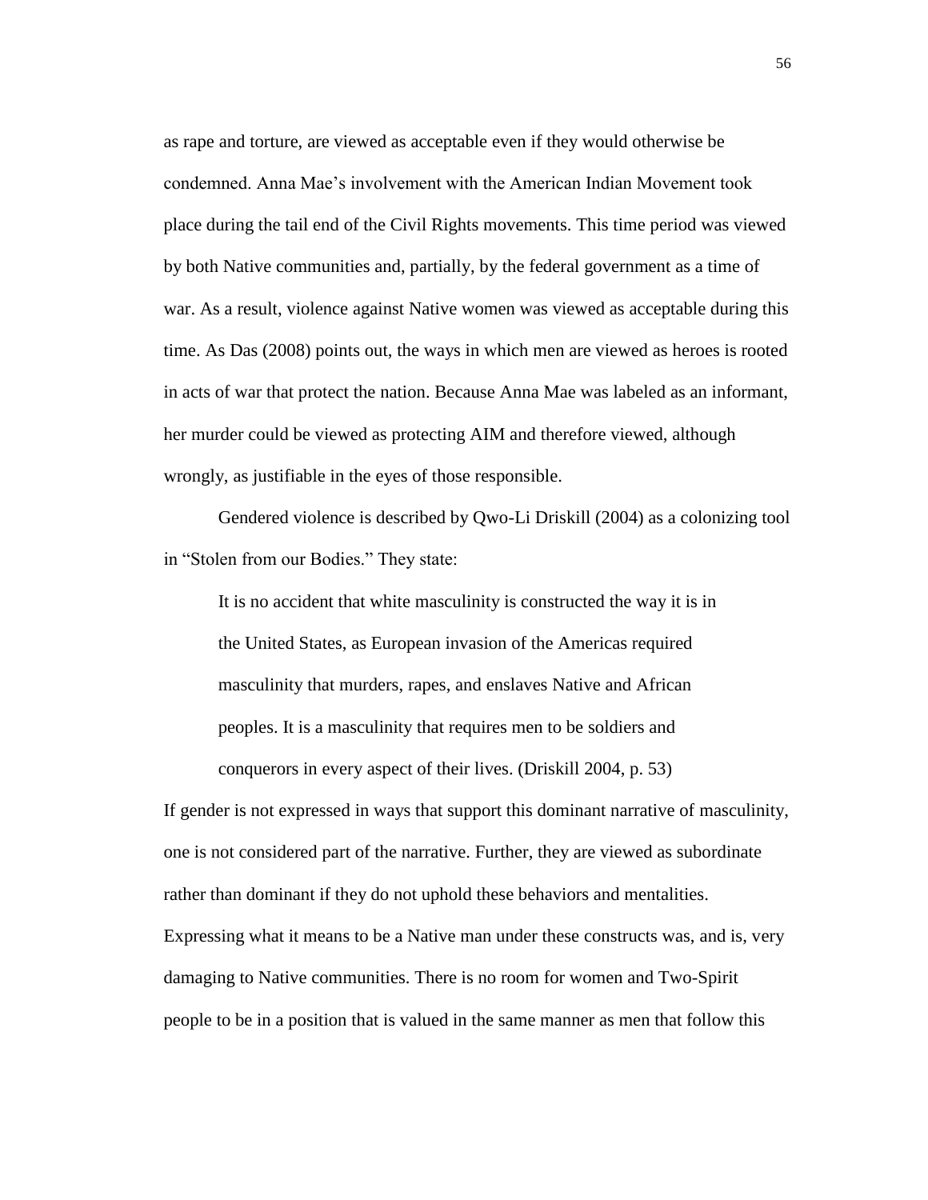as rape and torture, are viewed as acceptable even if they would otherwise be condemned. Anna Mae's involvement with the American Indian Movement took place during the tail end of the Civil Rights movements. This time period was viewed by both Native communities and, partially, by the federal government as a time of war. As a result, violence against Native women was viewed as acceptable during this time. As Das (2008) points out, the ways in which men are viewed as heroes is rooted in acts of war that protect the nation. Because Anna Mae was labeled as an informant, her murder could be viewed as protecting AIM and therefore viewed, although wrongly, as justifiable in the eyes of those responsible.

Gendered violence is described by Qwo-Li Driskill (2004) as a colonizing tool in "Stolen from our Bodies." They state:

> It is no accident that white masculinity is constructed the way it is in the United States, as European invasion of the Americas required masculinity that murders, rapes, and enslaves Native and African peoples. It is a masculinity that requires men to be soldiers and conquerors in every aspect of their lives. (Driskill 2004, p. 53)

If gender is not expressed in ways that support this dominant narrative of masculinity, one is not considered part of the narrative. Further, they are viewed as subordinate rather than dominant if they do not uphold these behaviors and mentalities. Expressing what it means to be a Native man under these constructs was, and is, very damaging to Native communities. There is no room for women and Two-Spirit people to be in a position that is valued in the same manner as men that follow this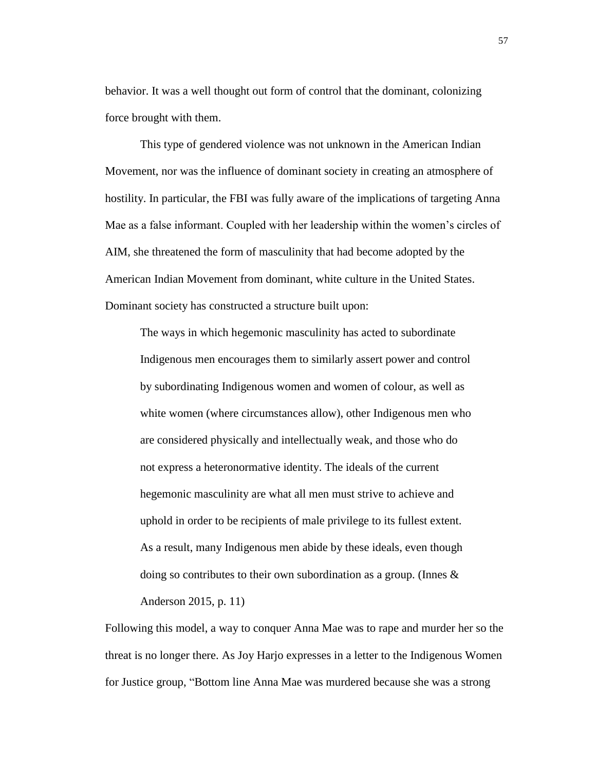behavior. It was a well thought out form of control that the dominant, colonizing force brought with them.

This type of gendered violence was not unknown in the American Indian Movement, nor was the influence of dominant society in creating an atmosphere of hostility. In particular, the FBI was fully aware of the implications of targeting Anna Mae as a false informant. Coupled with her leadership within the women's circles of AIM, she threatened the form of masculinity that had become adopted by the American Indian Movement from dominant, white culture in the United States. Dominant society has constructed a structure built upon:

> The ways in which hegemonic masculinity has acted to subordinate Indigenous men encourages them to similarly assert power and control by subordinating Indigenous women and women of colour, as well as white women (where circumstances allow), other Indigenous men who are considered physically and intellectually weak, and those who do not express a heteronormative identity. The ideals of the current hegemonic masculinity are what all men must strive to achieve and uphold in order to be recipients of male privilege to its fullest extent. As a result, many Indigenous men abide by these ideals, even though doing so contributes to their own subordination as a group. (Innes & Anderson 2015, p. 11)

Following this model, a way to conquer Anna Mae was to rape and murder her so the threat is no longer there. As Joy Harjo expresses in a letter to the Indigenous Women for Justice group, "Bottom line Anna Mae was murdered because she was a strong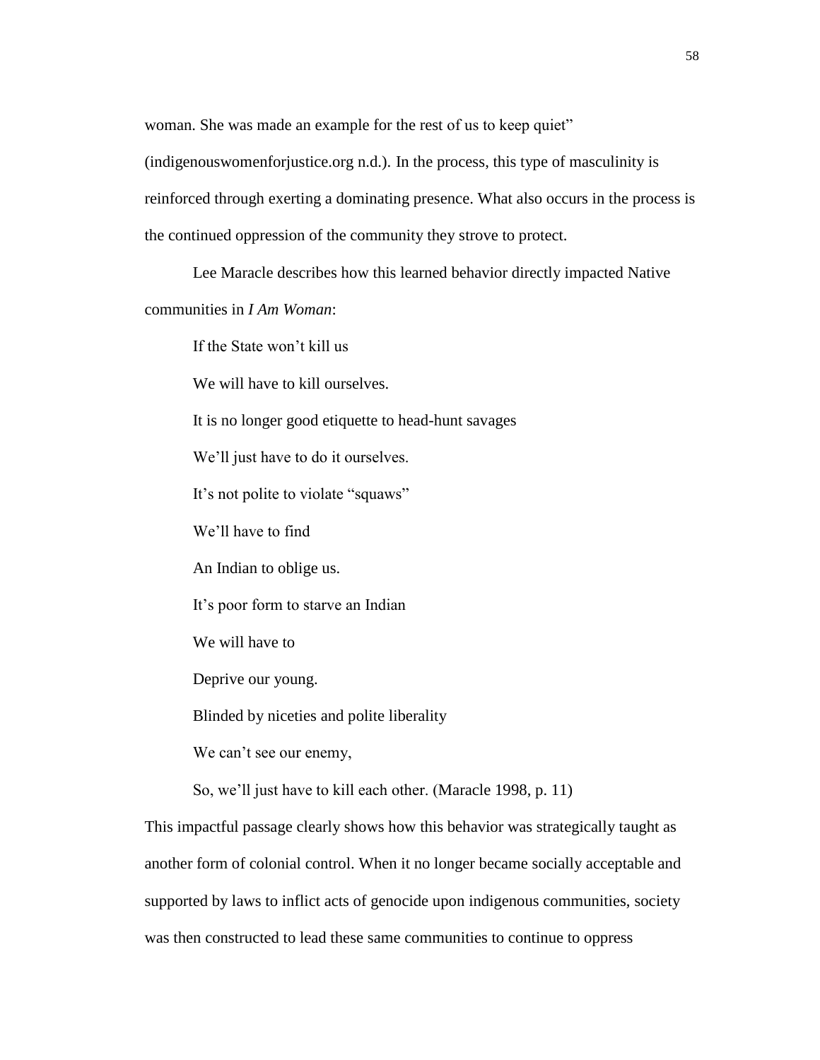woman. She was made an example for the rest of us to keep quiet" (indigenouswomenforjustice.org n.d.). In the process, this type of masculinity is reinforced through exerting a dominating presence. What also occurs in the process is the continued oppression of the community they strove to protect.

Lee Maracle describes how this learned behavior directly impacted Native communities in *I Am Woman*:

> If the State won't kill us
>
> We will have to kill ourselves.
>
> It is no longer good etiquette to head-hunt savages
>
> We'll just have to do it ourselves.
>
> It's not polite to violate "squaws"
>
> We'll have to find
>
> An Indian to oblige us.
>
> It's poor form to starve an Indian
>
> We will have to
>
> Deprive our young.
>
> Blinded by niceties and polite liberality
>
> We can't see our enemy,
>
> So, we'll just have to kill each other. (Maracle 1998, p. 11)

This impactful passage clearly shows how this behavior was strategically taught as another form of colonial control. When it no longer became socially acceptable and supported by laws to inflict acts of genocide upon indigenous communities, society was then constructed to lead these same communities to continue to oppress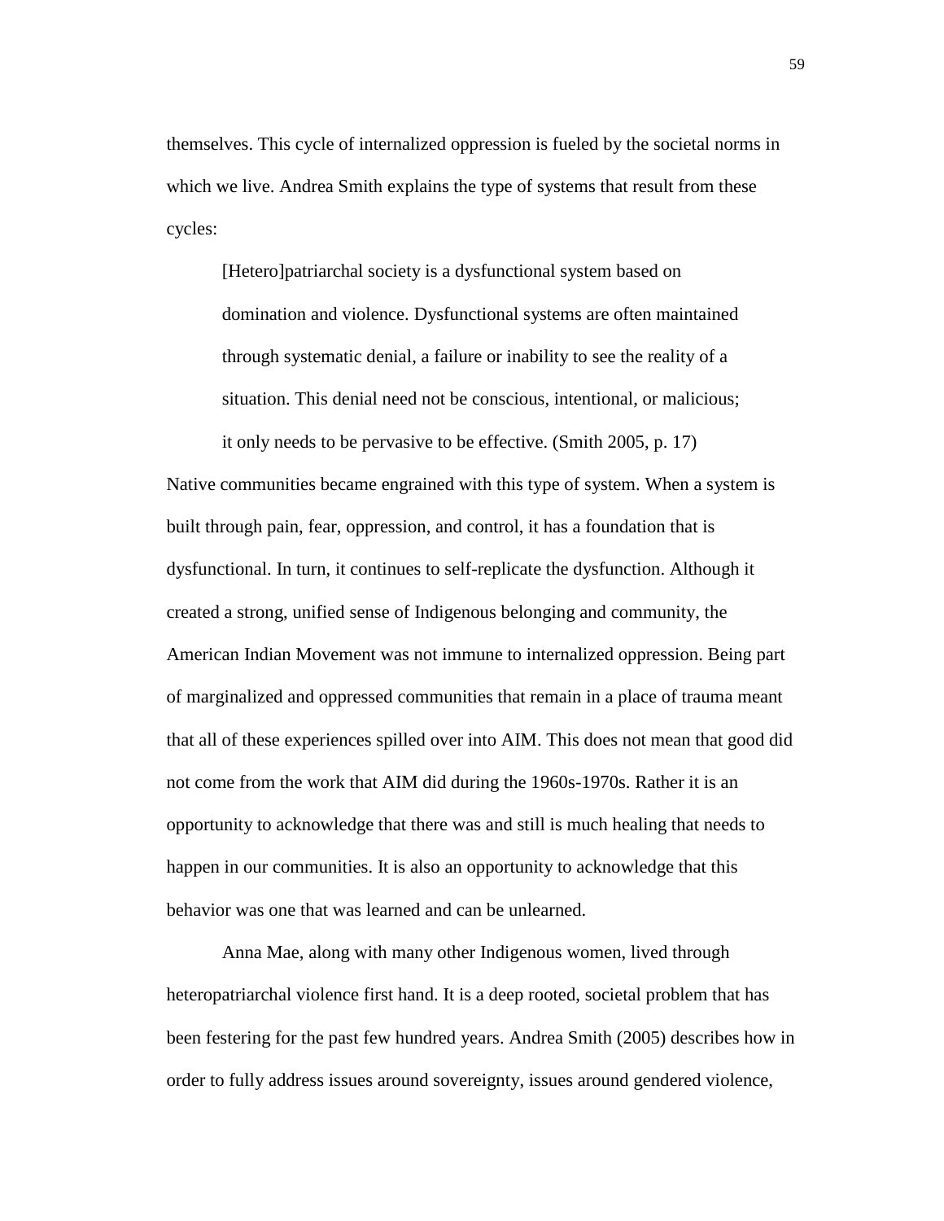themselves. This cycle of internalized oppression is fueled by the societal norms in which we live. Andrea Smith explains the type of systems that result from these cycles:

> [Hetero]patriarchal society is a dysfunctional system based on domination and violence. Dysfunctional systems are often maintained through systematic denial, a failure or inability to see the reality of a situation. This denial need not be conscious, intentional, or malicious; it only needs to be pervasive to be effective. (Smith 2005, p. 17)

Native communities became engrained with this type of system. When a system is built through pain, fear, oppression, and control, it has a foundation that is dysfunctional. In turn, it continues to self-replicate the dysfunction. Although it created a strong, unified sense of Indigenous belonging and community, the American Indian Movement was not immune to internalized oppression. Being part of marginalized and oppressed communities that remain in a place of trauma meant that all of these experiences spilled over into AIM. This does not mean that good did not come from the work that AIM did during the 1960s-1970s. Rather it is an opportunity to acknowledge that there was and still is much healing that needs to happen in our communities. It is also an opportunity to acknowledge that this behavior was one that was learned and can be unlearned.

Anna Mae, along with many other Indigenous women, lived through heteropatriarchal violence first hand. It is a deep rooted, societal problem that has been festering for the past few hundred years. Andrea Smith (2005) describes how in order to fully address issues around sovereignty, issues around gendered violence,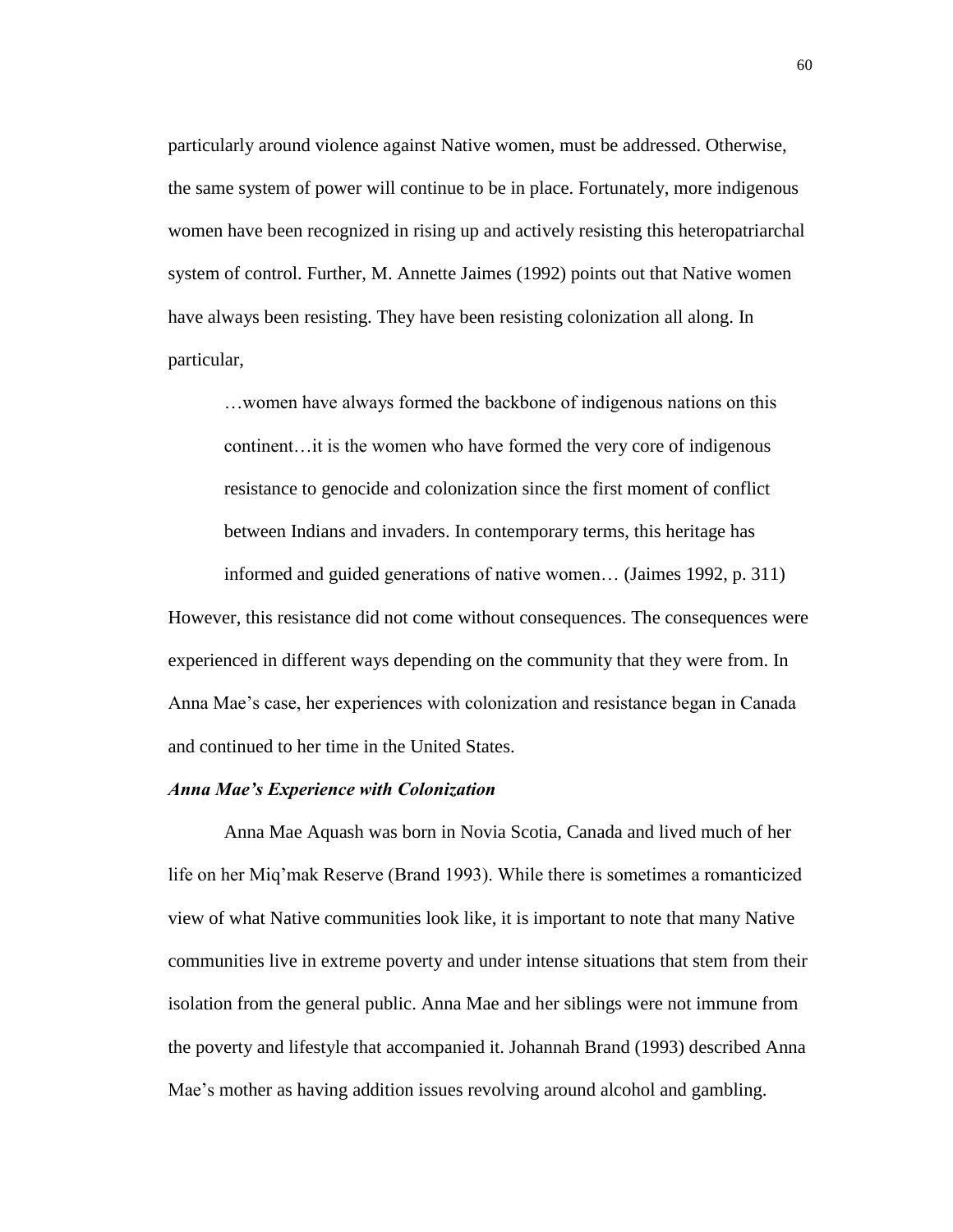particularly around violence against Native women, must be addressed. Otherwise, the same system of power will continue to be in place. Fortunately, more indigenous women have been recognized in rising up and actively resisting this heteropatriarchal system of control. Further, M. Annette Jaimes (1992) points out that Native women have always been resisting. They have been resisting colonization all along. In particular,

> …women have always formed the backbone of indigenous nations on this continent…it is the women who have formed the very core of indigenous resistance to genocide and colonization since the first moment of conflict between Indians and invaders. In contemporary terms, this heritage has informed and guided generations of native women… (Jaimes 1992, p. 311)

However, this resistance did not come without consequences. The consequences were experienced in different ways depending on the community that they were from. In Anna Mae's case, her experiences with colonization and resistance began in Canada and continued to her time in the United States.

***Anna Mae's Experience with Colonization***

Anna Mae Aquash was born in Novia Scotia, Canada and lived much of her life on her Miq'mak Reserve (Brand 1993). While there is sometimes a romanticized view of what Native communities look like, it is important to note that many Native communities live in extreme poverty and under intense situations that stem from their isolation from the general public. Anna Mae and her siblings were not immune from the poverty and lifestyle that accompanied it. Johannah Brand (1993) described Anna Mae's mother as having addition issues revolving around alcohol and gambling.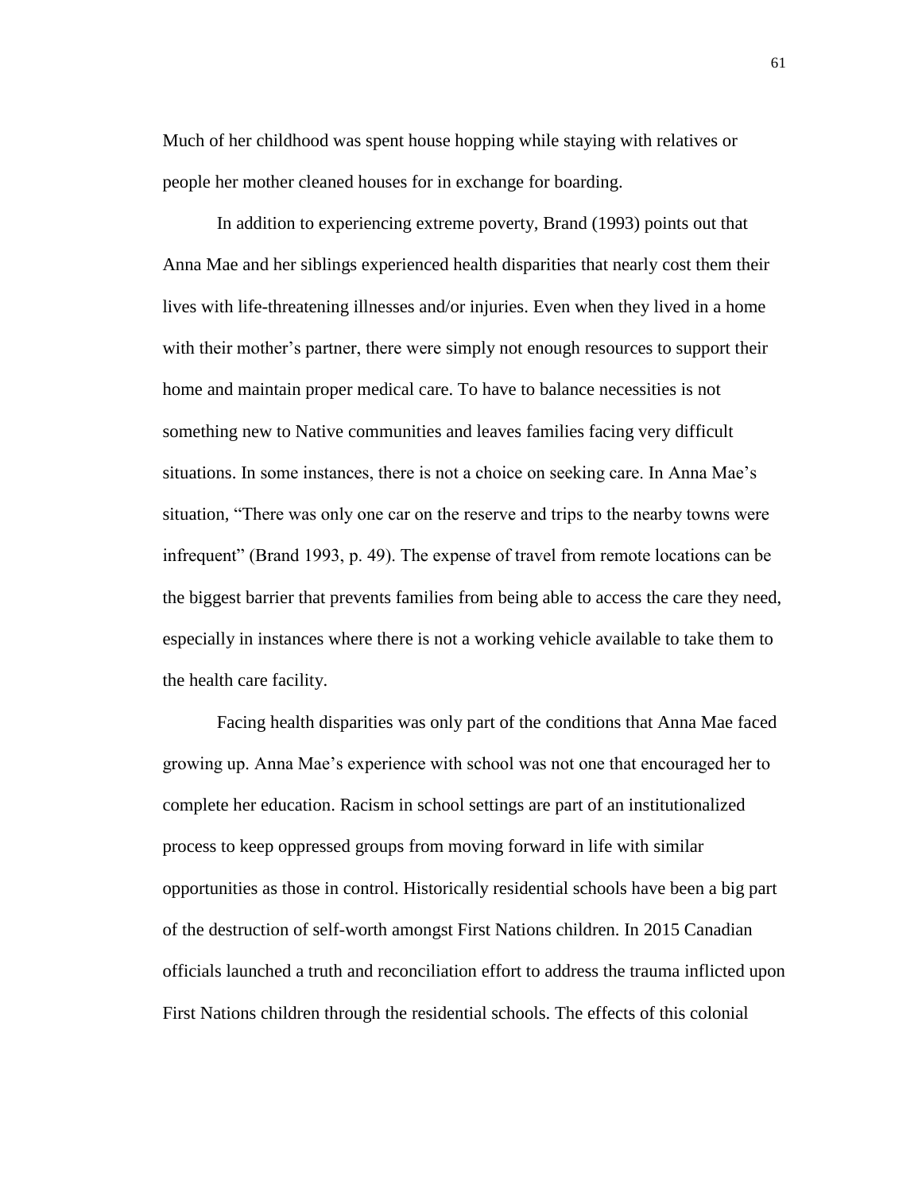Much of her childhood was spent house hopping while staying with relatives or people her mother cleaned houses for in exchange for boarding.

In addition to experiencing extreme poverty, Brand (1993) points out that Anna Mae and her siblings experienced health disparities that nearly cost them their lives with life-threatening illnesses and/or injuries. Even when they lived in a home with their mother's partner, there were simply not enough resources to support their home and maintain proper medical care. To have to balance necessities is not something new to Native communities and leaves families facing very difficult situations. In some instances, there is not a choice on seeking care. In Anna Mae's situation, "There was only one car on the reserve and trips to the nearby towns were infrequent" (Brand 1993, p. 49). The expense of travel from remote locations can be the biggest barrier that prevents families from being able to access the care they need, especially in instances where there is not a working vehicle available to take them to the health care facility.

Facing health disparities was only part of the conditions that Anna Mae faced growing up. Anna Mae's experience with school was not one that encouraged her to complete her education. Racism in school settings are part of an institutionalized process to keep oppressed groups from moving forward in life with similar opportunities as those in control. Historically residential schools have been a big part of the destruction of self-worth amongst First Nations children. In 2015 Canadian officials launched a truth and reconciliation effort to address the trauma inflicted upon First Nations children through the residential schools. The effects of this colonial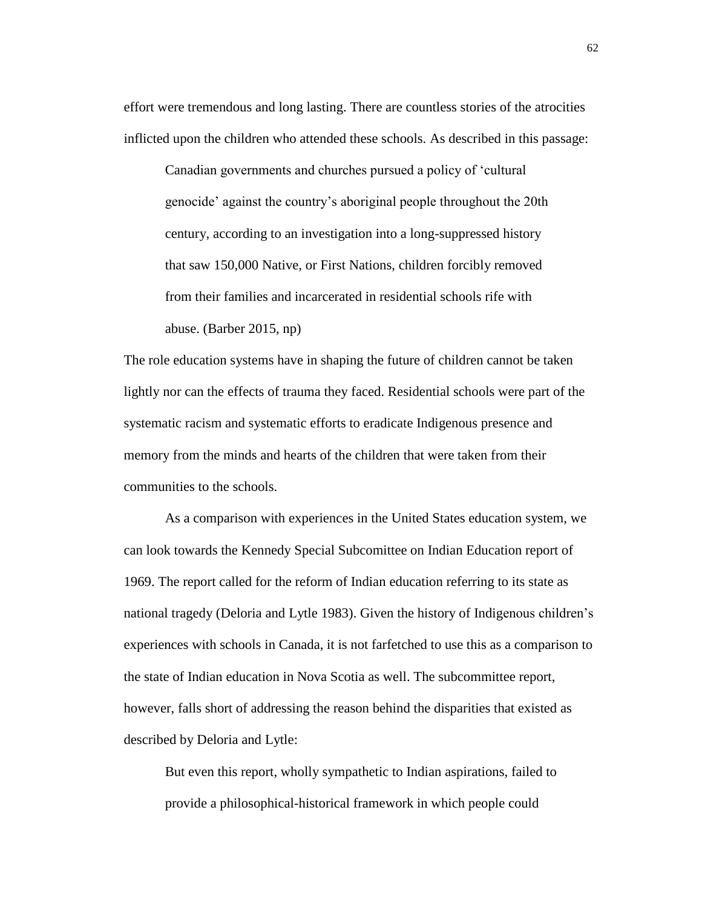effort were tremendous and long lasting. There are countless stories of the atrocities inflicted upon the children who attended these schools. As described in this passage:

> Canadian governments and churches pursued a policy of 'cultural genocide' against the country's aboriginal people throughout the 20th century, according to an investigation into a long-suppressed history that saw 150,000 Native, or First Nations, children forcibly removed from their families and incarcerated in residential schools rife with abuse. (Barber 2015, np)

The role education systems have in shaping the future of children cannot be taken lightly nor can the effects of trauma they faced. Residential schools were part of the systematic racism and systematic efforts to eradicate Indigenous presence and memory from the minds and hearts of the children that were taken from their communities to the schools.

As a comparison with experiences in the United States education system, we can look towards the Kennedy Special Subcomittee on Indian Education report of 1969. The report called for the reform of Indian education referring to its state as national tragedy (Deloria and Lytle 1983). Given the history of Indigenous children's experiences with schools in Canada, it is not farfetched to use this as a comparison to the state of Indian education in Nova Scotia as well. The subcommittee report, however, falls short of addressing the reason behind the disparities that existed as described by Deloria and Lytle:

> But even this report, wholly sympathetic to Indian aspirations, failed to provide a philosophical-historical framework in which people could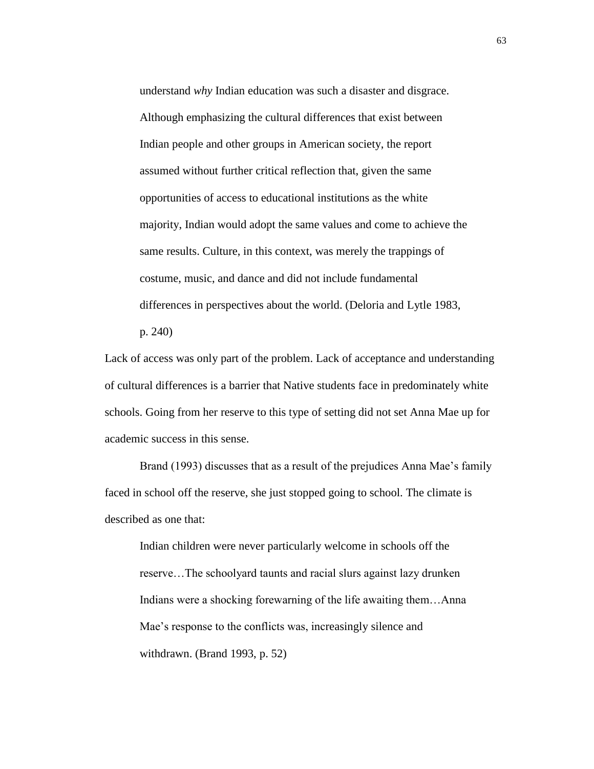> understand *why* Indian education was such a disaster and disgrace. Although emphasizing the cultural differences that exist between Indian people and other groups in American society, the report assumed without further critical reflection that, given the same opportunities of access to educational institutions as the white majority, Indian would adopt the same values and come to achieve the same results. Culture, in this context, was merely the trappings of costume, music, and dance and did not include fundamental differences in perspectives about the world. (Deloria and Lytle 1983, p. 240)

Lack of access was only part of the problem. Lack of acceptance and understanding of cultural differences is a barrier that Native students face in predominately white schools. Going from her reserve to this type of setting did not set Anna Mae up for academic success in this sense.

Brand (1993) discusses that as a result of the prejudices Anna Mae's family faced in school off the reserve, she just stopped going to school. The climate is described as one that:

> Indian children were never particularly welcome in schools off the reserve…The schoolyard taunts and racial slurs against lazy drunken Indians were a shocking forewarning of the life awaiting them…Anna Mae's response to the conflicts was, increasingly silence and withdrawn. (Brand 1993, p. 52)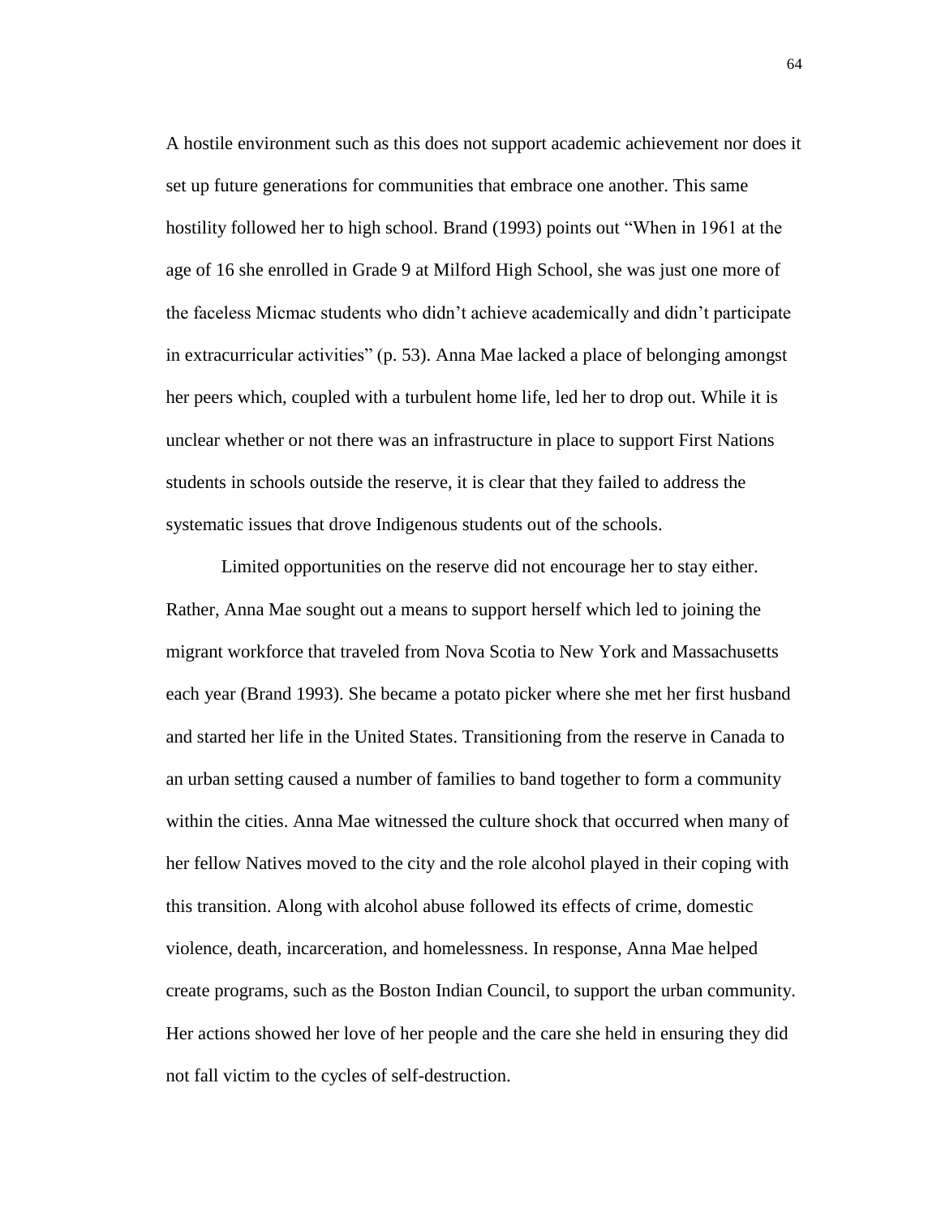A hostile environment such as this does not support academic achievement nor does it set up future generations for communities that embrace one another. This same hostility followed her to high school. Brand (1993) points out "When in 1961 at the age of 16 she enrolled in Grade 9 at Milford High School, she was just one more of the faceless Micmac students who didn't achieve academically and didn't participate in extracurricular activities" (p. 53). Anna Mae lacked a place of belonging amongst her peers which, coupled with a turbulent home life, led her to drop out. While it is unclear whether or not there was an infrastructure in place to support First Nations students in schools outside the reserve, it is clear that they failed to address the systematic issues that drove Indigenous students out of the schools.

Limited opportunities on the reserve did not encourage her to stay either. Rather, Anna Mae sought out a means to support herself which led to joining the migrant workforce that traveled from Nova Scotia to New York and Massachusetts each year (Brand 1993). She became a potato picker where she met her first husband and started her life in the United States. Transitioning from the reserve in Canada to an urban setting caused a number of families to band together to form a community within the cities. Anna Mae witnessed the culture shock that occurred when many of her fellow Natives moved to the city and the role alcohol played in their coping with this transition. Along with alcohol abuse followed its effects of crime, domestic violence, death, incarceration, and homelessness. In response, Anna Mae helped create programs, such as the Boston Indian Council, to support the urban community. Her actions showed her love of her people and the care she held in ensuring they did not fall victim to the cycles of self-destruction.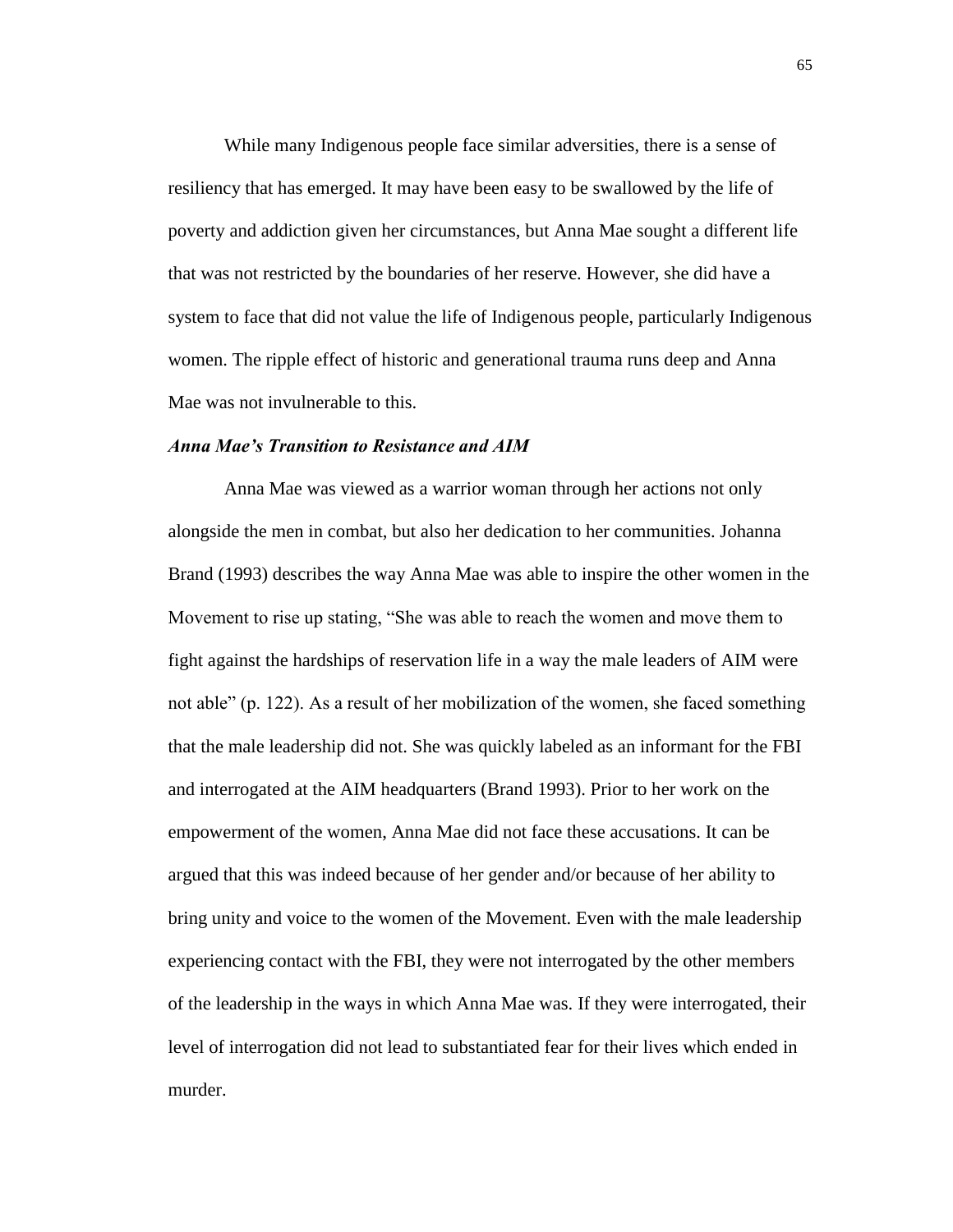While many Indigenous people face similar adversities, there is a sense of resiliency that has emerged. It may have been easy to be swallowed by the life of poverty and addiction given her circumstances, but Anna Mae sought a different life that was not restricted by the boundaries of her reserve. However, she did have a system to face that did not value the life of Indigenous people, particularly Indigenous women. The ripple effect of historic and generational trauma runs deep and Anna Mae was not invulnerable to this.

### *Anna Mae's Transition to Resistance and AIM*

Anna Mae was viewed as a warrior woman through her actions not only alongside the men in combat, but also her dedication to her communities. Johanna Brand (1993) describes the way Anna Mae was able to inspire the other women in the Movement to rise up stating, "She was able to reach the women and move them to fight against the hardships of reservation life in a way the male leaders of AIM were not able" (p. 122). As a result of her mobilization of the women, she faced something that the male leadership did not. She was quickly labeled as an informant for the FBI and interrogated at the AIM headquarters (Brand 1993). Prior to her work on the empowerment of the women, Anna Mae did not face these accusations. It can be argued that this was indeed because of her gender and/or because of her ability to bring unity and voice to the women of the Movement. Even with the male leadership experiencing contact with the FBI, they were not interrogated by the other members of the leadership in the ways in which Anna Mae was. If they were interrogated, their level of interrogation did not lead to substantiated fear for their lives which ended in murder.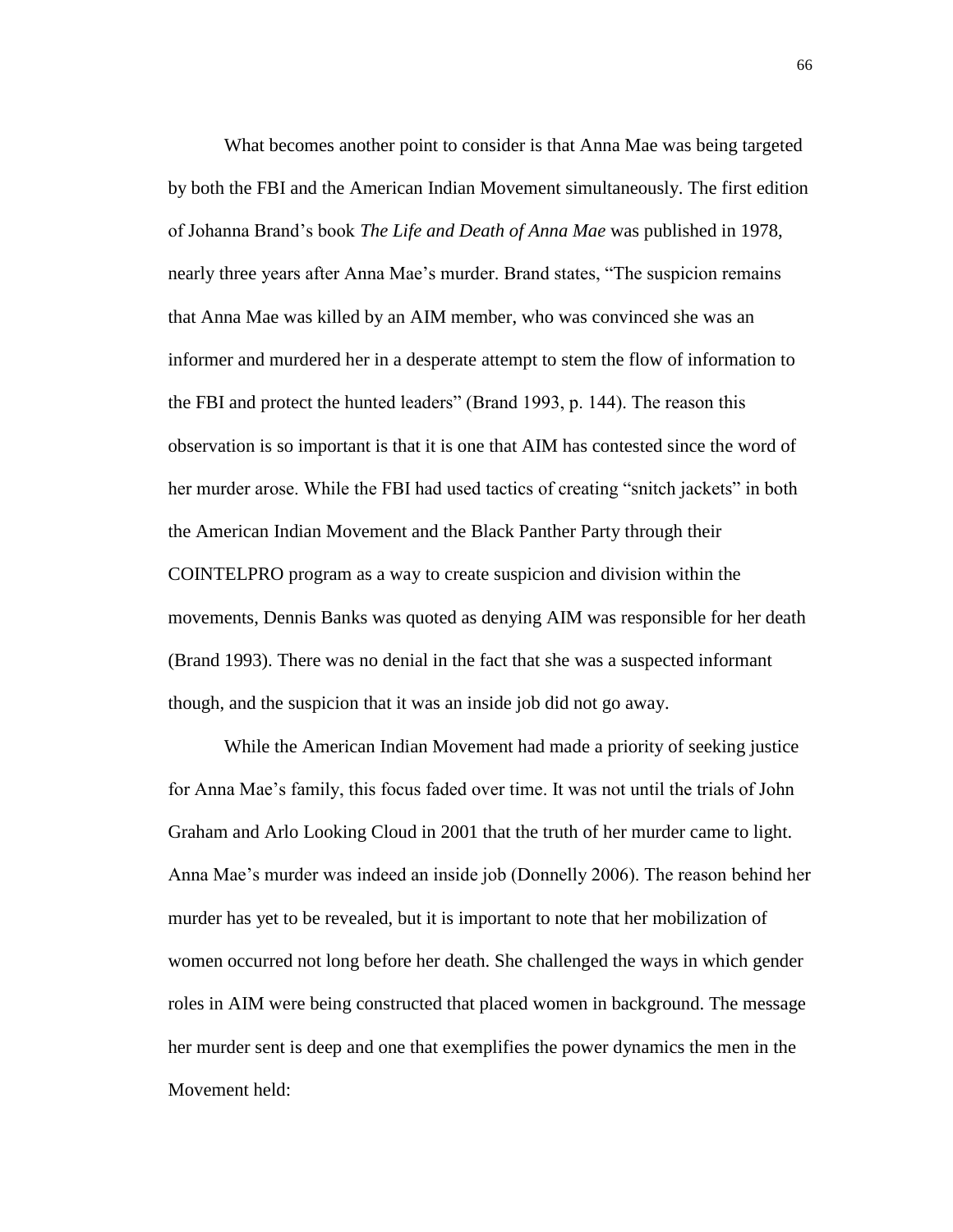What becomes another point to consider is that Anna Mae was being targeted by both the FBI and the American Indian Movement simultaneously. The first edition of Johanna Brand's book *The Life and Death of Anna Mae* was published in 1978, nearly three years after Anna Mae's murder. Brand states, "The suspicion remains that Anna Mae was killed by an AIM member, who was convinced she was an informer and murdered her in a desperate attempt to stem the flow of information to the FBI and protect the hunted leaders" (Brand 1993, p. 144). The reason this observation is so important is that it is one that AIM has contested since the word of her murder arose. While the FBI had used tactics of creating "snitch jackets" in both the American Indian Movement and the Black Panther Party through their COINTELPRO program as a way to create suspicion and division within the movements, Dennis Banks was quoted as denying AIM was responsible for her death (Brand 1993). There was no denial in the fact that she was a suspected informant though, and the suspicion that it was an inside job did not go away.

While the American Indian Movement had made a priority of seeking justice for Anna Mae's family, this focus faded over time. It was not until the trials of John Graham and Arlo Looking Cloud in 2001 that the truth of her murder came to light. Anna Mae's murder was indeed an inside job (Donnelly 2006). The reason behind her murder has yet to be revealed, but it is important to note that her mobilization of women occurred not long before her death. She challenged the ways in which gender roles in AIM were being constructed that placed women in background. The message her murder sent is deep and one that exemplifies the power dynamics the men in the Movement held: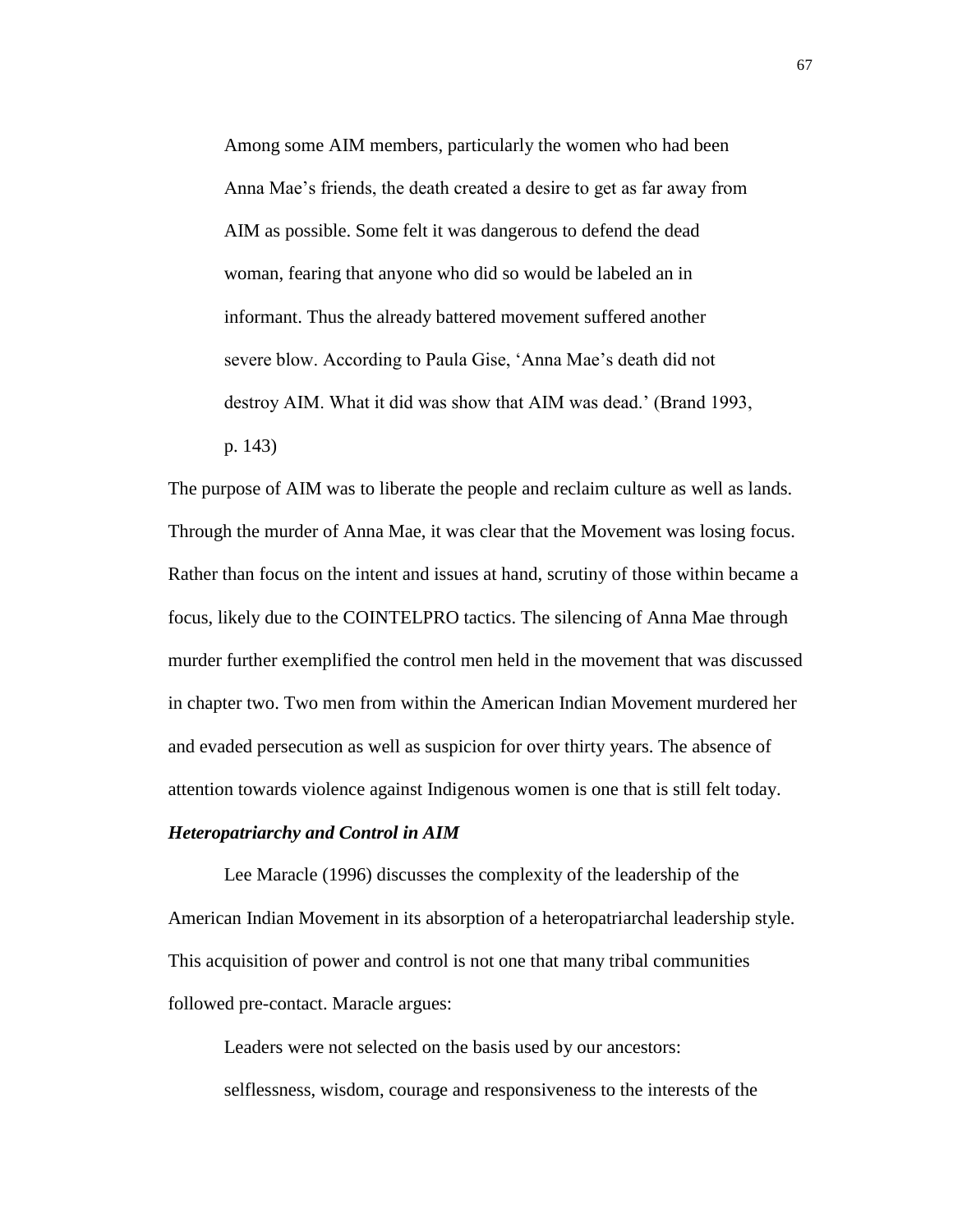> Among some AIM members, particularly the women who had been Anna Mae's friends, the death created a desire to get as far away from AIM as possible. Some felt it was dangerous to defend the dead woman, fearing that anyone who did so would be labeled an in informant. Thus the already battered movement suffered another severe blow. According to Paula Gise, 'Anna Mae's death did not destroy AIM. What it did was show that AIM was dead.' (Brand 1993, p. 143)

The purpose of AIM was to liberate the people and reclaim culture as well as lands. Through the murder of Anna Mae, it was clear that the Movement was losing focus. Rather than focus on the intent and issues at hand, scrutiny of those within became a focus, likely due to the COINTELPRO tactics. The silencing of Anna Mae through murder further exemplified the control men held in the movement that was discussed in chapter two. Two men from within the American Indian Movement murdered her and evaded persecution as well as suspicion for over thirty years. The absence of attention towards violence against Indigenous women is one that is still felt today.

### *Heteropatriarchy and Control in AIM*

Lee Maracle (1996) discusses the complexity of the leadership of the American Indian Movement in its absorption of a heteropatriarchal leadership style. This acquisition of power and control is not one that many tribal communities followed pre-contact. Maracle argues:

> Leaders were not selected on the basis used by our ancestors: selflessness, wisdom, courage and responsiveness to the interests of the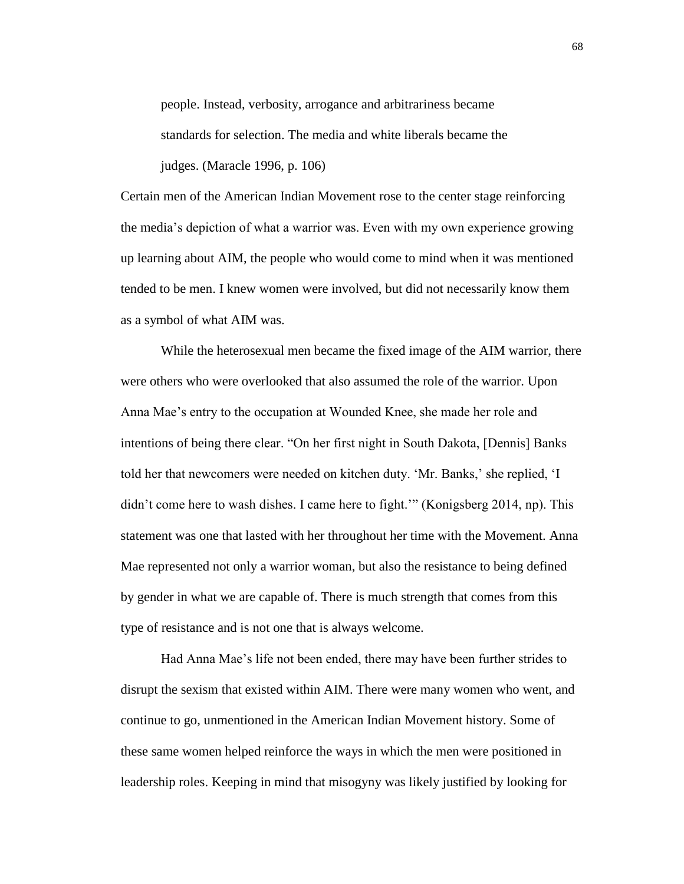> people. Instead, verbosity, arrogance and arbitrariness became standards for selection. The media and white liberals became the judges. (Maracle 1996, p. 106)

Certain men of the American Indian Movement rose to the center stage reinforcing the media's depiction of what a warrior was. Even with my own experience growing up learning about AIM, the people who would come to mind when it was mentioned tended to be men. I knew women were involved, but did not necessarily know them as a symbol of what AIM was.

While the heterosexual men became the fixed image of the AIM warrior, there were others who were overlooked that also assumed the role of the warrior. Upon Anna Mae's entry to the occupation at Wounded Knee, she made her role and intentions of being there clear. "On her first night in South Dakota, [Dennis] Banks told her that newcomers were needed on kitchen duty. 'Mr. Banks,' she replied, 'I didn't come here to wash dishes. I came here to fight.'" (Konigsberg 2014, np). This statement was one that lasted with her throughout her time with the Movement. Anna Mae represented not only a warrior woman, but also the resistance to being defined by gender in what we are capable of. There is much strength that comes from this type of resistance and is not one that is always welcome.

Had Anna Mae's life not been ended, there may have been further strides to disrupt the sexism that existed within AIM. There were many women who went, and continue to go, unmentioned in the American Indian Movement history. Some of these same women helped reinforce the ways in which the men were positioned in leadership roles. Keeping in mind that misogyny was likely justified by looking for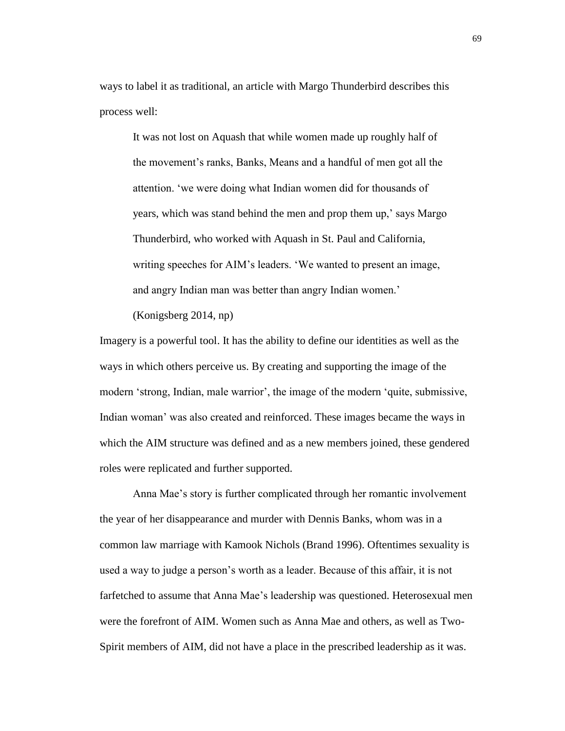ways to label it as traditional, an article with Margo Thunderbird describes this process well:

> It was not lost on Aquash that while women made up roughly half of the movement's ranks, Banks, Means and a handful of men got all the attention. 'we were doing what Indian women did for thousands of years, which was stand behind the men and prop them up,' says Margo Thunderbird, who worked with Aquash in St. Paul and California, writing speeches for AIM's leaders. 'We wanted to present an image, and angry Indian man was better than angry Indian women.' (Konigsberg 2014, np)

Imagery is a powerful tool. It has the ability to define our identities as well as the ways in which others perceive us. By creating and supporting the image of the modern 'strong, Indian, male warrior', the image of the modern 'quite, submissive, Indian woman' was also created and reinforced. These images became the ways in which the AIM structure was defined and as a new members joined, these gendered roles were replicated and further supported.

Anna Mae's story is further complicated through her romantic involvement the year of her disappearance and murder with Dennis Banks, whom was in a common law marriage with Kamook Nichols (Brand 1996). Oftentimes sexuality is used a way to judge a person's worth as a leader. Because of this affair, it is not farfetched to assume that Anna Mae's leadership was questioned. Heterosexual men were the forefront of AIM. Women such as Anna Mae and others, as well as Two-Spirit members of AIM, did not have a place in the prescribed leadership as it was.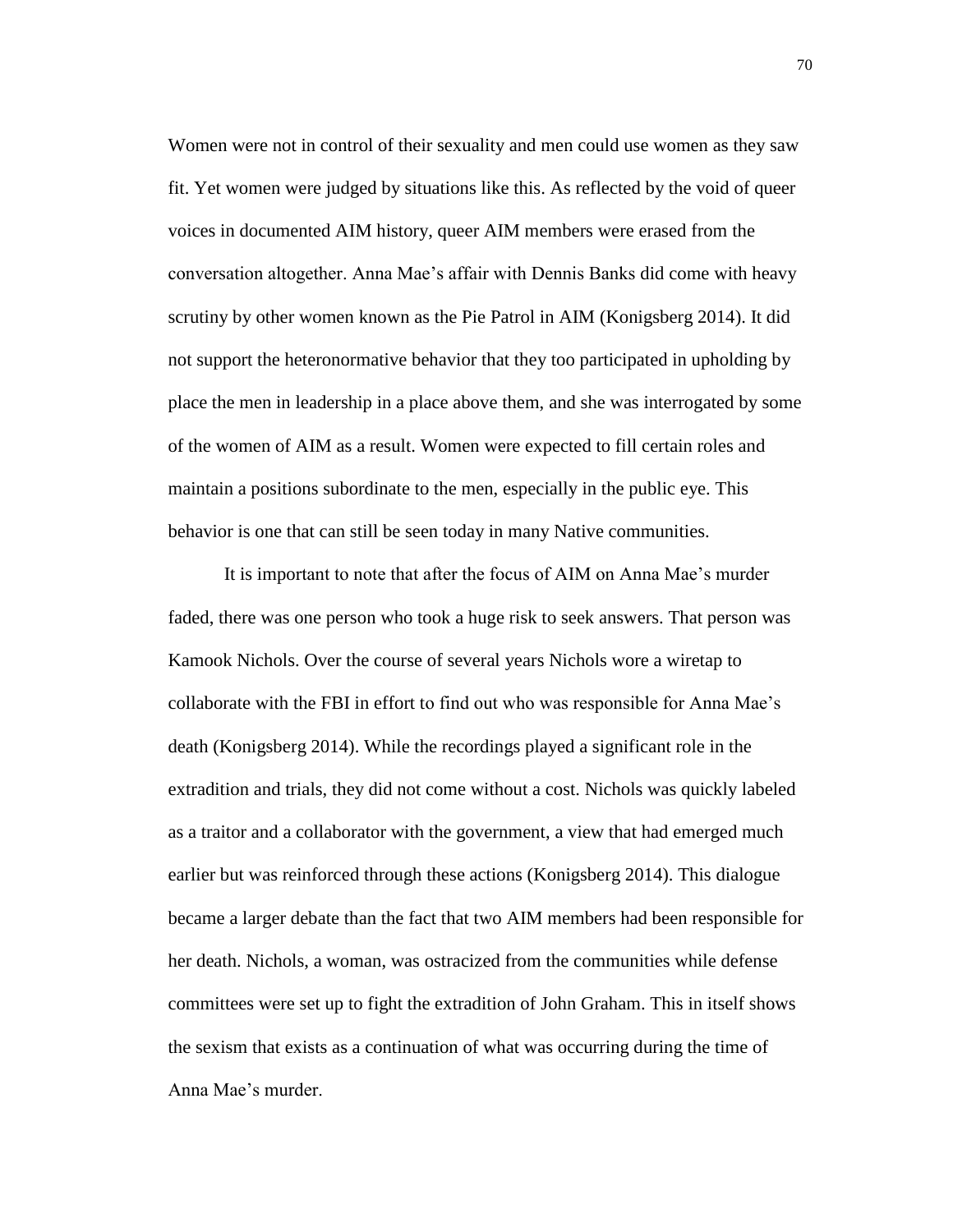Women were not in control of their sexuality and men could use women as they saw fit. Yet women were judged by situations like this. As reflected by the void of queer voices in documented AIM history, queer AIM members were erased from the conversation altogether. Anna Mae's affair with Dennis Banks did come with heavy scrutiny by other women known as the Pie Patrol in AIM (Konigsberg 2014). It did not support the heteronormative behavior that they too participated in upholding by place the men in leadership in a place above them, and she was interrogated by some of the women of AIM as a result. Women were expected to fill certain roles and maintain a positions subordinate to the men, especially in the public eye. This behavior is one that can still be seen today in many Native communities.

It is important to note that after the focus of AIM on Anna Mae's murder faded, there was one person who took a huge risk to seek answers. That person was Kamook Nichols. Over the course of several years Nichols wore a wiretap to collaborate with the FBI in effort to find out who was responsible for Anna Mae's death (Konigsberg 2014). While the recordings played a significant role in the extradition and trials, they did not come without a cost. Nichols was quickly labeled as a traitor and a collaborator with the government, a view that had emerged much earlier but was reinforced through these actions (Konigsberg 2014). This dialogue became a larger debate than the fact that two AIM members had been responsible for her death. Nichols, a woman, was ostracized from the communities while defense committees were set up to fight the extradition of John Graham. This in itself shows the sexism that exists as a continuation of what was occurring during the time of Anna Mae's murder.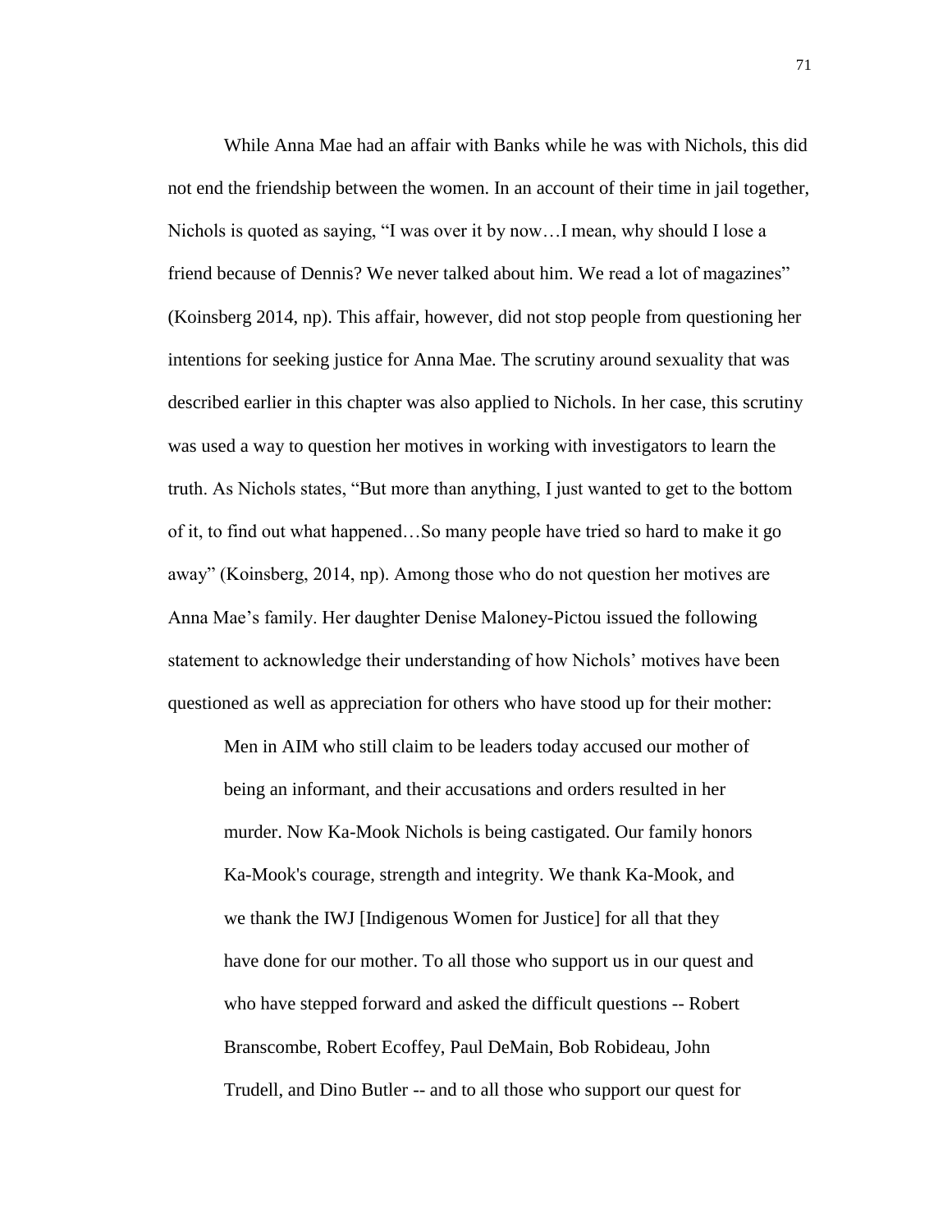While Anna Mae had an affair with Banks while he was with Nichols, this did not end the friendship between the women. In an account of their time in jail together, Nichols is quoted as saying, "I was over it by now…I mean, why should I lose a friend because of Dennis? We never talked about him. We read a lot of magazines" (Koinsberg 2014, np). This affair, however, did not stop people from questioning her intentions for seeking justice for Anna Mae. The scrutiny around sexuality that was described earlier in this chapter was also applied to Nichols. In her case, this scrutiny was used a way to question her motives in working with investigators to learn the truth. As Nichols states, "But more than anything, I just wanted to get to the bottom of it, to find out what happened…So many people have tried so hard to make it go away" (Koinsberg, 2014, np). Among those who do not question her motives are Anna Mae's family. Her daughter Denise Maloney-Pictou issued the following statement to acknowledge their understanding of how Nichols' motives have been questioned as well as appreciation for others who have stood up for their mother:

> Men in AIM who still claim to be leaders today accused our mother of being an informant, and their accusations and orders resulted in her murder. Now Ka-Mook Nichols is being castigated. Our family honors Ka-Mook's courage, strength and integrity. We thank Ka-Mook, and we thank the IWJ [Indigenous Women for Justice] for all that they have done for our mother. To all those who support us in our quest and who have stepped forward and asked the difficult questions -- Robert Branscombe, Robert Ecoffey, Paul DeMain, Bob Robideau, John Trudell, and Dino Butler -- and to all those who support our quest for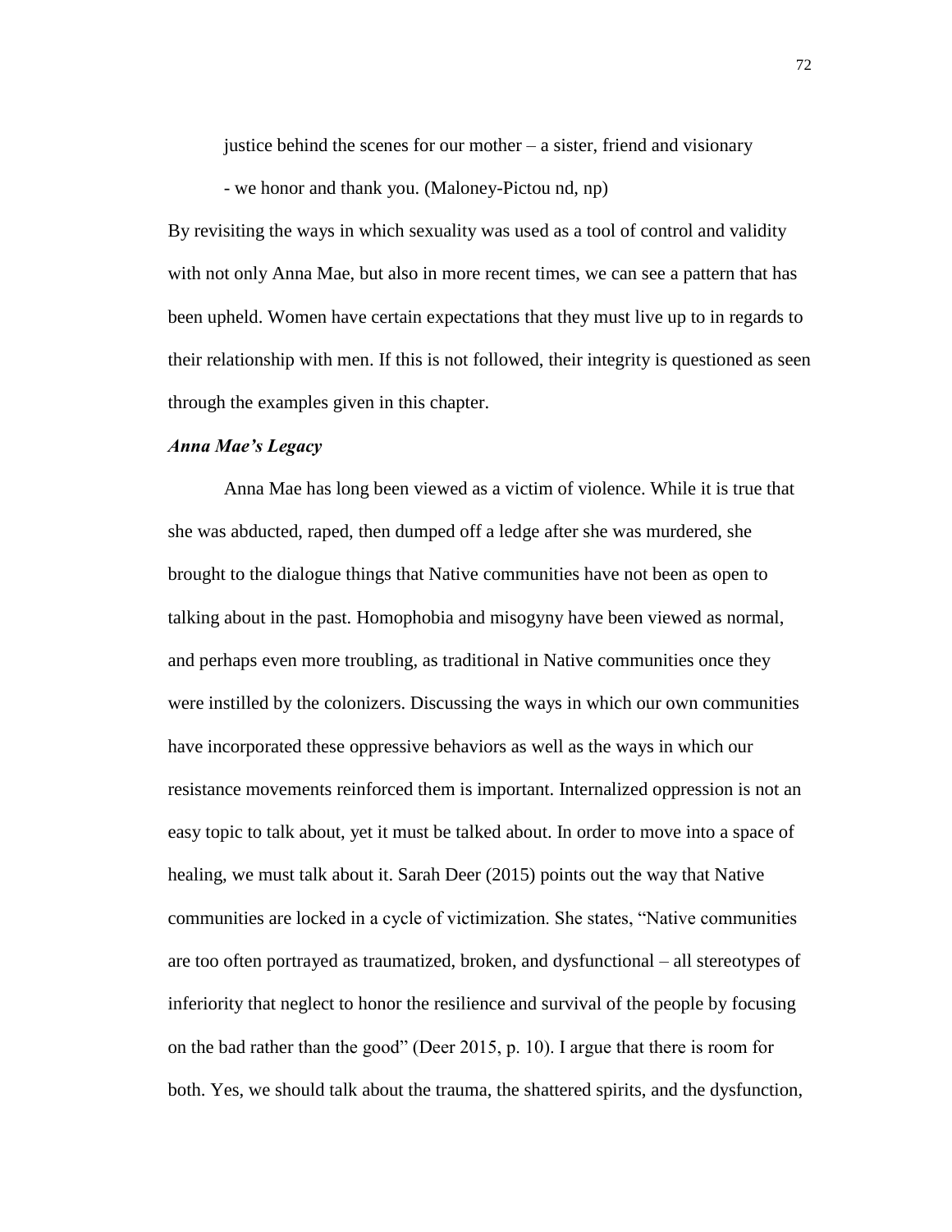justice behind the scenes for our mother – a sister, friend and visionary

- we honor and thank you. (Maloney-Pictou nd, np)

By revisiting the ways in which sexuality was used as a tool of control and validity with not only Anna Mae, but also in more recent times, we can see a pattern that has been upheld. Women have certain expectations that they must live up to in regards to their relationship with men. If this is not followed, their integrity is questioned as seen through the examples given in this chapter.

### *Anna Mae's Legacy*

Anna Mae has long been viewed as a victim of violence. While it is true that she was abducted, raped, then dumped off a ledge after she was murdered, she brought to the dialogue things that Native communities have not been as open to talking about in the past. Homophobia and misogyny have been viewed as normal, and perhaps even more troubling, as traditional in Native communities once they were instilled by the colonizers. Discussing the ways in which our own communities have incorporated these oppressive behaviors as well as the ways in which our resistance movements reinforced them is important. Internalized oppression is not an easy topic to talk about, yet it must be talked about. In order to move into a space of healing, we must talk about it. Sarah Deer (2015) points out the way that Native communities are locked in a cycle of victimization. She states, "Native communities are too often portrayed as traumatized, broken, and dysfunctional – all stereotypes of inferiority that neglect to honor the resilience and survival of the people by focusing on the bad rather than the good" (Deer 2015, p. 10). I argue that there is room for both. Yes, we should talk about the trauma, the shattered spirits, and the dysfunction,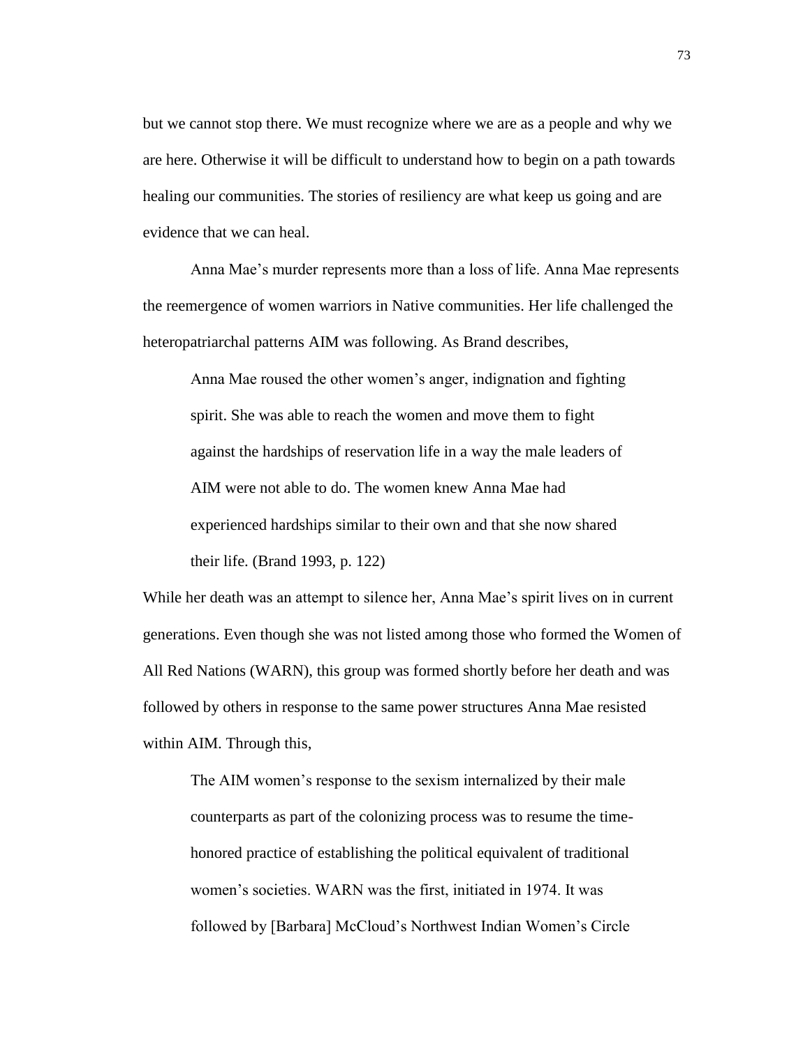but we cannot stop there. We must recognize where we are as a people and why we are here. Otherwise it will be difficult to understand how to begin on a path towards healing our communities. The stories of resiliency are what keep us going and are evidence that we can heal.

Anna Mae's murder represents more than a loss of life. Anna Mae represents the reemergence of women warriors in Native communities. Her life challenged the heteropatriarchal patterns AIM was following. As Brand describes,

> Anna Mae roused the other women's anger, indignation and fighting spirit. She was able to reach the women and move them to fight against the hardships of reservation life in a way the male leaders of AIM were not able to do. The women knew Anna Mae had experienced hardships similar to their own and that she now shared their life. (Brand 1993, p. 122)

While her death was an attempt to silence her, Anna Mae's spirit lives on in current generations. Even though she was not listed among those who formed the Women of All Red Nations (WARN), this group was formed shortly before her death and was followed by others in response to the same power structures Anna Mae resisted within AIM. Through this,

> The AIM women's response to the sexism internalized by their male counterparts as part of the colonizing process was to resume the time-honored practice of establishing the political equivalent of traditional women's societies. WARN was the first, initiated in 1974. It was followed by [Barbara] McCloud's Northwest Indian Women's Circle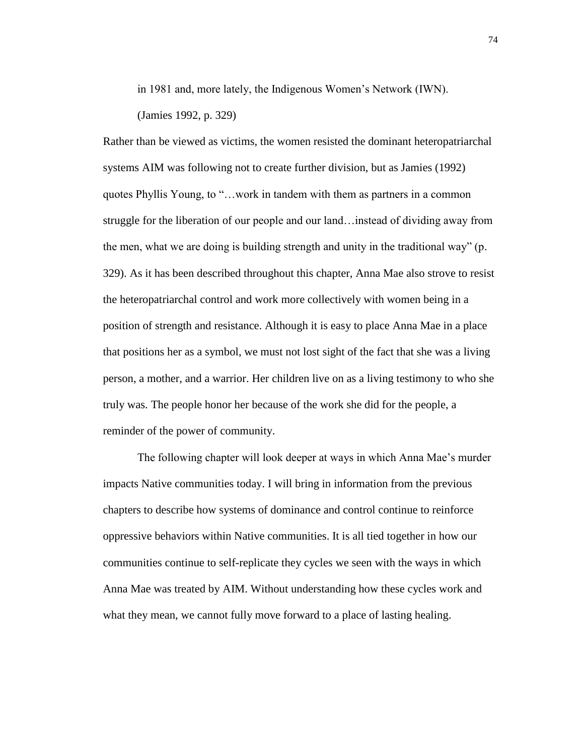> in 1981 and, more lately, the Indigenous Women's Network (IWN).
>
> (Jamies 1992, p. 329)

Rather than be viewed as victims, the women resisted the dominant heteropatriarchal systems AIM was following not to create further division, but as Jamies (1992) quotes Phyllis Young, to "…work in tandem with them as partners in a common struggle for the liberation of our people and our land…instead of dividing away from the men, what we are doing is building strength and unity in the traditional way" (p. 329). As it has been described throughout this chapter, Anna Mae also strove to resist the heteropatriarchal control and work more collectively with women being in a position of strength and resistance. Although it is easy to place Anna Mae in a place that positions her as a symbol, we must not lost sight of the fact that she was a living person, a mother, and a warrior. Her children live on as a living testimony to who she truly was. The people honor her because of the work she did for the people, a reminder of the power of community.

The following chapter will look deeper at ways in which Anna Mae's murder impacts Native communities today. I will bring in information from the previous chapters to describe how systems of dominance and control continue to reinforce oppressive behaviors within Native communities. It is all tied together in how our communities continue to self-replicate they cycles we seen with the ways in which Anna Mae was treated by AIM. Without understanding how these cycles work and what they mean, we cannot fully move forward to a place of lasting healing.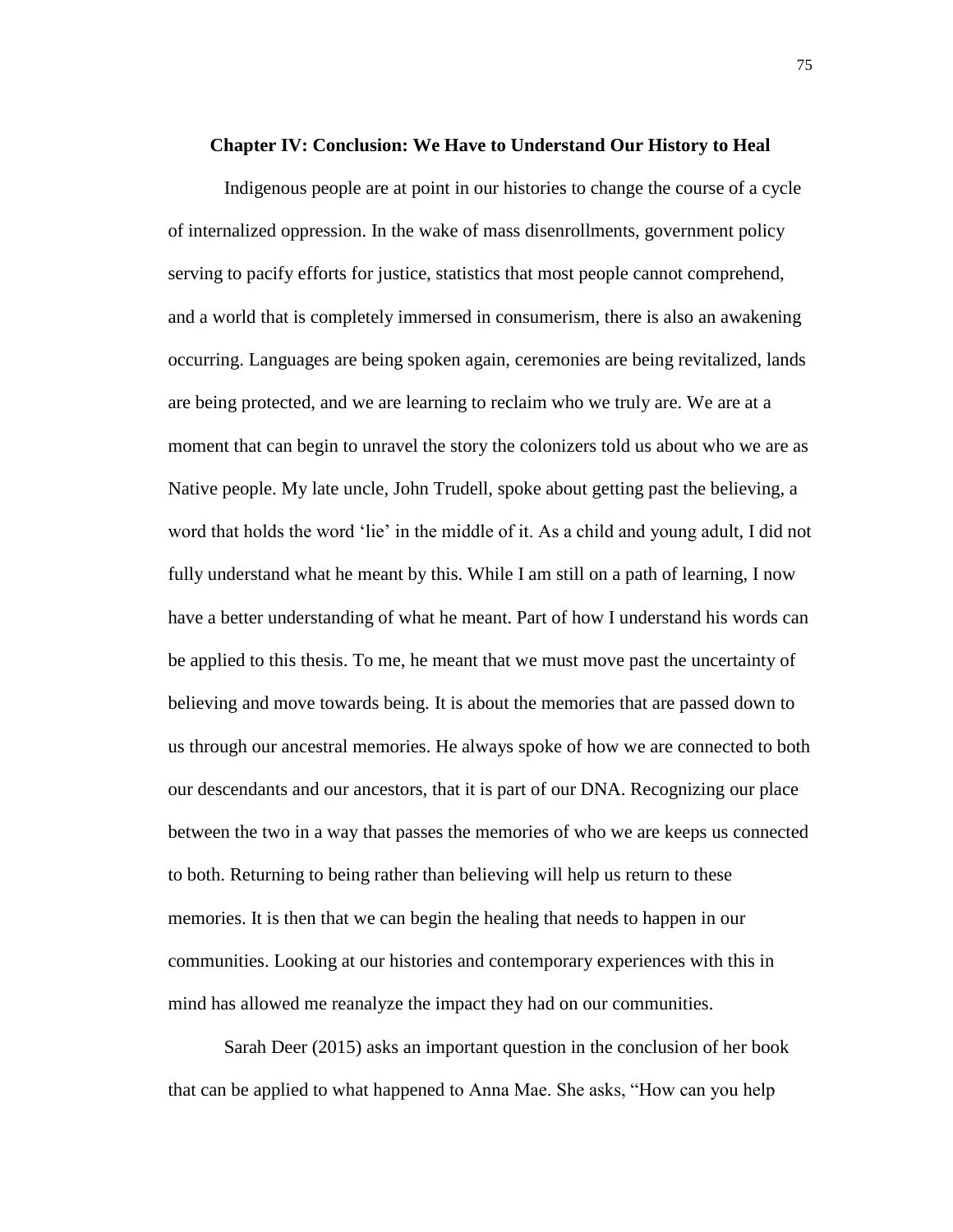## Chapter IV: Conclusion: We Have to Understand Our History to Heal

Indigenous people are at point in our histories to change the course of a cycle of internalized oppression. In the wake of mass disenrollments, government policy serving to pacify efforts for justice, statistics that most people cannot comprehend, and a world that is completely immersed in consumerism, there is also an awakening occurring. Languages are being spoken again, ceremonies are being revitalized, lands are being protected, and we are learning to reclaim who we truly are. We are at a moment that can begin to unravel the story the colonizers told us about who we are as Native people. My late uncle, John Trudell, spoke about getting past the believing, a word that holds the word 'lie' in the middle of it. As a child and young adult, I did not fully understand what he meant by this. While I am still on a path of learning, I now have a better understanding of what he meant. Part of how I understand his words can be applied to this thesis. To me, he meant that we must move past the uncertainty of believing and move towards being. It is about the memories that are passed down to us through our ancestral memories. He always spoke of how we are connected to both our descendants and our ancestors, that it is part of our DNA. Recognizing our place between the two in a way that passes the memories of who we are keeps us connected to both. Returning to being rather than believing will help us return to these memories. It is then that we can begin the healing that needs to happen in our communities. Looking at our histories and contemporary experiences with this in mind has allowed me reanalyze the impact they had on our communities.

Sarah Deer (2015) asks an important question in the conclusion of her book that can be applied to what happened to Anna Mae. She asks, "How can you help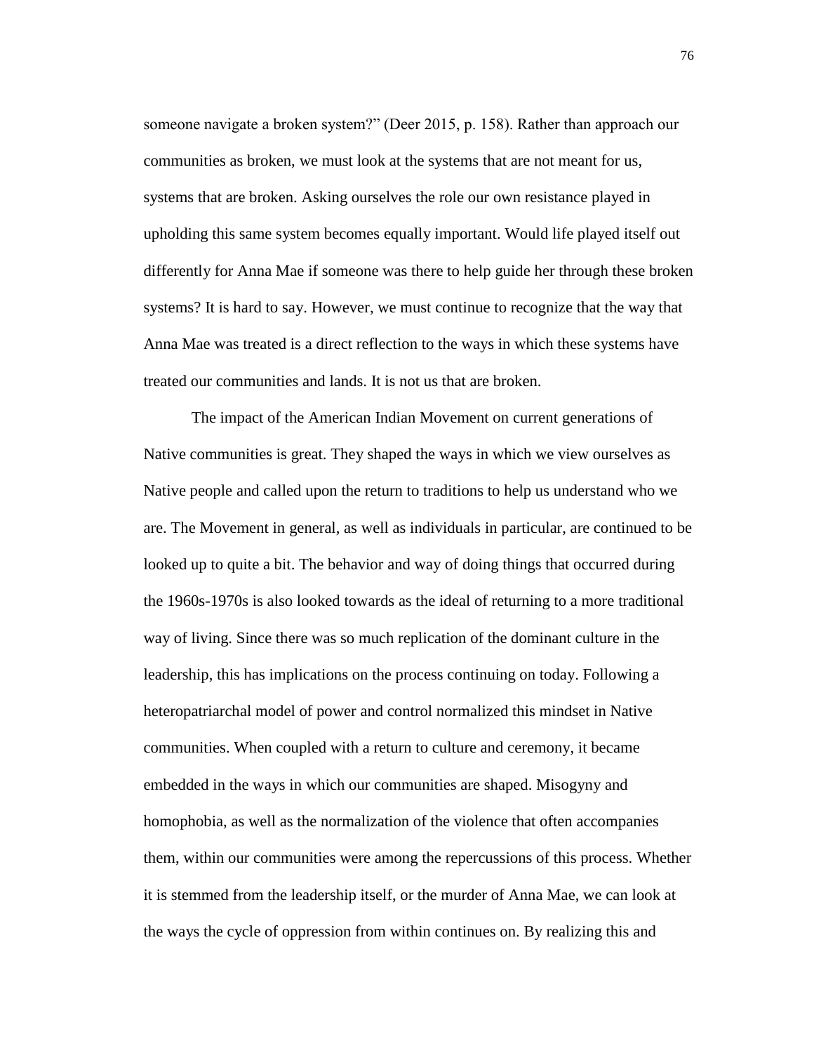someone navigate a broken system?" (Deer 2015, p. 158). Rather than approach our communities as broken, we must look at the systems that are not meant for us, systems that are broken. Asking ourselves the role our own resistance played in upholding this same system becomes equally important. Would life played itself out differently for Anna Mae if someone was there to help guide her through these broken systems? It is hard to say. However, we must continue to recognize that the way that Anna Mae was treated is a direct reflection to the ways in which these systems have treated our communities and lands. It is not us that are broken.

The impact of the American Indian Movement on current generations of Native communities is great. They shaped the ways in which we view ourselves as Native people and called upon the return to traditions to help us understand who we are. The Movement in general, as well as individuals in particular, are continued to be looked up to quite a bit. The behavior and way of doing things that occurred during the 1960s-1970s is also looked towards as the ideal of returning to a more traditional way of living. Since there was so much replication of the dominant culture in the leadership, this has implications on the process continuing on today. Following a heteropatriarchal model of power and control normalized this mindset in Native communities. When coupled with a return to culture and ceremony, it became embedded in the ways in which our communities are shaped. Misogyny and homophobia, as well as the normalization of the violence that often accompanies them, within our communities were among the repercussions of this process. Whether it is stemmed from the leadership itself, or the murder of Anna Mae, we can look at the ways the cycle of oppression from within continues on. By realizing this and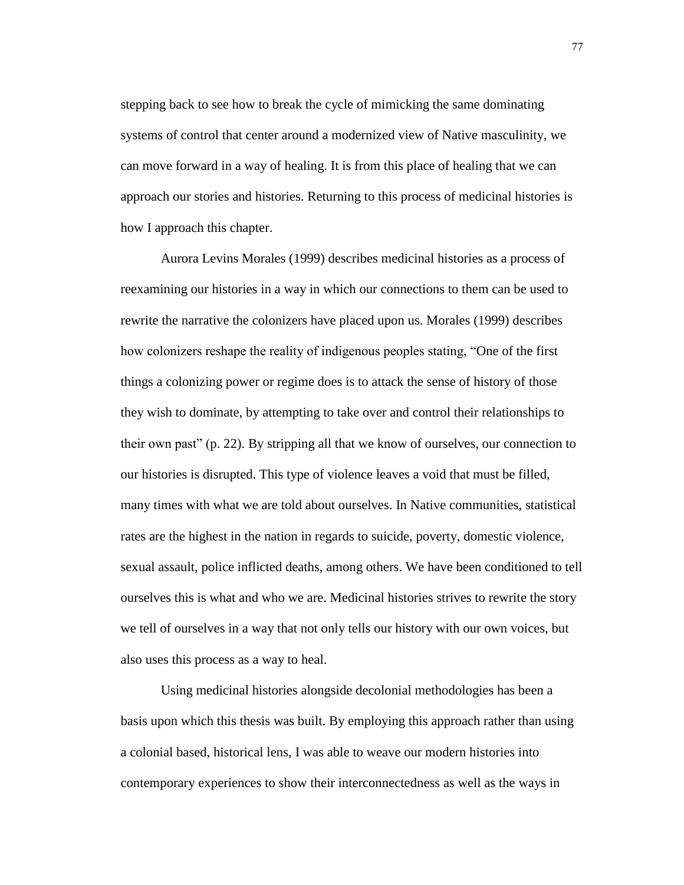stepping back to see how to break the cycle of mimicking the same dominating systems of control that center around a modernized view of Native masculinity, we can move forward in a way of healing. It is from this place of healing that we can approach our stories and histories. Returning to this process of medicinal histories is how I approach this chapter.

Aurora Levins Morales (1999) describes medicinal histories as a process of reexamining our histories in a way in which our connections to them can be used to rewrite the narrative the colonizers have placed upon us. Morales (1999) describes how colonizers reshape the reality of indigenous peoples stating, "One of the first things a colonizing power or regime does is to attack the sense of history of those they wish to dominate, by attempting to take over and control their relationships to their own past" (p. 22). By stripping all that we know of ourselves, our connection to our histories is disrupted. This type of violence leaves a void that must be filled, many times with what we are told about ourselves. In Native communities, statistical rates are the highest in the nation in regards to suicide, poverty, domestic violence, sexual assault, police inflicted deaths, among others. We have been conditioned to tell ourselves this is what and who we are. Medicinal histories strives to rewrite the story we tell of ourselves in a way that not only tells our history with our own voices, but also uses this process as a way to heal.

Using medicinal histories alongside decolonial methodologies has been a basis upon which this thesis was built. By employing this approach rather than using a colonial based, historical lens, I was able to weave our modern histories into contemporary experiences to show their interconnectedness as well as the ways in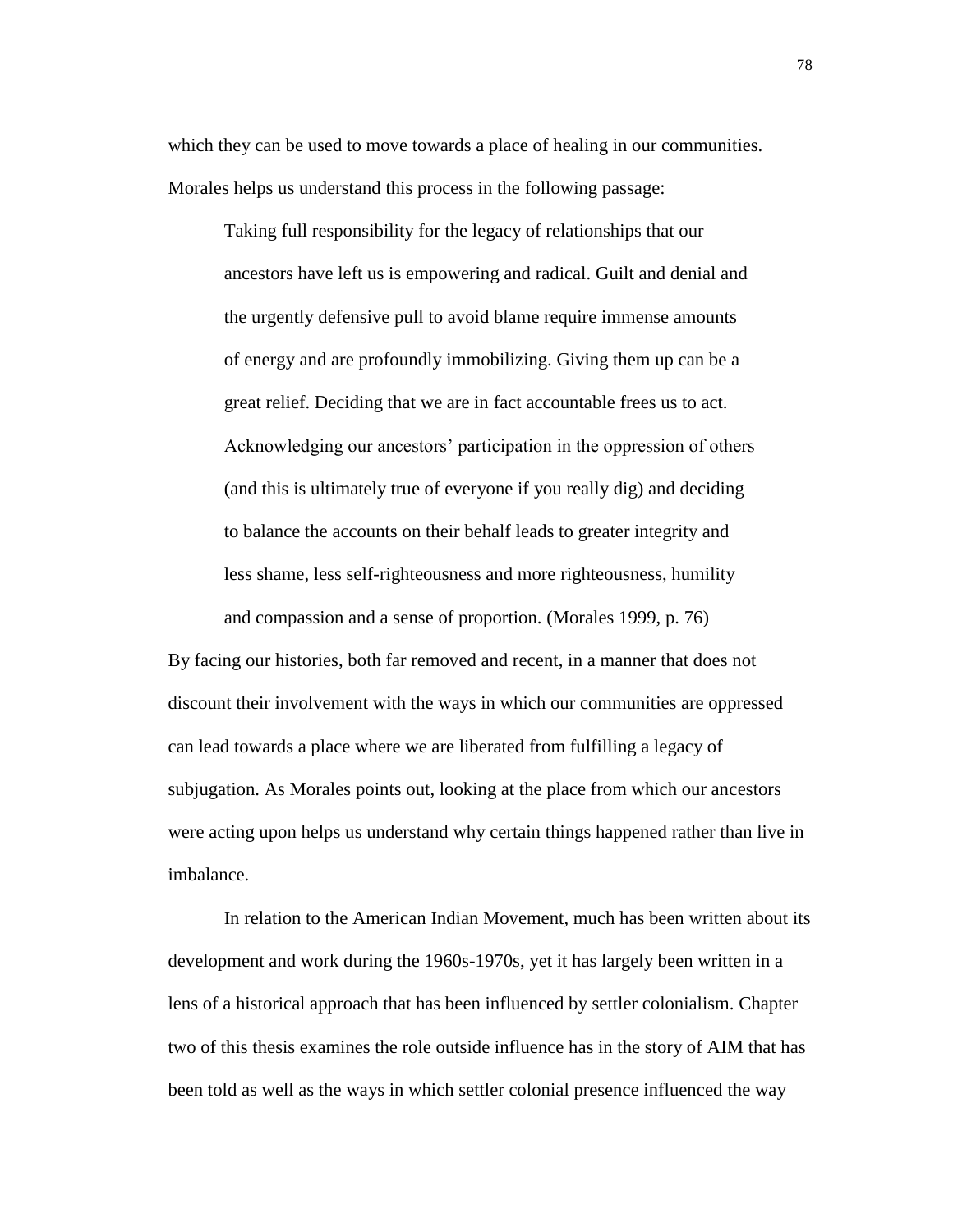which they can be used to move towards a place of healing in our communities. Morales helps us understand this process in the following passage:

> Taking full responsibility for the legacy of relationships that our ancestors have left us is empowering and radical. Guilt and denial and the urgently defensive pull to avoid blame require immense amounts of energy and are profoundly immobilizing. Giving them up can be a great relief. Deciding that we are in fact accountable frees us to act. Acknowledging our ancestors' participation in the oppression of others (and this is ultimately true of everyone if you really dig) and deciding to balance the accounts on their behalf leads to greater integrity and less shame, less self-righteousness and more righteousness, humility and compassion and a sense of proportion. (Morales 1999, p. 76)

By facing our histories, both far removed and recent, in a manner that does not discount their involvement with the ways in which our communities are oppressed can lead towards a place where we are liberated from fulfilling a legacy of subjugation. As Morales points out, looking at the place from which our ancestors were acting upon helps us understand why certain things happened rather than live in imbalance.

In relation to the American Indian Movement, much has been written about its development and work during the 1960s-1970s, yet it has largely been written in a lens of a historical approach that has been influenced by settler colonialism. Chapter two of this thesis examines the role outside influence has in the story of AIM that has been told as well as the ways in which settler colonial presence influenced the way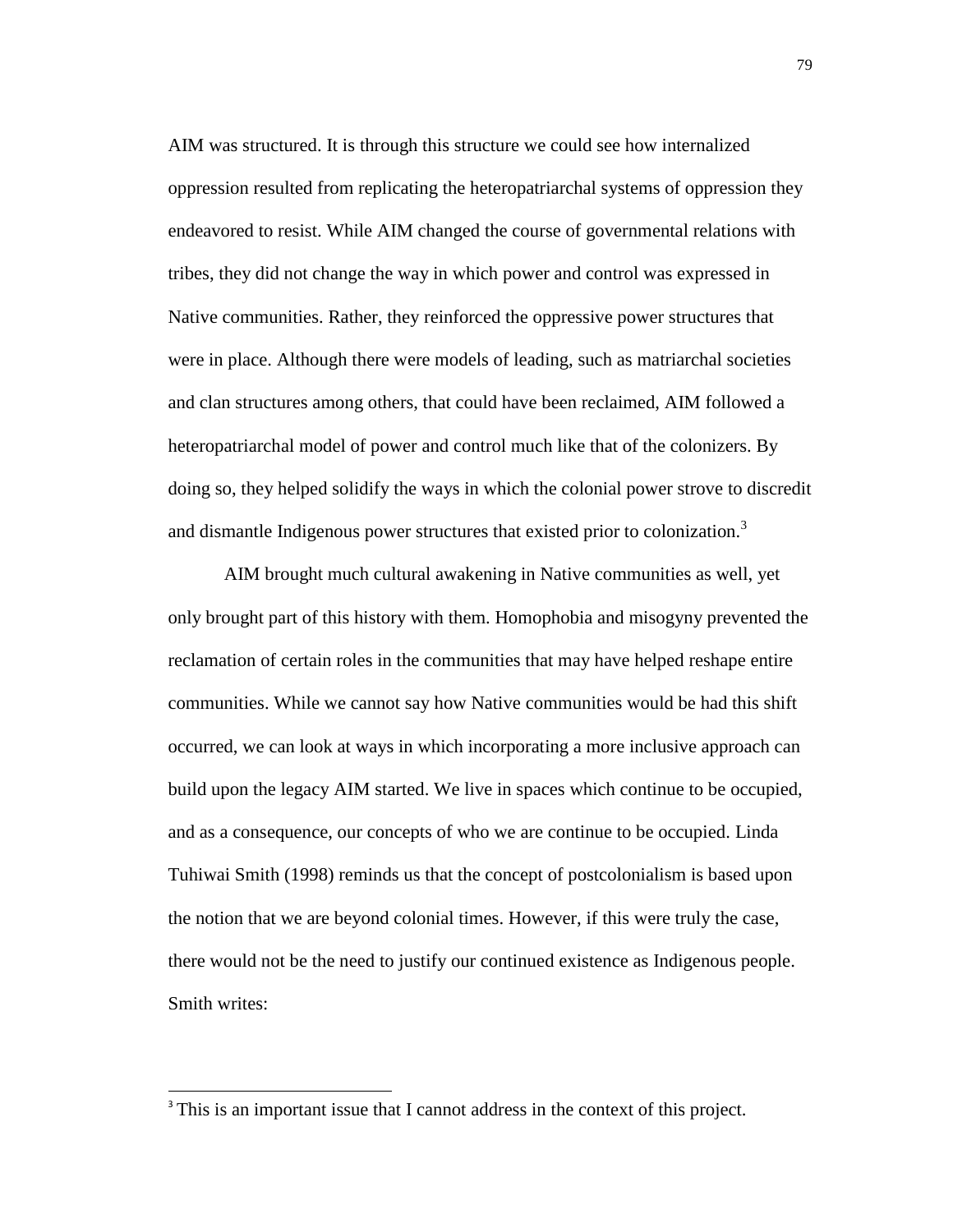AIM was structured. It is through this structure we could see how internalized oppression resulted from replicating the heteropatriarchal systems of oppression they endeavored to resist. While AIM changed the course of governmental relations with tribes, they did not change the way in which power and control was expressed in Native communities. Rather, they reinforced the oppressive power structures that were in place. Although there were models of leading, such as matriarchal societies and clan structures among others, that could have been reclaimed, AIM followed a heteropatriarchal model of power and control much like that of the colonizers. By doing so, they helped solidify the ways in which the colonial power strove to discredit and dismantle Indigenous power structures that existed prior to colonization.[3]

AIM brought much cultural awakening in Native communities as well, yet only brought part of this history with them. Homophobia and misogyny prevented the reclamation of certain roles in the communities that may have helped reshape entire communities. While we cannot say how Native communities would be had this shift occurred, we can look at ways in which incorporating a more inclusive approach can build upon the legacy AIM started. We live in spaces which continue to be occupied, and as a consequence, our concepts of who we are continue to be occupied. Linda Tuhiwai Smith (1998) reminds us that the concept of postcolonialism is based upon the notion that we are beyond colonial times. However, if this were truly the case, there would not be the need to justify our continued existence as Indigenous people. Smith writes:

---

[3] This is an important issue that I cannot address in the context of this project.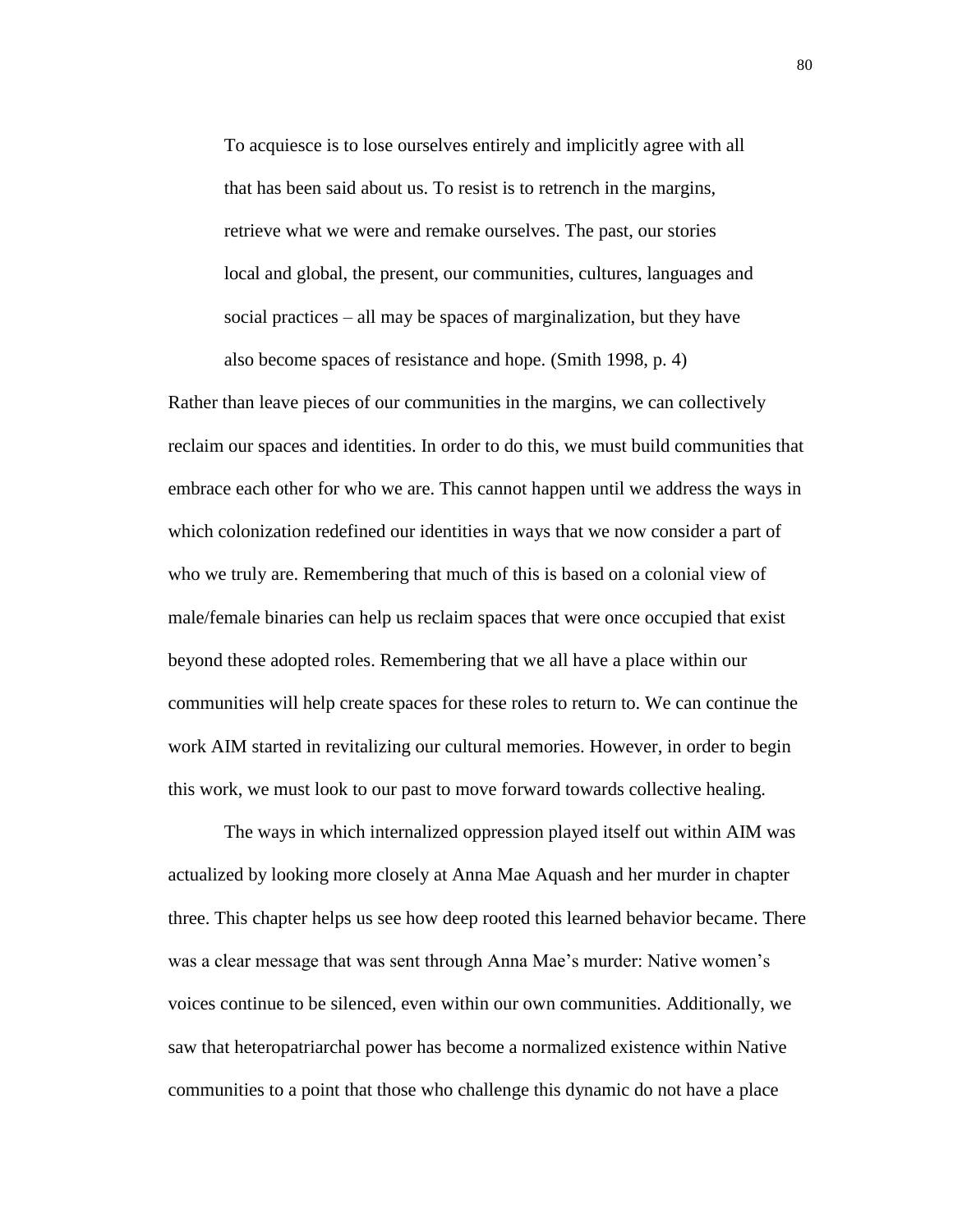> To acquiesce is to lose ourselves entirely and implicitly agree with all that has been said about us. To resist is to retrench in the margins, retrieve what we were and remake ourselves. The past, our stories local and global, the present, our communities, cultures, languages and social practices – all may be spaces of marginalization, but they have also become spaces of resistance and hope. (Smith 1998, p. 4)

Rather than leave pieces of our communities in the margins, we can collectively reclaim our spaces and identities. In order to do this, we must build communities that embrace each other for who we are. This cannot happen until we address the ways in which colonization redefined our identities in ways that we now consider a part of who we truly are. Remembering that much of this is based on a colonial view of male/female binaries can help us reclaim spaces that were once occupied that exist beyond these adopted roles. Remembering that we all have a place within our communities will help create spaces for these roles to return to. We can continue the work AIM started in revitalizing our cultural memories. However, in order to begin this work, we must look to our past to move forward towards collective healing.

The ways in which internalized oppression played itself out within AIM was actualized by looking more closely at Anna Mae Aquash and her murder in chapter three. This chapter helps us see how deep rooted this learned behavior became. There was a clear message that was sent through Anna Mae's murder: Native women's voices continue to be silenced, even within our own communities. Additionally, we saw that heteropatriarchal power has become a normalized existence within Native communities to a point that those who challenge this dynamic do not have a place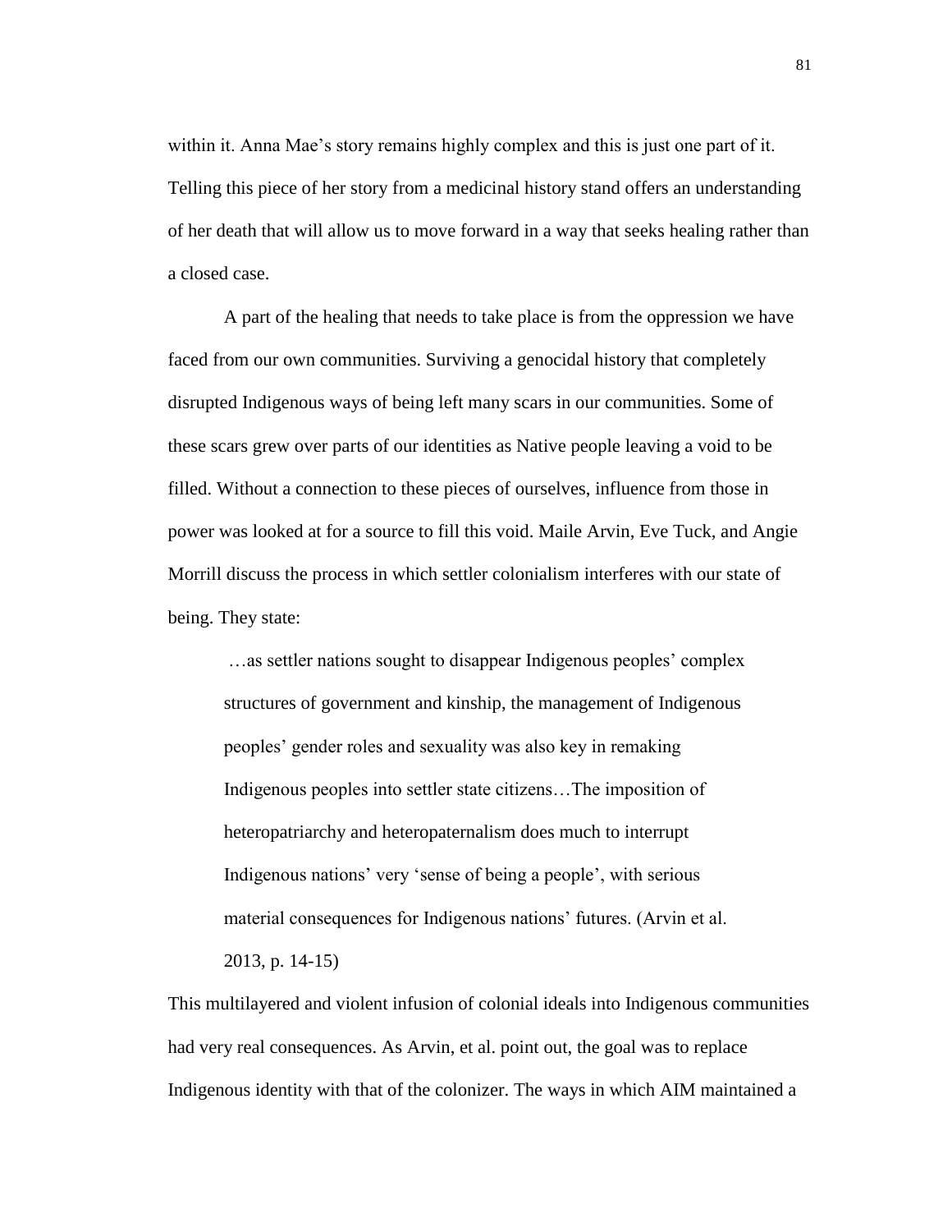within it. Anna Mae's story remains highly complex and this is just one part of it. Telling this piece of her story from a medicinal history stand offers an understanding of her death that will allow us to move forward in a way that seeks healing rather than a closed case.

A part of the healing that needs to take place is from the oppression we have faced from our own communities. Surviving a genocidal history that completely disrupted Indigenous ways of being left many scars in our communities. Some of these scars grew over parts of our identities as Native people leaving a void to be filled. Without a connection to these pieces of ourselves, influence from those in power was looked at for a source to fill this void. Maile Arvin, Eve Tuck, and Angie Morrill discuss the process in which settler colonialism interferes with our state of being. They state:

> …as settler nations sought to disappear Indigenous peoples' complex structures of government and kinship, the management of Indigenous peoples' gender roles and sexuality was also key in remaking Indigenous peoples into settler state citizens…The imposition of heteropatriarchy and heteropaternalism does much to interrupt Indigenous nations' very 'sense of being a people', with serious material consequences for Indigenous nations' futures. (Arvin et al. 2013, p. 14-15)

This multilayered and violent infusion of colonial ideals into Indigenous communities had very real consequences. As Arvin, et al. point out, the goal was to replace Indigenous identity with that of the colonizer. The ways in which AIM maintained a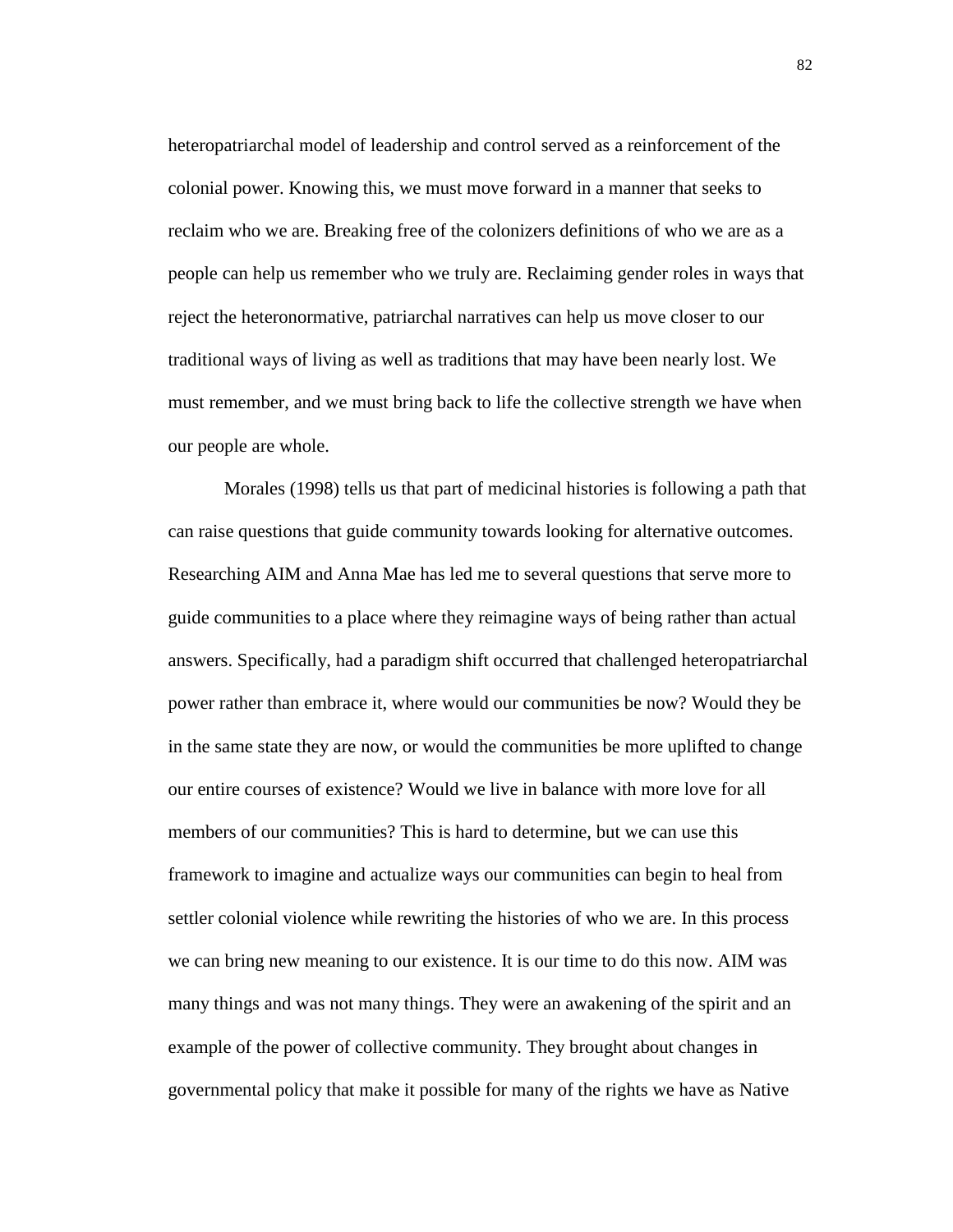heteropatriarchal model of leadership and control served as a reinforcement of the colonial power. Knowing this, we must move forward in a manner that seeks to reclaim who we are. Breaking free of the colonizers definitions of who we are as a people can help us remember who we truly are. Reclaiming gender roles in ways that reject the heteronormative, patriarchal narratives can help us move closer to our traditional ways of living as well as traditions that may have been nearly lost. We must remember, and we must bring back to life the collective strength we have when our people are whole.

Morales (1998) tells us that part of medicinal histories is following a path that can raise questions that guide community towards looking for alternative outcomes. Researching AIM and Anna Mae has led me to several questions that serve more to guide communities to a place where they reimagine ways of being rather than actual answers. Specifically, had a paradigm shift occurred that challenged heteropatriarchal power rather than embrace it, where would our communities be now? Would they be in the same state they are now, or would the communities be more uplifted to change our entire courses of existence? Would we live in balance with more love for all members of our communities? This is hard to determine, but we can use this framework to imagine and actualize ways our communities can begin to heal from settler colonial violence while rewriting the histories of who we are. In this process we can bring new meaning to our existence. It is our time to do this now. AIM was many things and was not many things. They were an awakening of the spirit and an example of the power of collective community. They brought about changes in governmental policy that make it possible for many of the rights we have as Native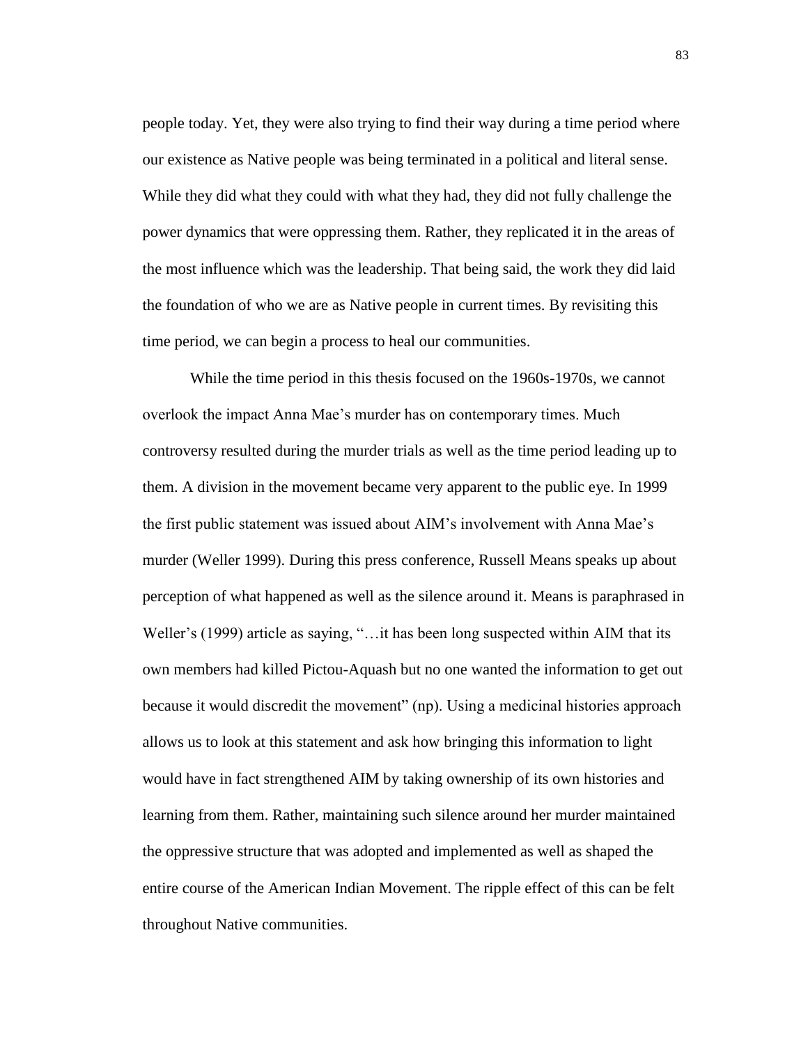people today. Yet, they were also trying to find their way during a time period where our existence as Native people was being terminated in a political and literal sense. While they did what they could with what they had, they did not fully challenge the power dynamics that were oppressing them. Rather, they replicated it in the areas of the most influence which was the leadership. That being said, the work they did laid the foundation of who we are as Native people in current times. By revisiting this time period, we can begin a process to heal our communities.

While the time period in this thesis focused on the 1960s-1970s, we cannot overlook the impact Anna Mae's murder has on contemporary times. Much controversy resulted during the murder trials as well as the time period leading up to them. A division in the movement became very apparent to the public eye. In 1999 the first public statement was issued about AIM's involvement with Anna Mae's murder (Weller 1999). During this press conference, Russell Means speaks up about perception of what happened as well as the silence around it. Means is paraphrased in Weller's (1999) article as saying, "…it has been long suspected within AIM that its own members had killed Pictou-Aquash but no one wanted the information to get out because it would discredit the movement" (np). Using a medicinal histories approach allows us to look at this statement and ask how bringing this information to light would have in fact strengthened AIM by taking ownership of its own histories and learning from them. Rather, maintaining such silence around her murder maintained the oppressive structure that was adopted and implemented as well as shaped the entire course of the American Indian Movement. The ripple effect of this can be felt throughout Native communities.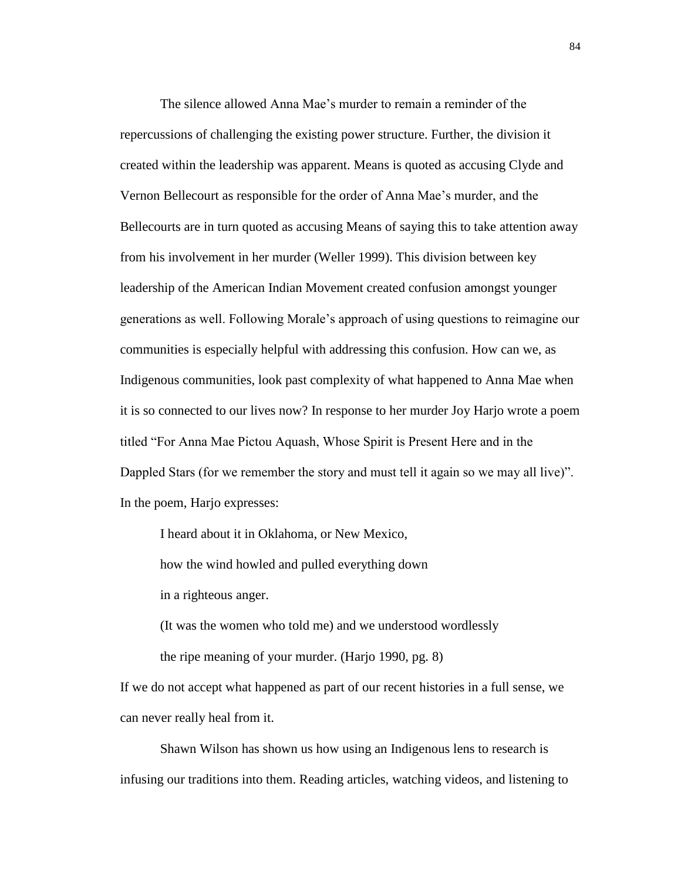The silence allowed Anna Mae's murder to remain a reminder of the repercussions of challenging the existing power structure. Further, the division it created within the leadership was apparent. Means is quoted as accusing Clyde and Vernon Bellecourt as responsible for the order of Anna Mae's murder, and the Bellecourts are in turn quoted as accusing Means of saying this to take attention away from his involvement in her murder (Weller 1999). This division between key leadership of the American Indian Movement created confusion amongst younger generations as well. Following Morale's approach of using questions to reimagine our communities is especially helpful with addressing this confusion. How can we, as Indigenous communities, look past complexity of what happened to Anna Mae when it is so connected to our lives now? In response to her murder Joy Harjo wrote a poem titled "For Anna Mae Pictou Aquash, Whose Spirit is Present Here and in the Dappled Stars (for we remember the story and must tell it again so we may all live)". In the poem, Harjo expresses:

> I heard about it in Oklahoma, or New Mexico,
>
> how the wind howled and pulled everything down
>
> in a righteous anger.
>
> (It was the women who told me) and we understood wordlessly
>
> the ripe meaning of your murder. (Harjo 1990, pg. 8)

If we do not accept what happened as part of our recent histories in a full sense, we can never really heal from it.

Shawn Wilson has shown us how using an Indigenous lens to research is infusing our traditions into them. Reading articles, watching videos, and listening to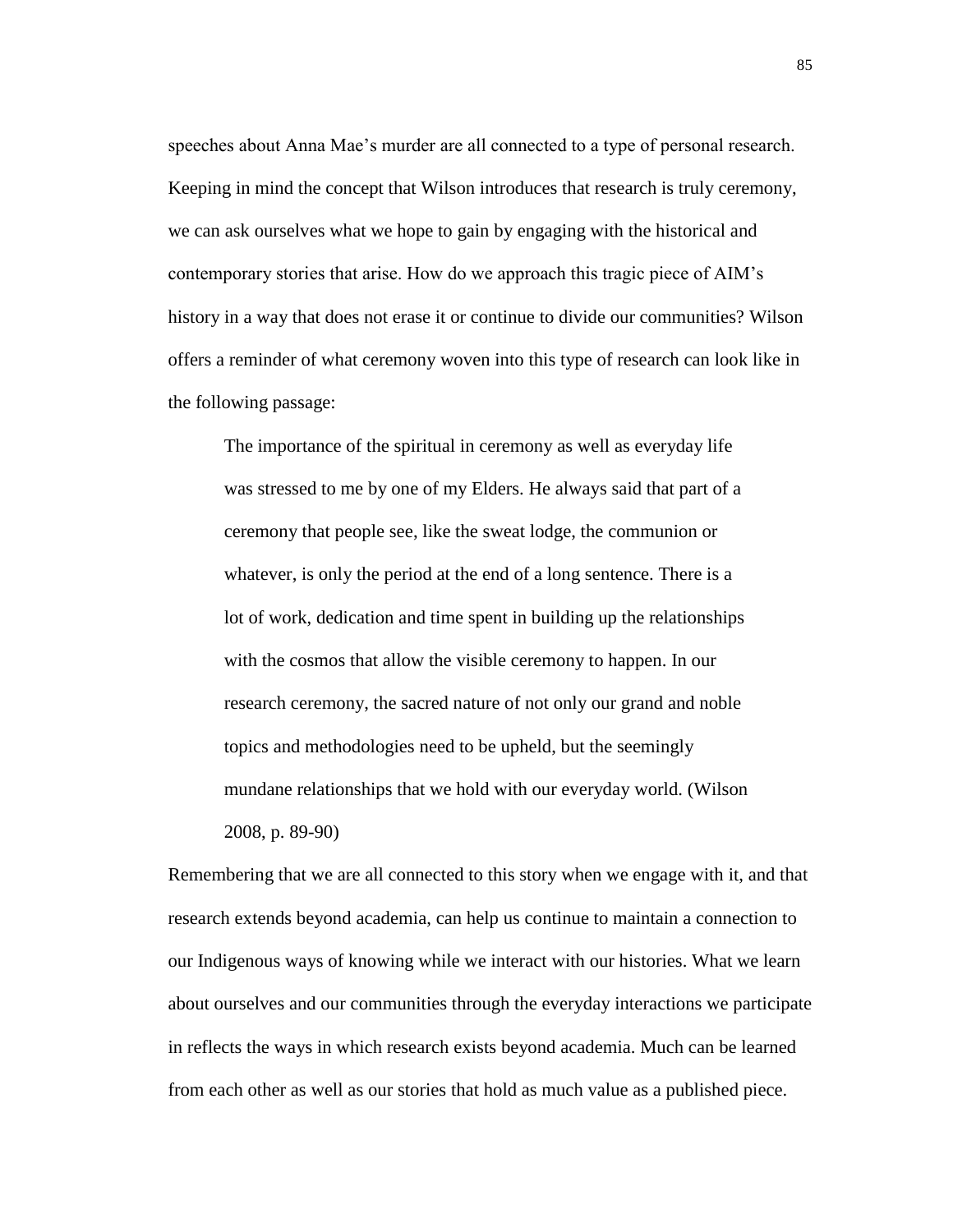speeches about Anna Mae's murder are all connected to a type of personal research. Keeping in mind the concept that Wilson introduces that research is truly ceremony, we can ask ourselves what we hope to gain by engaging with the historical and contemporary stories that arise. How do we approach this tragic piece of AIM's history in a way that does not erase it or continue to divide our communities? Wilson offers a reminder of what ceremony woven into this type of research can look like in the following passage:

> The importance of the spiritual in ceremony as well as everyday life was stressed to me by one of my Elders. He always said that part of a ceremony that people see, like the sweat lodge, the communion or whatever, is only the period at the end of a long sentence. There is a lot of work, dedication and time spent in building up the relationships with the cosmos that allow the visible ceremony to happen. In our research ceremony, the sacred nature of not only our grand and noble topics and methodologies need to be upheld, but the seemingly mundane relationships that we hold with our everyday world. (Wilson 2008, p. 89-90)

Remembering that we are all connected to this story when we engage with it, and that research extends beyond academia, can help us continue to maintain a connection to our Indigenous ways of knowing while we interact with our histories. What we learn about ourselves and our communities through the everyday interactions we participate in reflects the ways in which research exists beyond academia. Much can be learned from each other as well as our stories that hold as much value as a published piece.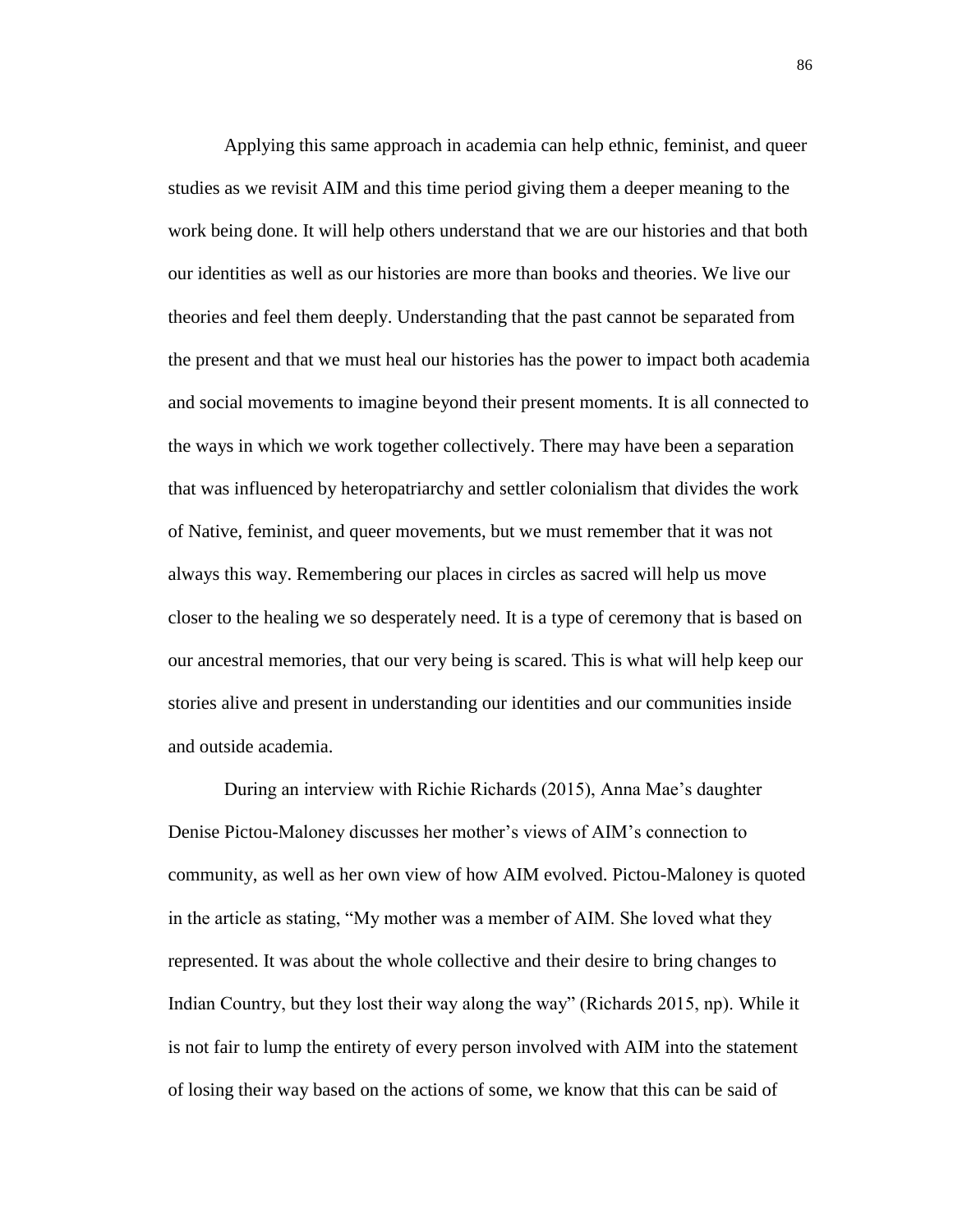Applying this same approach in academia can help ethnic, feminist, and queer studies as we revisit AIM and this time period giving them a deeper meaning to the work being done. It will help others understand that we are our histories and that both our identities as well as our histories are more than books and theories. We live our theories and feel them deeply. Understanding that the past cannot be separated from the present and that we must heal our histories has the power to impact both academia and social movements to imagine beyond their present moments. It is all connected to the ways in which we work together collectively. There may have been a separation that was influenced by heteropatriarchy and settler colonialism that divides the work of Native, feminist, and queer movements, but we must remember that it was not always this way. Remembering our places in circles as sacred will help us move closer to the healing we so desperately need. It is a type of ceremony that is based on our ancestral memories, that our very being is scared. This is what will help keep our stories alive and present in understanding our identities and our communities inside and outside academia.

During an interview with Richie Richards (2015), Anna Mae's daughter Denise Pictou-Maloney discusses her mother's views of AIM's connection to community, as well as her own view of how AIM evolved. Pictou-Maloney is quoted in the article as stating, "My mother was a member of AIM. She loved what they represented. It was about the whole collective and their desire to bring changes to Indian Country, but they lost their way along the way" (Richards 2015, np). While it is not fair to lump the entirety of every person involved with AIM into the statement of losing their way based on the actions of some, we know that this can be said of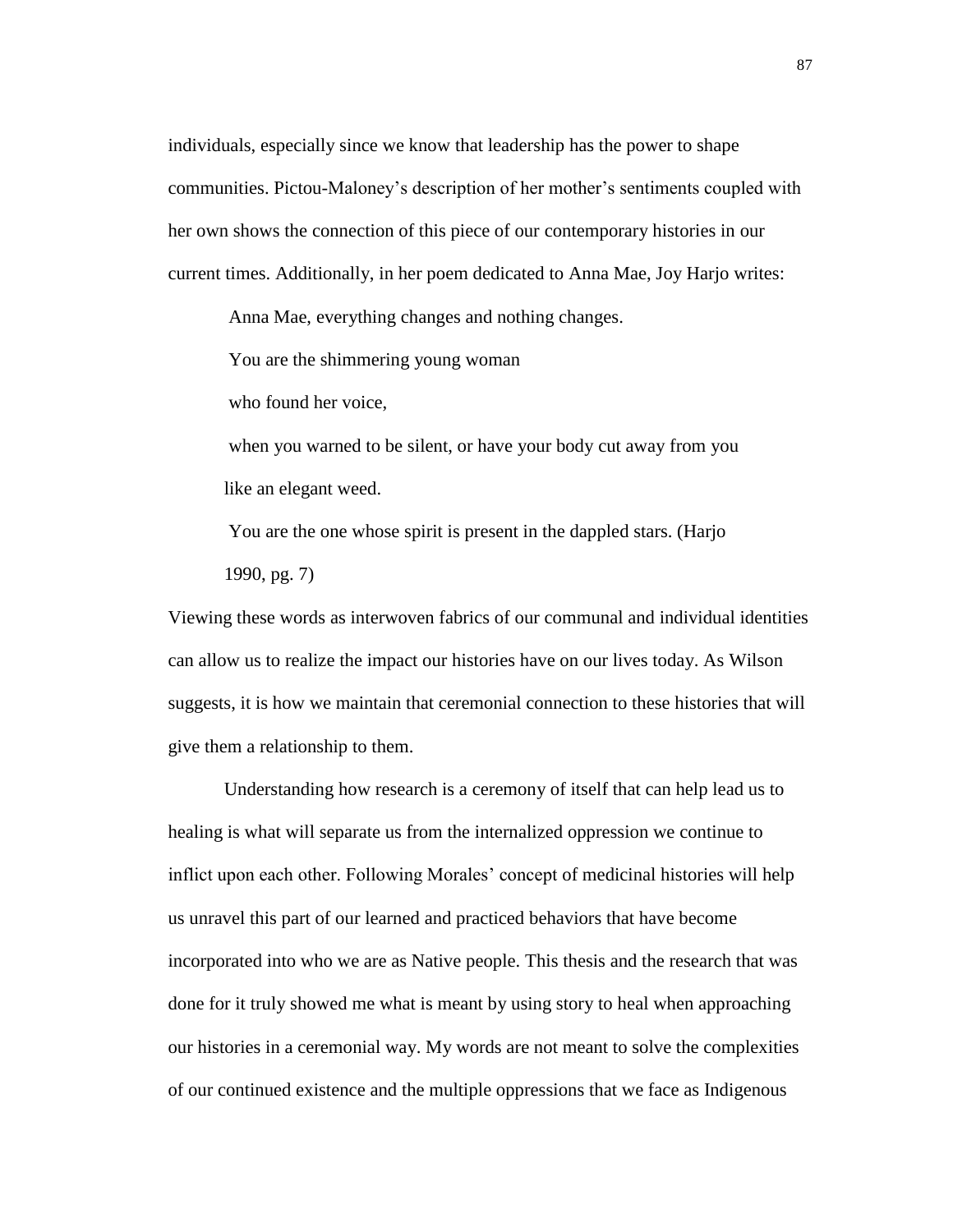individuals, especially since we know that leadership has the power to shape communities. Pictou-Maloney's description of her mother's sentiments coupled with her own shows the connection of this piece of our contemporary histories in our current times. Additionally, in her poem dedicated to Anna Mae, Joy Harjo writes:

> Anna Mae, everything changes and nothing changes.
>
> You are the shimmering young woman
>
> who found her voice,
>
> when you warned to be silent, or have your body cut away from you
>
> like an elegant weed.
>
> You are the one whose spirit is present in the dappled stars. (Harjo 1990, pg. 7)

Viewing these words as interwoven fabrics of our communal and individual identities can allow us to realize the impact our histories have on our lives today. As Wilson suggests, it is how we maintain that ceremonial connection to these histories that will give them a relationship to them.

Understanding how research is a ceremony of itself that can help lead us to healing is what will separate us from the internalized oppression we continue to inflict upon each other. Following Morales' concept of medicinal histories will help us unravel this part of our learned and practiced behaviors that have become incorporated into who we are as Native people. This thesis and the research that was done for it truly showed me what is meant by using story to heal when approaching our histories in a ceremonial way. My words are not meant to solve the complexities of our continued existence and the multiple oppressions that we face as Indigenous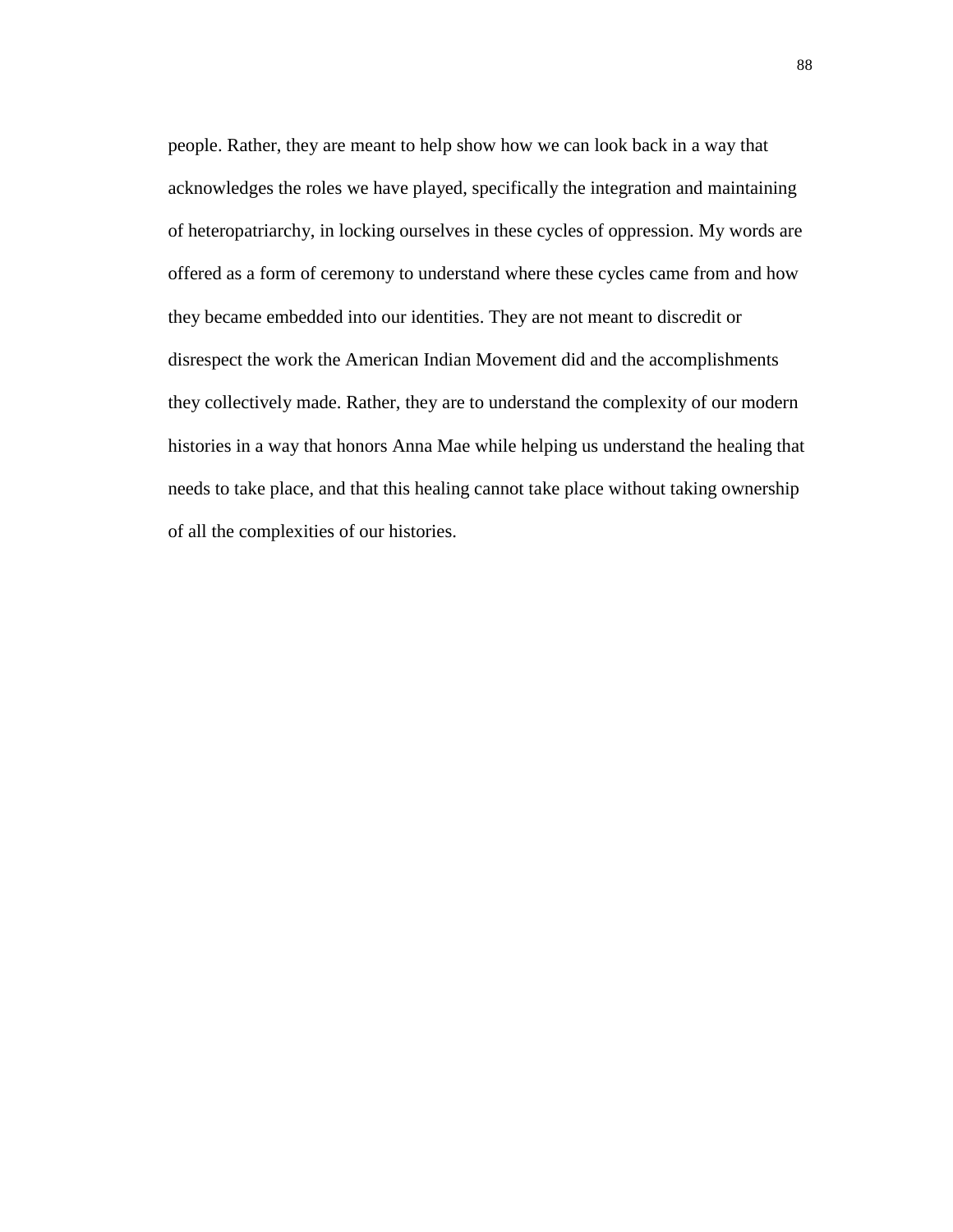people. Rather, they are meant to help show how we can look back in a way that acknowledges the roles we have played, specifically the integration and maintaining of heteropatriarchy, in locking ourselves in these cycles of oppression. My words are offered as a form of ceremony to understand where these cycles came from and how they became embedded into our identities. They are not meant to discredit or disrespect the work the American Indian Movement did and the accomplishments they collectively made. Rather, they are to understand the complexity of our modern histories in a way that honors Anna Mae while helping us understand the healing that needs to take place, and that this healing cannot take place without taking ownership of all the complexities of our histories.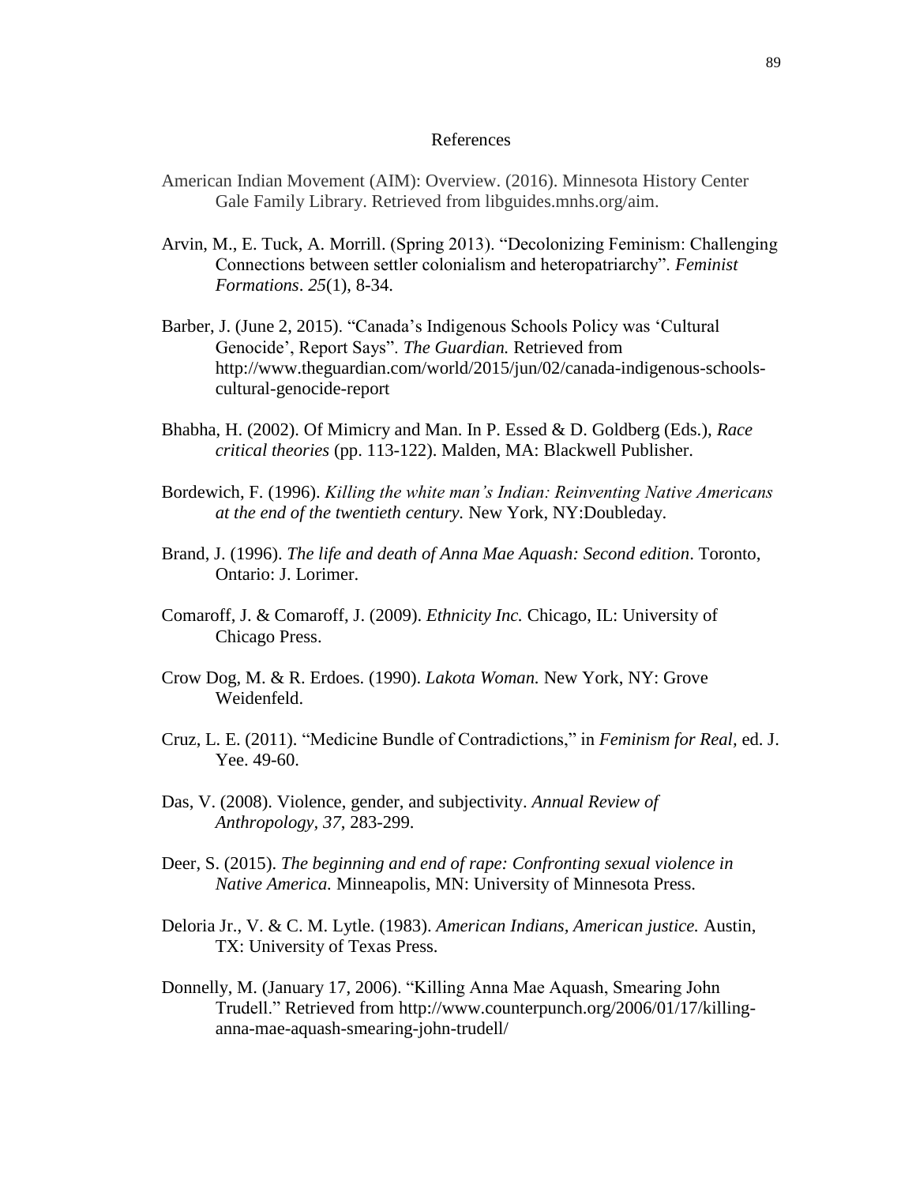# References

American Indian Movement (AIM): Overview. (2016). Minnesota History Center Gale Family Library. Retrieved from libguides.mnhs.org/aim.

Arvin, M., E. Tuck, A. Morrill. (Spring 2013). "Decolonizing Feminism: Challenging Connections between settler colonialism and heteropatriarchy". *Feminist Formations*. *25*(1), 8-34.

Barber, J. (June 2, 2015). "Canada's Indigenous Schools Policy was 'Cultural Genocide', Report Says". *The Guardian.* Retrieved from http://www.theguardian.com/world/2015/jun/02/canada-indigenous-schools-cultural-genocide-report

Bhabha, H. (2002). Of Mimicry and Man. In P. Essed & D. Goldberg (Eds.), *Race critical theories* (pp. 113-122). Malden, MA: Blackwell Publisher.

Bordewich, F. (1996). *Killing the white man's Indian: Reinventing Native Americans at the end of the twentieth century*. New York, NY:Doubleday.

Brand, J. (1996). *The life and death of Anna Mae Aquash: Second edition*. Toronto, Ontario: J. Lorimer.

Comaroff, J. & Comaroff, J. (2009). *Ethnicity Inc.* Chicago, IL: University of Chicago Press.

Crow Dog, M. & R. Erdoes. (1990). *Lakota Woman.* New York, NY: Grove Weidenfeld.

Cruz, L. E. (2011). "Medicine Bundle of Contradictions," in *Feminism for Real,* ed. J. Yee. 49-60.

Das, V. (2008). Violence, gender, and subjectivity. *Annual Review of Anthropology, 37*, 283-299.

Deer, S. (2015). *The beginning and end of rape: Confronting sexual violence in Native America.* Minneapolis, MN: University of Minnesota Press.

Deloria Jr., V. & C. M. Lytle. (1983). *American Indians, American justice.* Austin, TX: University of Texas Press.

Donnelly, M. (January 17, 2006). "Killing Anna Mae Aquash, Smearing John Trudell." Retrieved from http://www.counterpunch.org/2006/01/17/killing-anna-mae-aquash-smearing-john-trudell/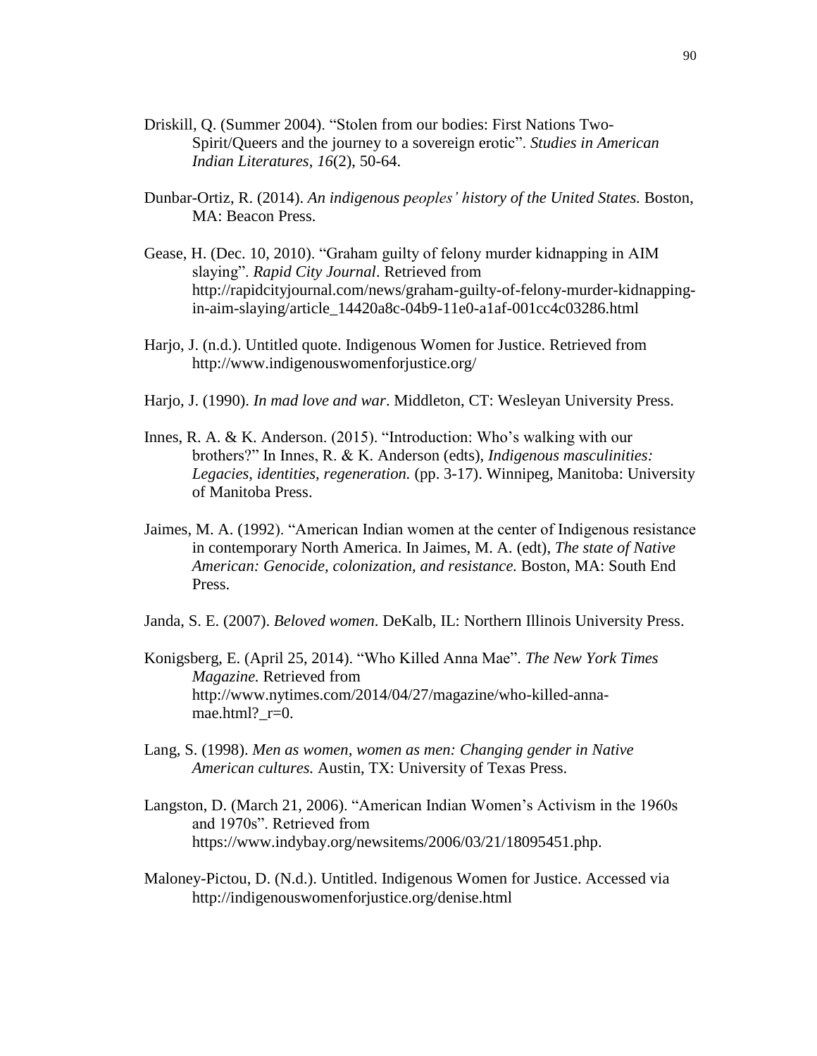Driskill, Q. (Summer 2004). “Stolen from our bodies: First Nations Two-Spirit/Queers and the journey to a sovereign erotic”. *Studies in American Indian Literatures*, *16*(2), 50-64.

Dunbar-Ortiz, R. (2014). *An indigenous peoples’ history of the United States.* Boston, MA: Beacon Press.

Gease, H. (Dec. 10, 2010). “Graham guilty of felony murder kidnapping in AIM slaying”. *Rapid City Journal*. Retrieved from http://rapidcityjournal.com/news/graham-guilty-of-felony-murder-kidnapping-in-aim-slaying/article_14420a8c-04b9-11e0-a1af-001cc4c03286.html

Harjo, J. (n.d.). Untitled quote. Indigenous Women for Justice. Retrieved from http://www.indigenouswomenforjustice.org/

Harjo, J. (1990). *In mad love and war*. Middleton, CT: Wesleyan University Press.

Innes, R. A. & K. Anderson. (2015). “Introduction: Who’s walking with our brothers?” In Innes, R. & K. Anderson (edts), *Indigenous masculinities: Legacies, identities, regeneration.* (pp. 3-17). Winnipeg, Manitoba: University of Manitoba Press.

Jaimes, M. A. (1992). “American Indian women at the center of Indigenous resistance in contemporary North America. In Jaimes, M. A. (edt), *The state of Native American: Genocide, colonization, and resistance.* Boston, MA: South End Press.

Janda, S. E. (2007). *Beloved women*. DeKalb, IL: Northern Illinois University Press.

Konigsberg, E. (April 25, 2014). “Who Killed Anna Mae”. *The New York Times Magazine.* Retrieved from http://www.nytimes.com/2014/04/27/magazine/who-killed-anna-mae.html?_r=0.

Lang, S. (1998). *Men as women, women as men: Changing gender in Native American cultures.* Austin, TX: University of Texas Press.

Langston, D. (March 21, 2006). “American Indian Women’s Activism in the 1960s and 1970s”. Retrieved from https://www.indybay.org/newsitems/2006/03/21/18095451.php.

Maloney-Pictou, D. (N.d.). Untitled. Indigenous Women for Justice. Accessed via http://indigenouswomenforjustice.org/denise.html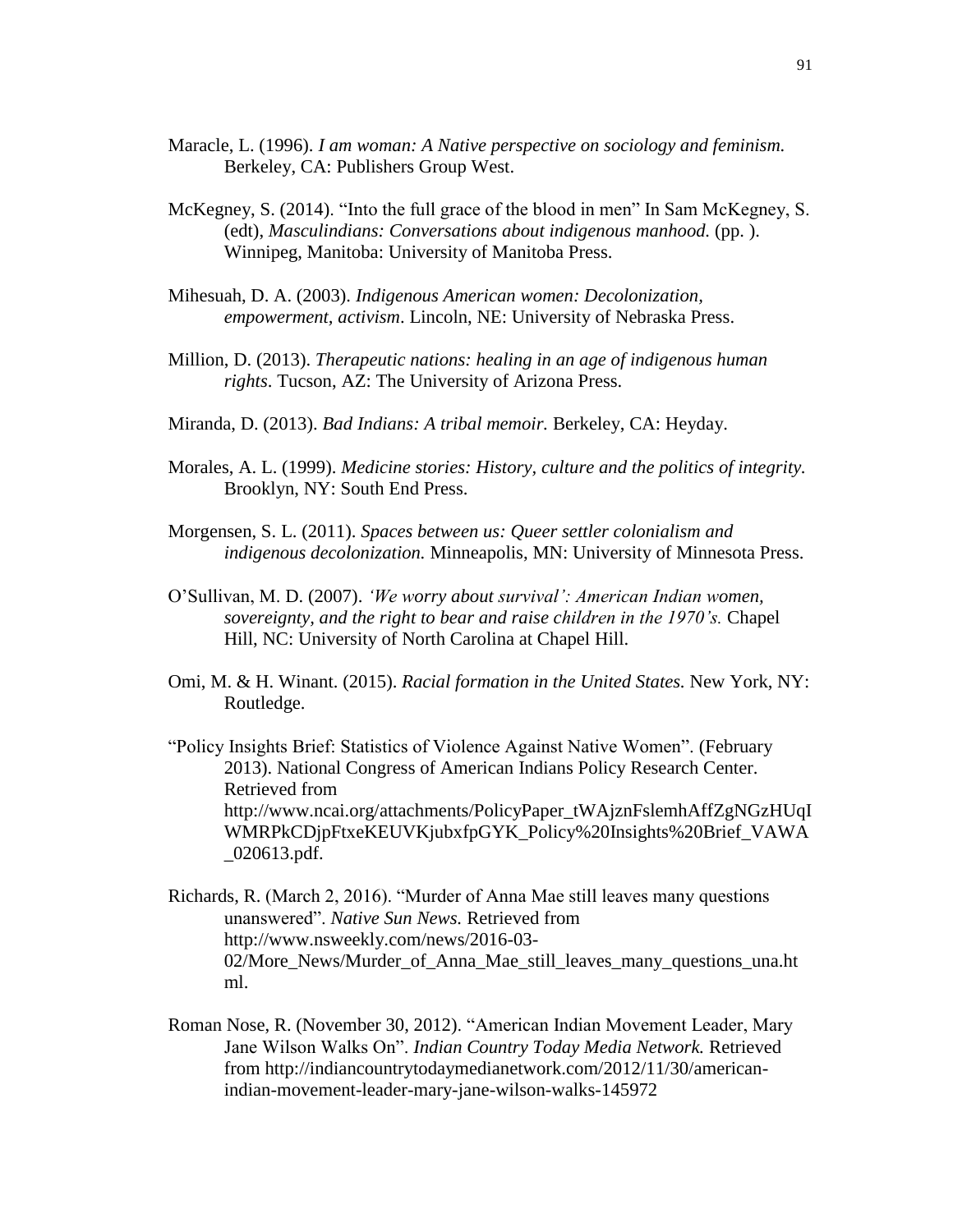Maracle, L. (1996). *I am woman: A Native perspective on sociology and feminism.* Berkeley, CA: Publishers Group West.

McKegney, S. (2014). "Into the full grace of the blood in men" In Sam McKegney, S. (edt), *Masculindians: Conversations about indigenous manhood.* (pp. ). Winnipeg, Manitoba: University of Manitoba Press.

Mihesuah, D. A. (2003). *Indigenous American women: Decolonization, empowerment, activism*. Lincoln, NE: University of Nebraska Press.

Million, D. (2013). *Therapeutic nations: healing in an age of indigenous human rights*. Tucson, AZ: The University of Arizona Press.

Miranda, D. (2013). *Bad Indians: A tribal memoir.* Berkeley, CA: Heyday.

Morales, A. L. (1999). *Medicine stories: History, culture and the politics of integrity.* Brooklyn, NY: South End Press.

Morgensen, S. L. (2011). *Spaces between us: Queer settler colonialism and indigenous decolonization.* Minneapolis, MN: University of Minnesota Press.

O'Sullivan, M. D. (2007). *'We worry about survival': American Indian women, sovereignty, and the right to bear and raise children in the 1970's.* Chapel Hill, NC: University of North Carolina at Chapel Hill.

Omi, M. & H. Winant. (2015). *Racial formation in the United States.* New York, NY: Routledge.

"Policy Insights Brief: Statistics of Violence Against Native Women". (February 2013). National Congress of American Indians Policy Research Center. Retrieved from http://www.ncai.org/attachments/PolicyPaper_tWAjznFslemhAffZgNGzHUqIWMRPkCDjpFtxeKEUVKjubxfpGYK_Policy%20Insights%20Brief_VAWA_020613.pdf.

Richards, R. (March 2, 2016). "Murder of Anna Mae still leaves many questions unanswered". *Native Sun News.* Retrieved from http://www.nsweekly.com/news/2016-03-02/More_News/Murder_of_Anna_Mae_still_leaves_many_questions_una.html.

Roman Nose, R. (November 30, 2012). "American Indian Movement Leader, Mary Jane Wilson Walks On". *Indian Country Today Media Network.* Retrieved from http://indiancountrytodaymedianetwork.com/2012/11/30/american-indian-movement-leader-mary-jane-wilson-walks-145972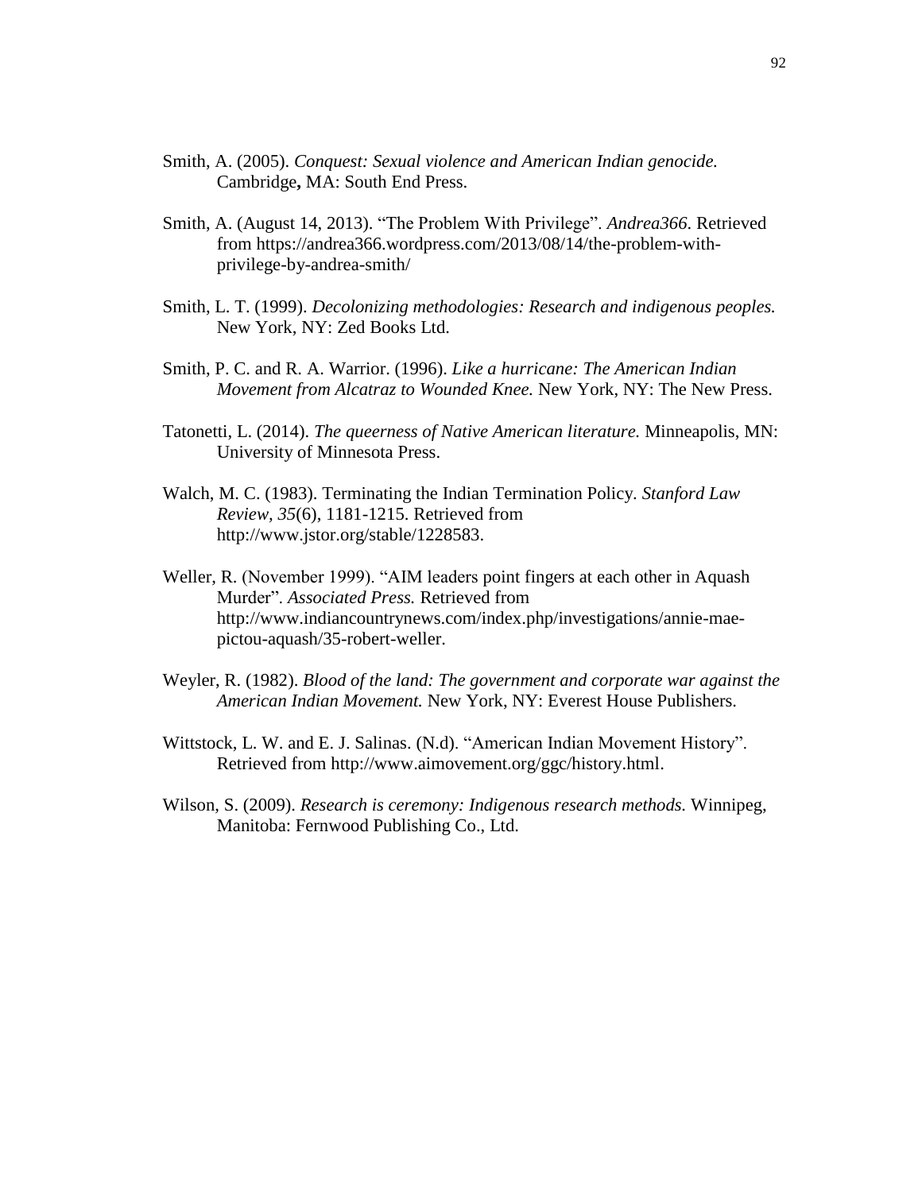Smith, A. (2005). *Conquest: Sexual violence and American Indian genocide.* Cambridge**,** MA: South End Press.

Smith, A. (August 14, 2013). "The Problem With Privilege". *Andrea366*. Retrieved from https://andrea366.wordpress.com/2013/08/14/the-problem-with-privilege-by-andrea-smith/

Smith, L. T. (1999). *Decolonizing methodologies: Research and indigenous peoples.* New York, NY: Zed Books Ltd.

Smith, P. C. and R. A. Warrior. (1996). *Like a hurricane: The American Indian Movement from Alcatraz to Wounded Knee.* New York, NY: The New Press.

Tatonetti, L. (2014). *The queerness of Native American literature.* Minneapolis, MN: University of Minnesota Press.

Walch, M. C. (1983). Terminating the Indian Termination Policy. *Stanford Law Review, 35*(6), 1181-1215. Retrieved from http://www.jstor.org/stable/1228583.

Weller, R. (November 1999). "AIM leaders point fingers at each other in Aquash Murder". *Associated Press.* Retrieved from http://www.indiancountrynews.com/index.php/investigations/annie-mae-pictou-aquash/35-robert-weller.

Weyler, R. (1982). *Blood of the land: The government and corporate war against the American Indian Movement.* New York, NY: Everest House Publishers.

Wittstock, L. W. and E. J. Salinas. (N.d). "American Indian Movement History". Retrieved from http://www.aimovement.org/ggc/history.html.

Wilson, S. (2009). *Research is ceremony: Indigenous research methods.* Winnipeg, Manitoba: Fernwood Publishing Co., Ltd.